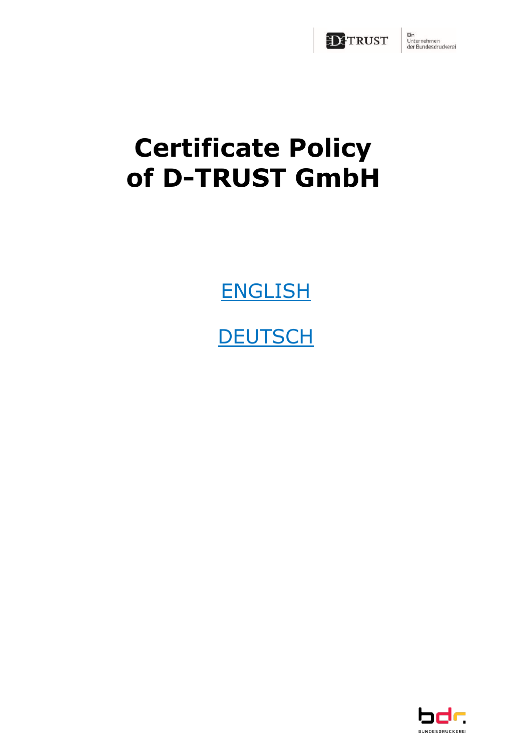# Certificate Policy of D-TRUST GmbH

ENGLISH

DEUTSCH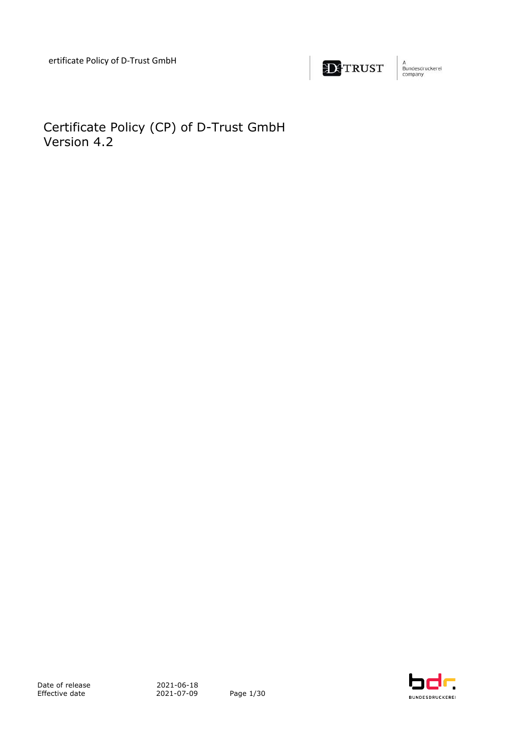# Certificate Policy (CP) of D-Trust GmbH
Version 4.2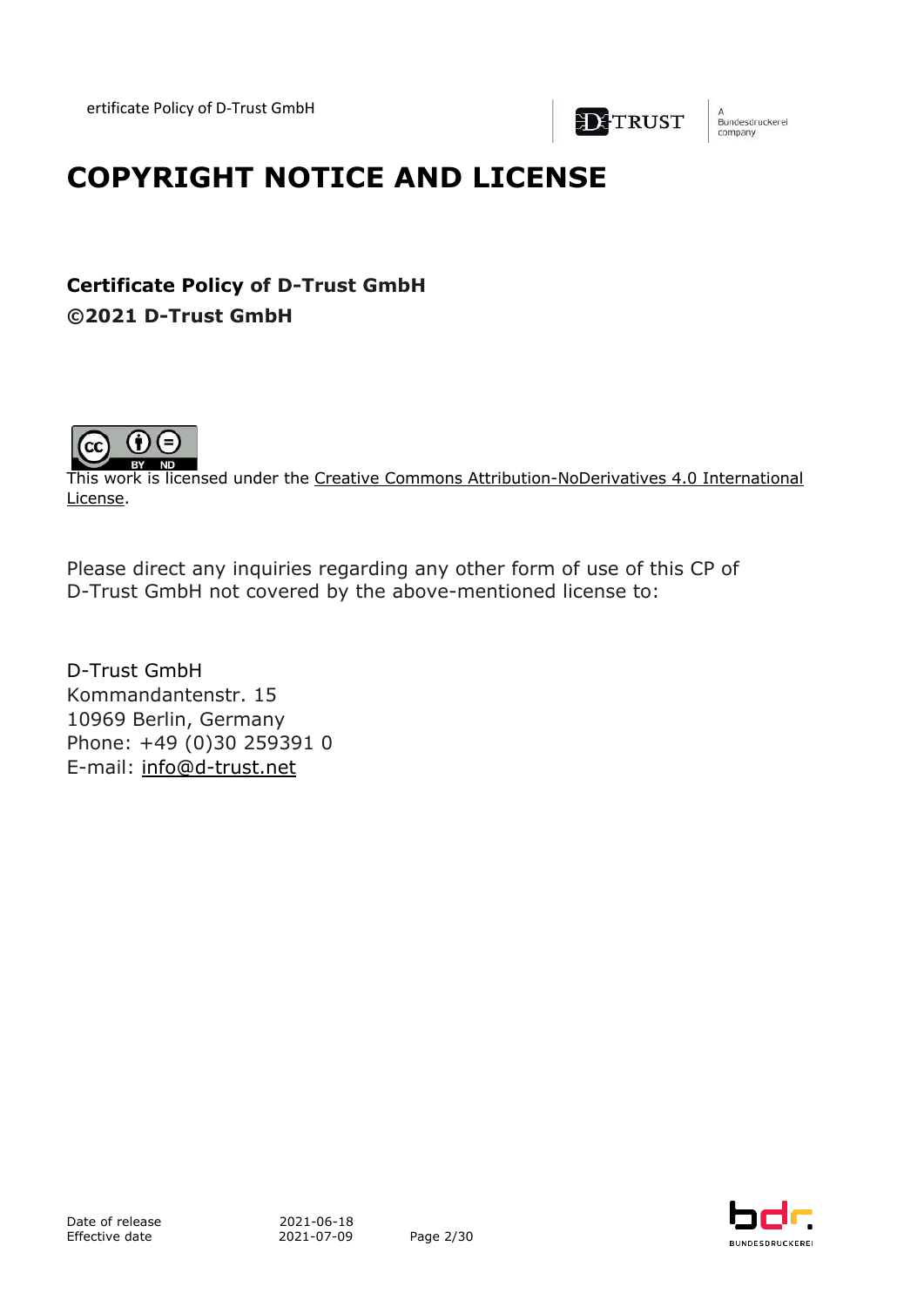# COPYRIGHT NOTICE AND LICENSE

**Certificate Policy of D-Trust GmbH**
**©2021 D-Trust GmbH**

This work is licensed under the Creative Commons Attribution-NoDerivatives 4.0 International License.

Please direct any inquiries regarding any other form of use of this CP of D-Trust GmbH not covered by the above-mentioned license to:

D-Trust GmbH
Kommandantenstr. 15
10969 Berlin, Germany
Phone: +49 (0)30 259391 0
E-mail: info@d-trust.net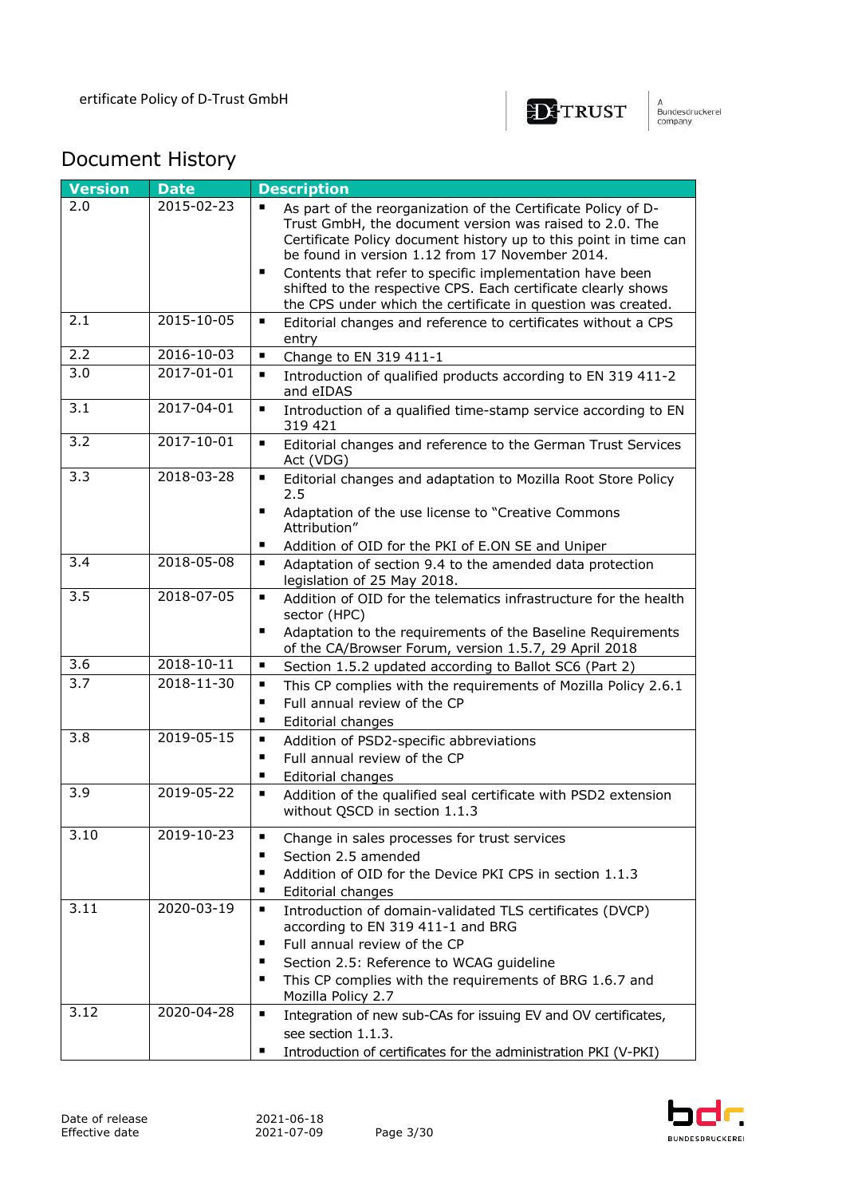## Document History

| Version | Date | Description |
| --- | --- | --- |
| 2.0 | 2015-02-23 | ▪ As part of the reorganization of the Certificate Policy of D-Trust GmbH, the document version was raised to 2.0. The Certificate Policy document history up to this point in time can be found in version 1.12 from 17 November 2014.<br>▪ Contents that refer to specific implementation have been shifted to the respective CPS. Each certificate clearly shows the CPS under which the certificate in question was created. |
| 2.1 | 2015-10-05 | ▪ Editorial changes and reference to certificates without a CPS entry |
| 2.2 | 2016-10-03 | ▪ Change to EN 319 411-1 |
| 3.0 | 2017-01-01 | ▪ Introduction of qualified products according to EN 319 411-2 and eIDAS |
| 3.1 | 2017-04-01 | ▪ Introduction of a qualified time-stamp service according to EN 319 421 |
| 3.2 | 2017-10-01 | ▪ Editorial changes and reference to the German Trust Services Act (VDG) |
| 3.3 | 2018-03-28 | ▪ Editorial changes and adaptation to Mozilla Root Store Policy 2.5<br>▪ Adaptation of the use license to "Creative Commons Attribution"<br>▪ Addition of OID for the PKI of E.ON SE and Uniper |
| 3.4 | 2018-05-08 | ▪ Adaptation of section 9.4 to the amended data protection legislation of 25 May 2018. |
| 3.5 | 2018-07-05 | ▪ Addition of OID for the telematics infrastructure for the health sector (HPC)<br>▪ Adaptation to the requirements of the Baseline Requirements of the CA/Browser Forum, version 1.5.7, 29 April 2018 |
| 3.6 | 2018-10-11 | ▪ Section 1.5.2 updated according to Ballot SC6 (Part 2) |
| 3.7 | 2018-11-30 | ▪ This CP complies with the requirements of Mozilla Policy 2.6.1<br>▪ Full annual review of the CP<br>▪ Editorial changes |
| 3.8 | 2019-05-15 | ▪ Addition of PSD2-specific abbreviations<br>▪ Full annual review of the CP<br>▪ Editorial changes |
| 3.9 | 2019-05-22 | ▪ Addition of the qualified seal certificate with PSD2 extension without QSCD in section 1.1.3 |
| 3.10 | 2019-10-23 | ▪ Change in sales processes for trust services<br>▪ Section 2.5 amended<br>▪ Addition of OID for the Device PKI CPS in section 1.1.3<br>▪ Editorial changes |
| 3.11 | 2020-03-19 | ▪ Introduction of domain-validated TLS certificates (DVCP) according to EN 319 411-1 and BRG<br>▪ Full annual review of the CP<br>▪ Section 2.5: Reference to WCAG guideline<br>▪ This CP complies with the requirements of BRG 1.6.7 and Mozilla Policy 2.7 |
| 3.12 | 2020-04-28 | ▪ Integration of new sub-CAs for issuing EV and OV certificates, see section 1.1.3.<br>▪ Introduction of certificates for the administration PKI (V-PKI) |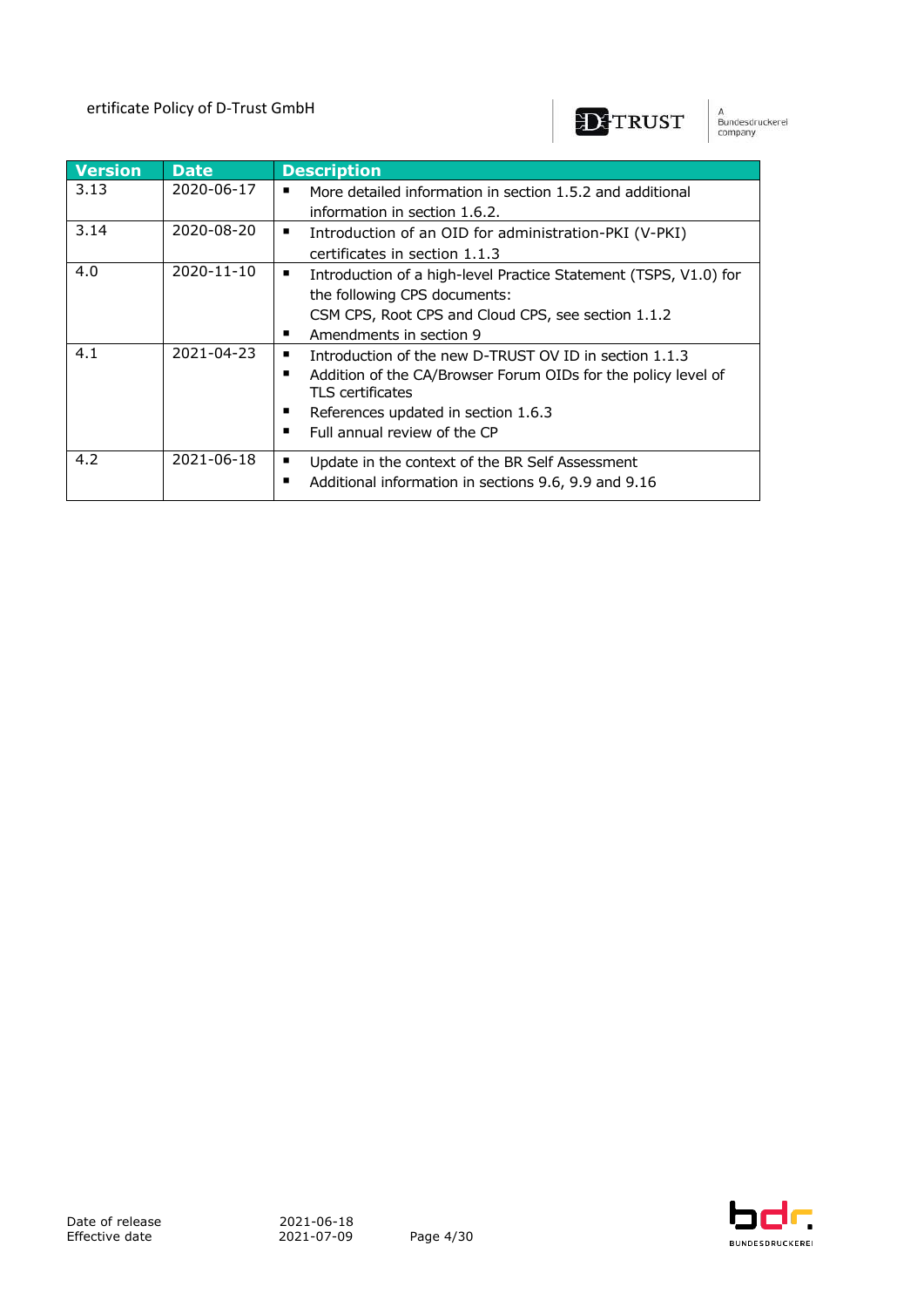| Version | Date | Description |
|---|---|---|
| 3.13 | 2020-06-17 | ▪ More detailed information in section 1.5.2 and additional information in section 1.6.2. |
| 3.14 | 2020-08-20 | ▪ Introduction of an OID for administration-PKI (V-PKI) certificates in section 1.1.3 |
| 4.0 | 2020-11-10 | ▪ Introduction of a high-level Practice Statement (TSPS, V1.0) for the following CPS documents: CSM CPS, Root CPS and Cloud CPS, see section 1.1.2<br>▪ Amendments in section 9 |
| 4.1 | 2021-04-23 | ▪ Introduction of the new D-TRUST OV ID in section 1.1.3<br>▪ Addition of the CA/Browser Forum OIDs for the policy level of TLS certificates<br>▪ References updated in section 1.6.3<br>▪ Full annual review of the CP |
| 4.2 | 2021-06-18 | ▪ Update in the context of the BR Self Assessment<br>▪ Additional information in sections 9.6, 9.9 and 9.16 |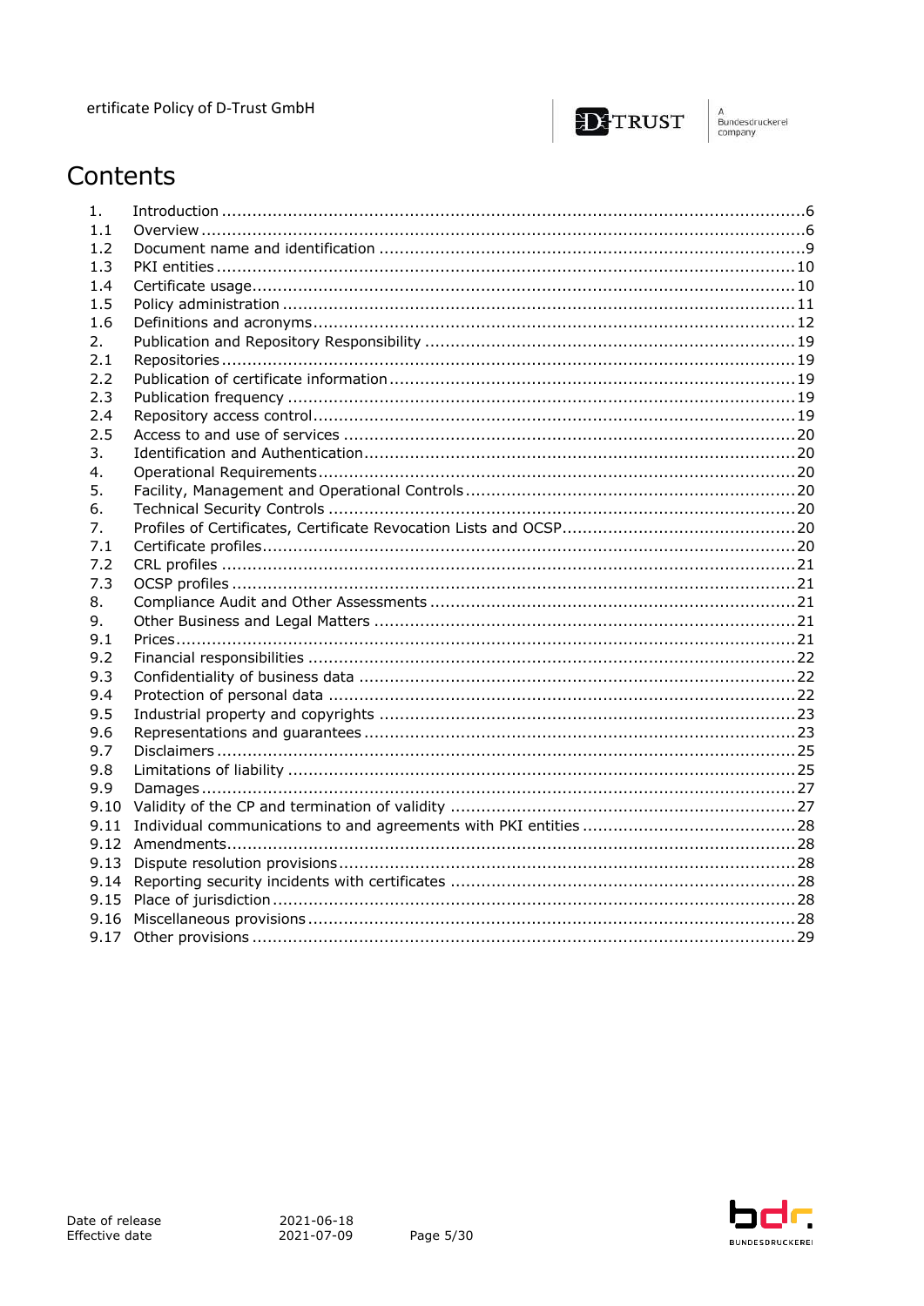# Contents

| | | |
|---|---|---|
| 1. | Introduction | 6 |
| 1.1 | Overview | 6 |
| 1.2 | Document name and identification | 9 |
| 1.3 | PKI entities | 10 |
| 1.4 | Certificate usage | 10 |
| 1.5 | Policy administration | 11 |
| 1.6 | Definitions and acronyms | 12 |
| 2. | Publication and Repository Responsibility | 19 |
| 2.1 | Repositories | 19 |
| 2.2 | Publication of certificate information | 19 |
| 2.3 | Publication frequency | 19 |
| 2.4 | Repository access control | 19 |
| 2.5 | Access to and use of services | 20 |
| 3. | Identification and Authentication | 20 |
| 4. | Operational Requirements | 20 |
| 5. | Facility, Management and Operational Controls | 20 |
| 6. | Technical Security Controls | 20 |
| 7. | Profiles of Certificates, Certificate Revocation Lists and OCSP | 20 |
| 7.1 | Certificate profiles | 20 |
| 7.2 | CRL profiles | 21 |
| 7.3 | OCSP profiles | 21 |
| 8. | Compliance Audit and Other Assessments | 21 |
| 9. | Other Business and Legal Matters | 21 |
| 9.1 | Prices | 21 |
| 9.2 | Financial responsibilities | 22 |
| 9.3 | Confidentiality of business data | 22 |
| 9.4 | Protection of personal data | 22 |
| 9.5 | Industrial property and copyrights | 23 |
| 9.6 | Representations and guarantees | 23 |
| 9.7 | Disclaimers | 25 |
| 9.8 | Limitations of liability | 25 |
| 9.9 | Damages | 27 |
| 9.10 | Validity of the CP and termination of validity | 27 |
| 9.11 | Individual communications to and agreements with PKI entities | 28 |
| 9.12 | Amendments | 28 |
| 9.13 | Dispute resolution provisions | 28 |
| 9.14 | Reporting security incidents with certificates | 28 |
| 9.15 | Place of jurisdiction | 28 |
| 9.16 | Miscellaneous provisions | 28 |
| 9.17 | Other provisions | 29 |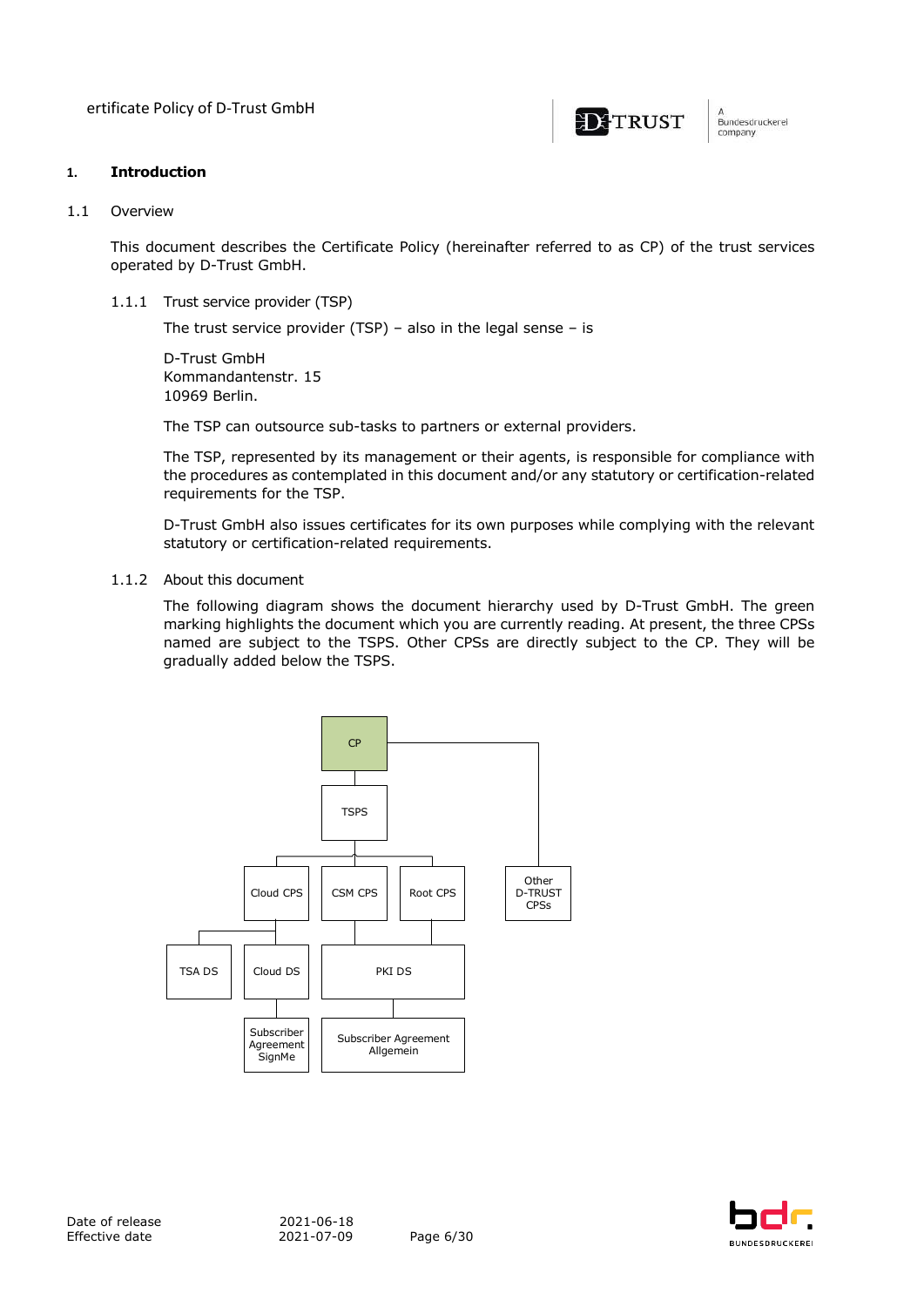## 1. Introduction

### 1.1 Overview

This document describes the Certificate Policy (hereinafter referred to as CP) of the trust services operated by D-Trust GmbH.

#### 1.1.1 Trust service provider (TSP)

The trust service provider (TSP) – also in the legal sense – is

D-Trust GmbH
Kommandantenstr. 15
10969 Berlin.

The TSP can outsource sub-tasks to partners or external providers.

The TSP, represented by its management or their agents, is responsible for compliance with the procedures as contemplated in this document and/or any statutory or certification-related requirements for the TSP.

D-Trust GmbH also issues certificates for its own purposes while complying with the relevant statutory or certification-related requirements.

#### 1.1.2 About this document

The following diagram shows the document hierarchy used by D-Trust GmbH. The green marking highlights the document which you are currently reading. At present, the three CPSs named are subject to the TSPS. Other CPSs are directly subject to the CP. They will be gradually added below the TSPS.

CP
TSPS
Cloud CPS
CSM CPS
Root CPS
Other D-TRUST CPSs
TSA DS
Cloud DS
PKI DS
Subscriber Agreement SignMe
Subscriber Agreement Allgemein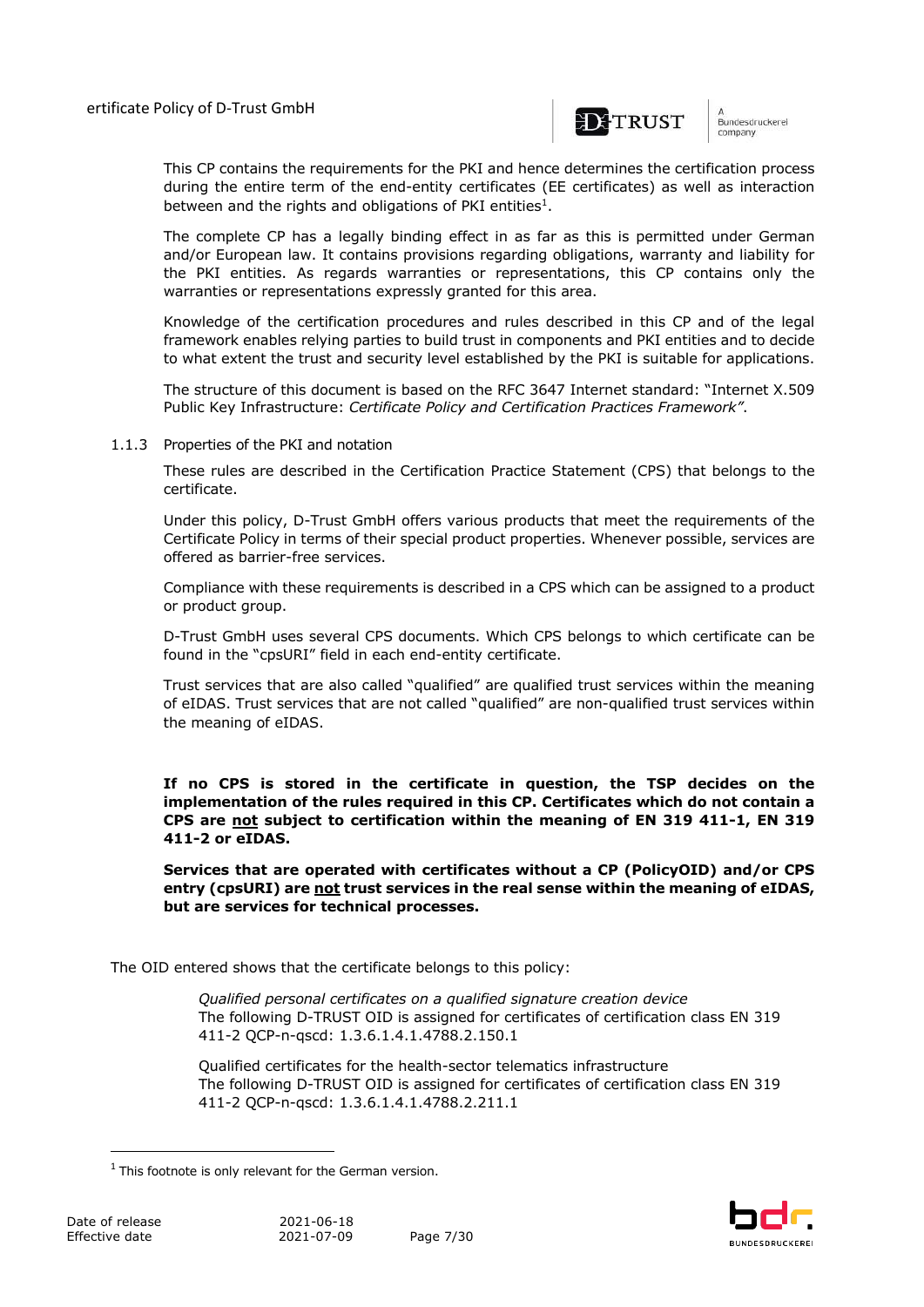This CP contains the requirements for the PKI and hence determines the certification process during the entire term of the end-entity certificates (EE certificates) as well as interaction between and the rights and obligations of PKI entities[1].

The complete CP has a legally binding effect in as far as this is permitted under German and/or European law. It contains provisions regarding obligations, warranty and liability for the PKI entities. As regards warranties or representations, this CP contains only the warranties or representations expressly granted for this area.

Knowledge of the certification procedures and rules described in this CP and of the legal framework enables relying parties to build trust in components and PKI entities and to decide to what extent the trust and security level established by the PKI is suitable for applications.

The structure of this document is based on the RFC 3647 Internet standard: "Internet X.509 Public Key Infrastructure: *Certificate Policy and Certification Practices Framework"*.

### 1.1.3 Properties of the PKI and notation

These rules are described in the Certification Practice Statement (CPS) that belongs to the certificate.

Under this policy, D-Trust GmbH offers various products that meet the requirements of the Certificate Policy in terms of their special product properties. Whenever possible, services are offered as barrier-free services.

Compliance with these requirements is described in a CPS which can be assigned to a product or product group.

D-Trust GmbH uses several CPS documents. Which CPS belongs to which certificate can be found in the "cpsURI" field in each end-entity certificate.

Trust services that are also called "qualified" are qualified trust services within the meaning of eIDAS. Trust services that are not called "qualified" are non-qualified trust services within the meaning of eIDAS.

**If no CPS is stored in the certificate in question, the TSP decides on the implementation of the rules required in this CP. Certificates which do not contain a CPS are <u>not</u> subject to certification within the meaning of EN 319 411-1, EN 319 411-2 or eIDAS.**

**Services that are operated with certificates without a CP (PolicyOID) and/or CPS entry (cpsURI) are <u>not</u> trust services in the real sense within the meaning of eIDAS, but are services for technical processes.**

The OID entered shows that the certificate belongs to this policy:

*Qualified personal certificates on a qualified signature creation device*
The following D-TRUST OID is assigned for certificates of certification class EN 319 411-2 QCP-n-qscd: 1.3.6.1.4.1.4788.2.150.1

Qualified certificates for the health-sector telematics infrastructure
The following D-TRUST OID is assigned for certificates of certification class EN 319 411-2 QCP-n-qscd: 1.3.6.1.4.1.4788.2.211.1

[1] This footnote is only relevant for the German version.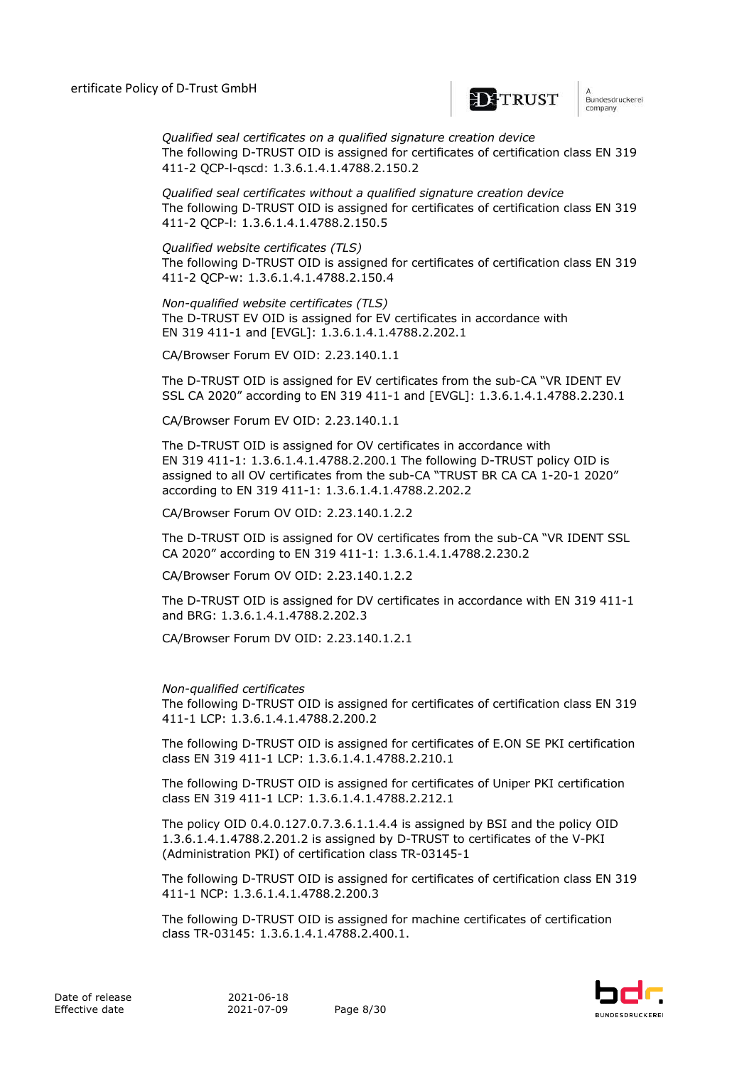*Qualified seal certificates on a qualified signature creation device*
The following D-TRUST OID is assigned for certificates of certification class EN 319 411-2 QCP-l-qscd: 1.3.6.1.4.1.4788.2.150.2

*Qualified seal certificates without a qualified signature creation device*
The following D-TRUST OID is assigned for certificates of certification class EN 319 411-2 QCP-l: 1.3.6.1.4.1.4788.2.150.5

*Qualified website certificates (TLS)*
The following D-TRUST OID is assigned for certificates of certification class EN 319 411-2 QCP-w: 1.3.6.1.4.1.4788.2.150.4

*Non-qualified website certificates (TLS)*
The D-TRUST EV OID is assigned for EV certificates in accordance with EN 319 411-1 and [EVGL]: 1.3.6.1.4.1.4788.2.202.1

CA/Browser Forum EV OID: 2.23.140.1.1

The D-TRUST OID is assigned for EV certificates from the sub-CA "VR IDENT EV SSL CA 2020" according to EN 319 411-1 and [EVGL]: 1.3.6.1.4.1.4788.2.230.1

CA/Browser Forum EV OID: 2.23.140.1.1

The D-TRUST OID is assigned for OV certificates in accordance with EN 319 411-1: 1.3.6.1.4.1.4788.2.200.1 The following D-TRUST policy OID is assigned to all OV certificates from the sub-CA "TRUST BR CA CA 1-20-1 2020" according to EN 319 411-1: 1.3.6.1.4.1.4788.2.202.2

CA/Browser Forum OV OID: 2.23.140.1.2.2

The D-TRUST OID is assigned for OV certificates from the sub-CA "VR IDENT SSL CA 2020" according to EN 319 411-1: 1.3.6.1.4.1.4788.2.230.2

CA/Browser Forum OV OID: 2.23.140.1.2.2

The D-TRUST OID is assigned for DV certificates in accordance with EN 319 411-1 and BRG: 1.3.6.1.4.1.4788.2.202.3

CA/Browser Forum DV OID: 2.23.140.1.2.1

*Non-qualified certificates*
The following D-TRUST OID is assigned for certificates of certification class EN 319 411-1 LCP: 1.3.6.1.4.1.4788.2.200.2

The following D-TRUST OID is assigned for certificates of E.ON SE PKI certification class EN 319 411-1 LCP: 1.3.6.1.4.1.4788.2.210.1

The following D-TRUST OID is assigned for certificates of Uniper PKI certification class EN 319 411-1 LCP: 1.3.6.1.4.1.4788.2.212.1

The policy OID 0.4.0.127.0.7.3.6.1.1.4.4 is assigned by BSI and the policy OID 1.3.6.1.4.1.4788.2.201.2 is assigned by D-TRUST to certificates of the V-PKI (Administration PKI) of certification class TR-03145-1

The following D-TRUST OID is assigned for certificates of certification class EN 319 411-1 NCP: 1.3.6.1.4.1.4788.2.200.3

The following D-TRUST OID is assigned for machine certificates of certification class TR-03145: 1.3.6.1.4.1.4788.2.400.1.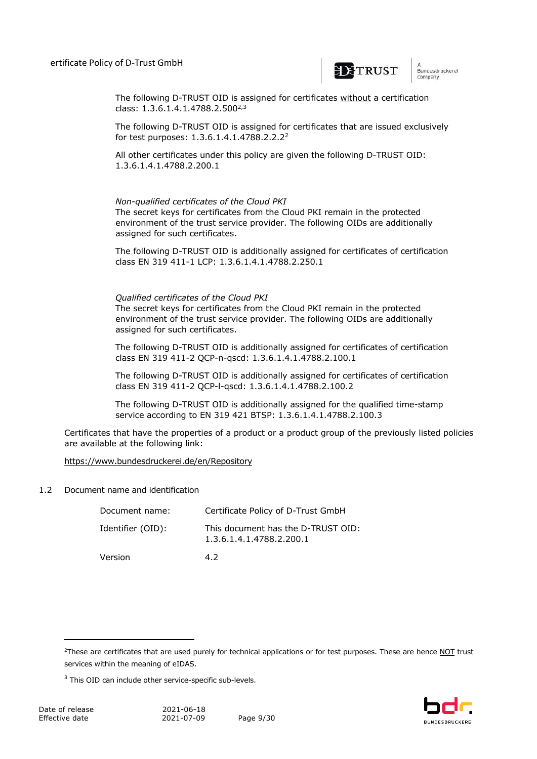The following D-TRUST OID is assigned for certificates <u>without</u> a certification class: 1.3.6.1.4.1.4788.2.500[2,3]

The following D-TRUST OID is assigned for certificates that are issued exclusively for test purposes: 1.3.6.1.4.1.4788.2.2.2[2]

All other certificates under this policy are given the following D-TRUST OID: 1.3.6.1.4.1.4788.2.200.1

*Non-qualified certificates of the Cloud PKI*
The secret keys for certificates from the Cloud PKI remain in the protected environment of the trust service provider. The following OIDs are additionally assigned for such certificates.

The following D-TRUST OID is additionally assigned for certificates of certification class EN 319 411-1 LCP: 1.3.6.1.4.1.4788.2.250.1

*Qualified certificates of the Cloud PKI*
The secret keys for certificates from the Cloud PKI remain in the protected environment of the trust service provider. The following OIDs are additionally assigned for such certificates.

The following D-TRUST OID is additionally assigned for certificates of certification class EN 319 411-2 QCP-n-qscd: 1.3.6.1.4.1.4788.2.100.1

The following D-TRUST OID is additionally assigned for certificates of certification class EN 319 411-2 QCP-l-qscd: 1.3.6.1.4.1.4788.2.100.2

The following D-TRUST OID is additionally assigned for the qualified time-stamp service according to EN 319 421 BTSP: 1.3.6.1.4.1.4788.2.100.3

Certificates that have the properties of a product or a product group of the previously listed policies are available at the following link:

https://www.bundesdruckerei.de/en/Repository

## 1.2 Document name and identification

| | |
|---|---|
| Document name: | Certificate Policy of D-Trust GmbH |
| Identifier (OID): | This document has the D-TRUST OID: 1.3.6.1.4.1.4788.2.200.1 |
| Version | 4.2 |

---

[2] These are certificates that are used purely for technical applications or for test purposes. These are hence <u>NOT</u> trust services within the meaning of eIDAS.

[3] This OID can include other service-specific sub-levels.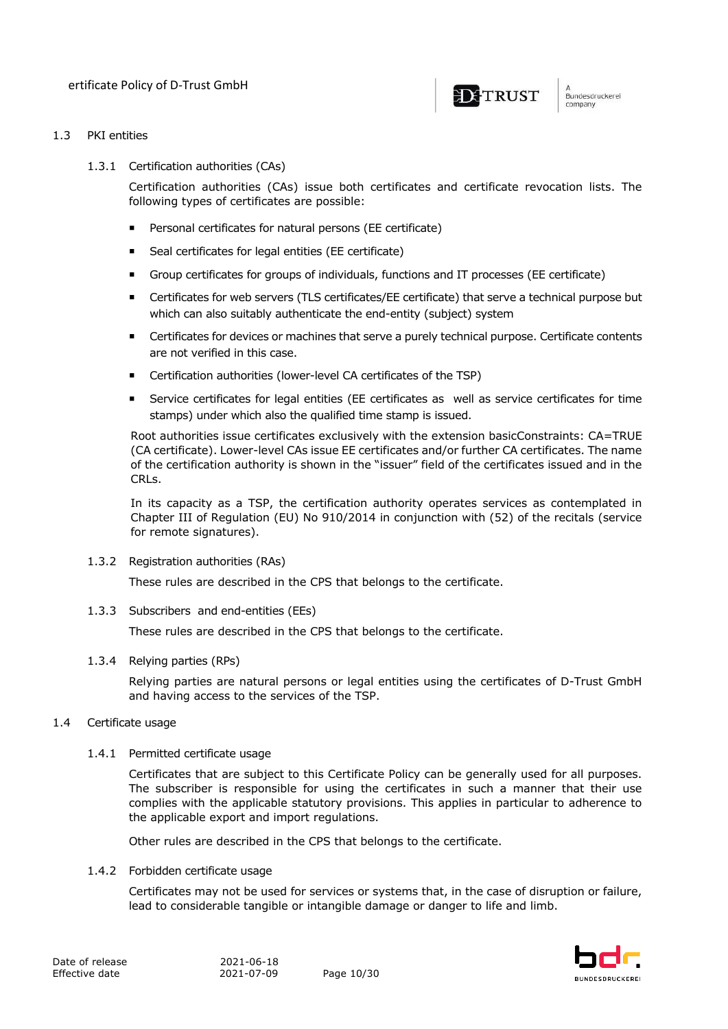## 1.3 PKI entities

### 1.3.1 Certification authorities (CAs)

Certification authorities (CAs) issue both certificates and certificate revocation lists. The following types of certificates are possible:

- Personal certificates for natural persons (EE certificate)
- Seal certificates for legal entities (EE certificate)
- Group certificates for groups of individuals, functions and IT processes (EE certificate)
- Certificates for web servers (TLS certificates/EE certificate) that serve a technical purpose but which can also suitably authenticate the end-entity (subject) system
- Certificates for devices or machines that serve a purely technical purpose. Certificate contents are not verified in this case.
- Certification authorities (lower-level CA certificates of the TSP)
- Service certificates for legal entities (EE certificates as well as service certificates for time stamps) under which also the qualified time stamp is issued.

Root authorities issue certificates exclusively with the extension basicConstraints: CA=TRUE (CA certificate). Lower-level CAs issue EE certificates and/or further CA certificates. The name of the certification authority is shown in the "issuer" field of the certificates issued and in the CRLs.

In its capacity as a TSP, the certification authority operates services as contemplated in Chapter III of Regulation (EU) No 910/2014 in conjunction with (52) of the recitals (service for remote signatures).

### 1.3.2 Registration authorities (RAs)

These rules are described in the CPS that belongs to the certificate.

### 1.3.3 Subscribers and end-entities (EEs)

These rules are described in the CPS that belongs to the certificate.

### 1.3.4 Relying parties (RPs)

Relying parties are natural persons or legal entities using the certificates of D-Trust GmbH and having access to the services of the TSP.

## 1.4 Certificate usage

### 1.4.1 Permitted certificate usage

Certificates that are subject to this Certificate Policy can be generally used for all purposes. The subscriber is responsible for using the certificates in such a manner that their use complies with the applicable statutory provisions. This applies in particular to adherence to the applicable export and import regulations.

Other rules are described in the CPS that belongs to the certificate.

### 1.4.2 Forbidden certificate usage

Certificates may not be used for services or systems that, in the case of disruption or failure, lead to considerable tangible or intangible damage or danger to life and limb.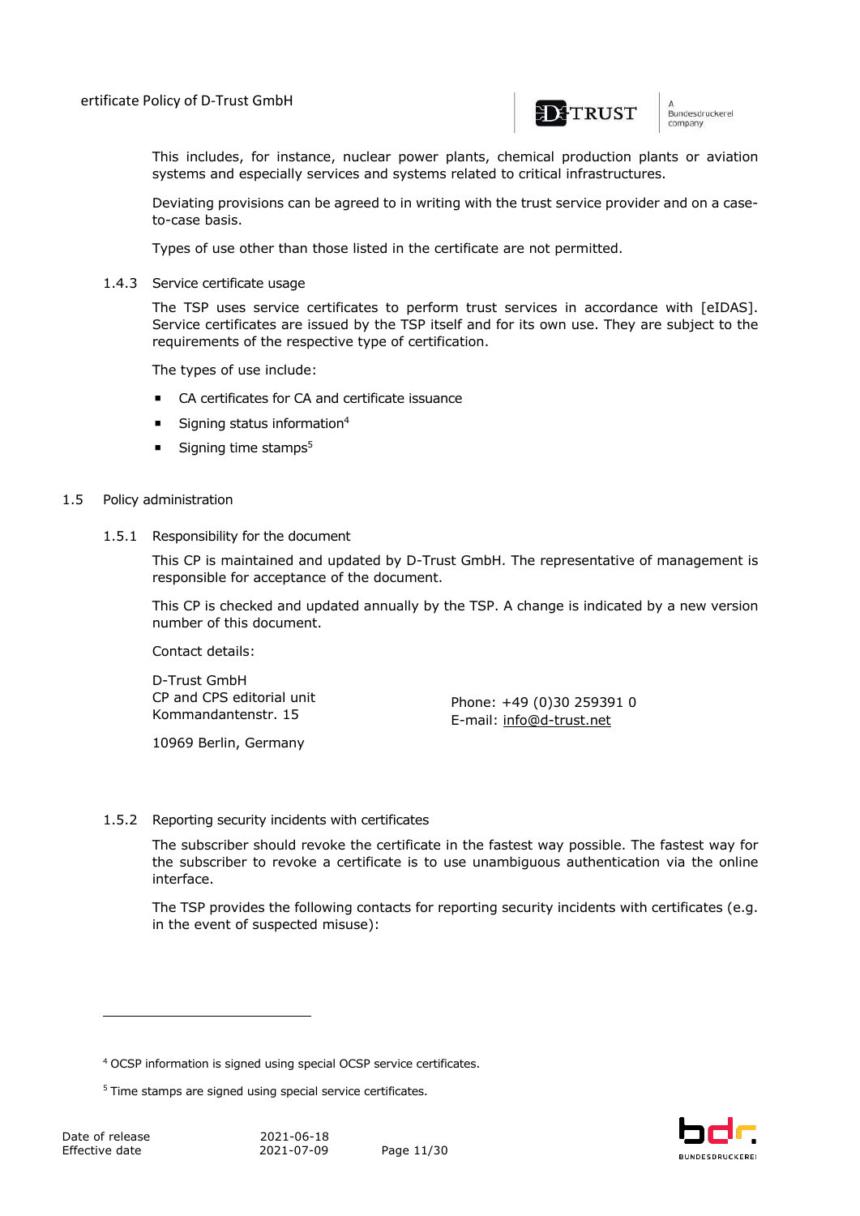This includes, for instance, nuclear power plants, chemical production plants or aviation systems and especially services and systems related to critical infrastructures.

Deviating provisions can be agreed to in writing with the trust service provider and on a case-to-case basis.

Types of use other than those listed in the certificate are not permitted.

### 1.4.3 Service certificate usage

The TSP uses service certificates to perform trust services in accordance with [eIDAS]. Service certificates are issued by the TSP itself and for its own use. They are subject to the requirements of the respective type of certification.

The types of use include:

- CA certificates for CA and certificate issuance
- Signing status information[4]
- Signing time stamps[5]

## 1.5 Policy administration

### 1.5.1 Responsibility for the document

This CP is maintained and updated by D-Trust GmbH. The representative of management is responsible for acceptance of the document.

This CP is checked and updated annually by the TSP. A change is indicated by a new version number of this document.

Contact details:

D-Trust GmbH
CP and CPS editorial unit
Kommandantenstr. 15
10969 Berlin, Germany

Phone: +49 (0)30 259391 0
E-mail: info@d-trust.net

### 1.5.2 Reporting security incidents with certificates

The subscriber should revoke the certificate in the fastest way possible. The fastest way for the subscriber to revoke a certificate is to use unambiguous authentication via the online interface.

The TSP provides the following contacts for reporting security incidents with certificates (e.g. in the event of suspected misuse):

[4] OCSP information is signed using special OCSP service certificates.

[5] Time stamps are signed using special service certificates.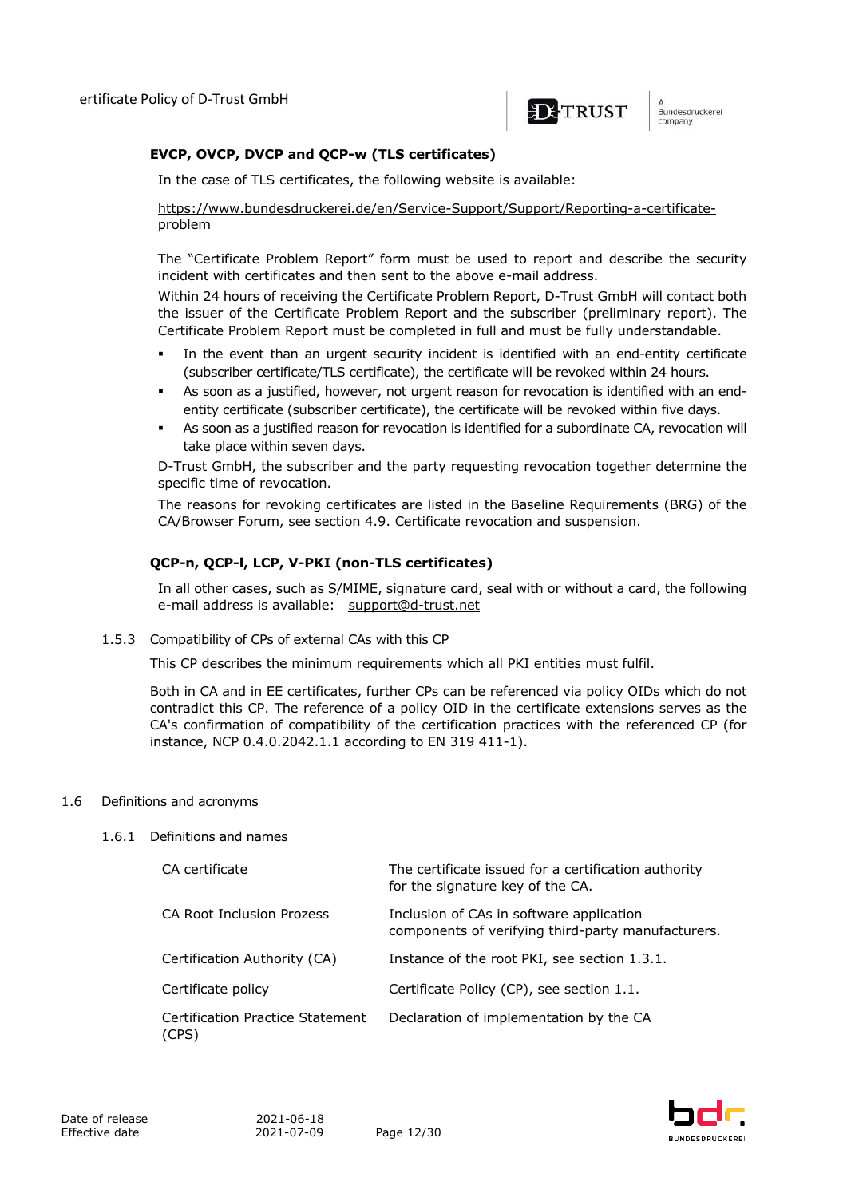**EVCP, OVCP, DVCP and QCP-w (TLS certificates)**

In the case of TLS certificates, the following website is available:

https://www.bundesdruckerei.de/en/Service-Support/Support/Reporting-a-certificate-problem

The "Certificate Problem Report" form must be used to report and describe the security incident with certificates and then sent to the above e-mail address.

Within 24 hours of receiving the Certificate Problem Report, D-Trust GmbH will contact both the issuer of the Certificate Problem Report and the subscriber (preliminary report). The Certificate Problem Report must be completed in full and must be fully understandable.

- In the event than an urgent security incident is identified with an end-entity certificate (subscriber certificate/TLS certificate), the certificate will be revoked within 24 hours.
- As soon as a justified, however, not urgent reason for revocation is identified with an end-entity certificate (subscriber certificate), the certificate will be revoked within five days.
- As soon as a justified reason for revocation is identified for a subordinate CA, revocation will take place within seven days.

D-Trust GmbH, the subscriber and the party requesting revocation together determine the specific time of revocation.

The reasons for revoking certificates are listed in the Baseline Requirements (BRG) of the CA/Browser Forum, see section 4.9. Certificate revocation and suspension.

**QCP-n, QCP-l, LCP, V-PKI (non-TLS certificates)**

In all other cases, such as S/MIME, signature card, seal with or without a card, the following e-mail address is available: support@d-trust.net

### 1.5.3 Compatibility of CPs of external CAs with this CP

This CP describes the minimum requirements which all PKI entities must fulfil.

Both in CA and in EE certificates, further CPs can be referenced via policy OIDs which do not contradict this CP. The reference of a policy OID in the certificate extensions serves as the CA's confirmation of compatibility of the certification practices with the referenced CP (for instance, NCP 0.4.0.2042.1.1 according to EN 319 411-1).

## 1.6 Definitions and acronyms

### 1.6.1 Definitions and names

| | |
|---|---|
| CA certificate | The certificate issued for a certification authority for the signature key of the CA. |
| CA Root Inclusion Prozess | Inclusion of CAs in software application components of verifying third-party manufacturers. |
| Certification Authority (CA) | Instance of the root PKI, see section 1.3.1. |
| Certificate policy | Certificate Policy (CP), see section 1.1. |
| Certification Practice Statement (CPS) | Declaration of implementation by the CA |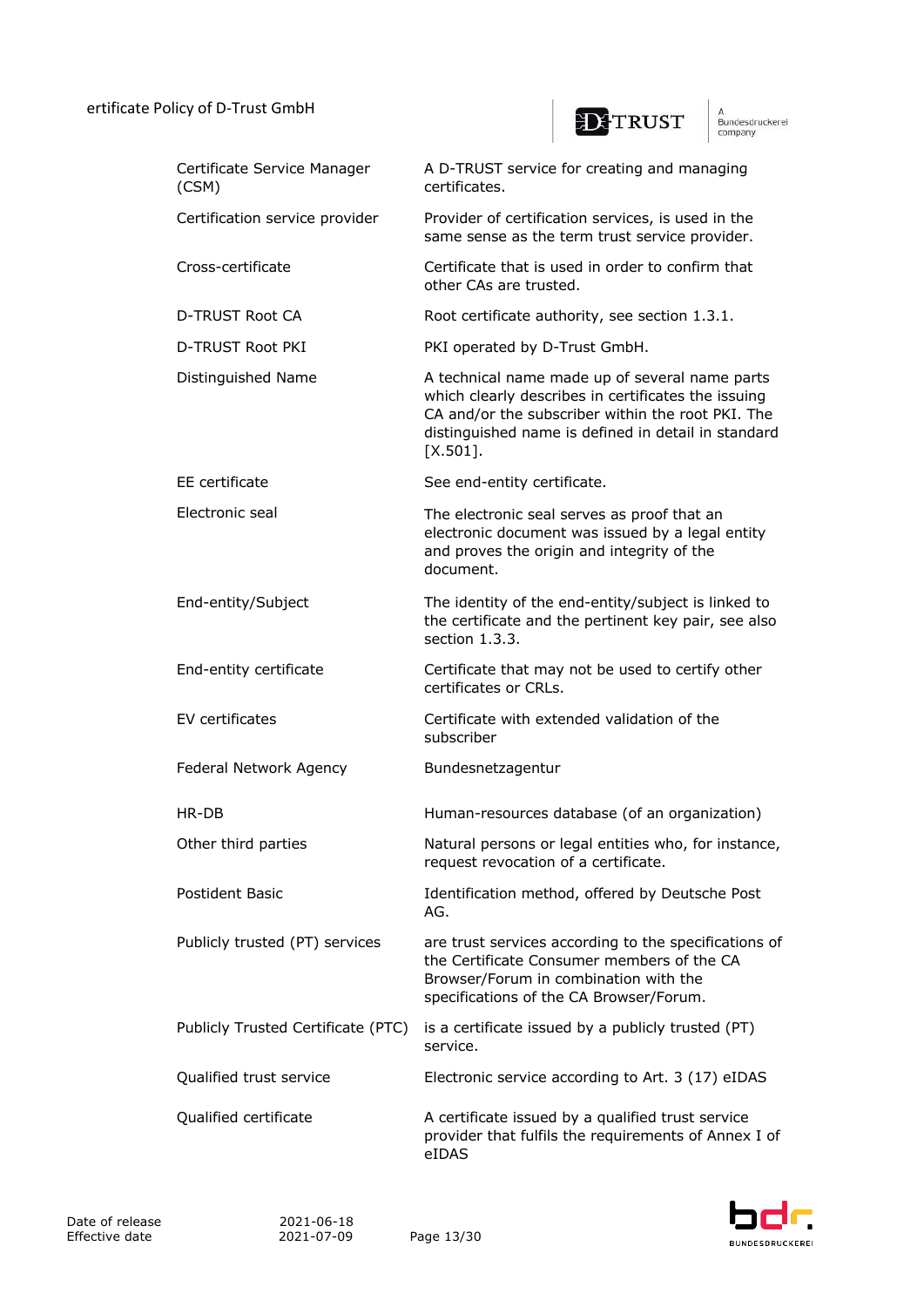| | |
|---|---|
| Certificate Service Manager (CSM) | A D-TRUST service for creating and managing certificates. |
| Certification service provider | Provider of certification services, is used in the same sense as the term trust service provider. |
| Cross-certificate | Certificate that is used in order to confirm that other CAs are trusted. |
| D-TRUST Root CA | Root certificate authority, see section 1.3.1. |
| D-TRUST Root PKI | PKI operated by D-Trust GmbH. |
| Distinguished Name | A technical name made up of several name parts which clearly describes in certificates the issuing CA and/or the subscriber within the root PKI. The distinguished name is defined in detail in standard [X.501]. |
| EE certificate | See end-entity certificate. |
| Electronic seal | The electronic seal serves as proof that an electronic document was issued by a legal entity and proves the origin and integrity of the document. |
| End-entity/Subject | The identity of the end-entity/subject is linked to the certificate and the pertinent key pair, see also section 1.3.3. |
| End-entity certificate | Certificate that may not be used to certify other certificates or CRLs. |
| EV certificates | Certificate with extended validation of the subscriber |
| Federal Network Agency | Bundesnetzagentur |
| HR-DB | Human-resources database (of an organization) |
| Other third parties | Natural persons or legal entities who, for instance, request revocation of a certificate. |
| Postident Basic | Identification method, offered by Deutsche Post AG. |
| Publicly trusted (PT) services | are trust services according to the specifications of the Certificate Consumer members of the CA Browser/Forum in combination with the specifications of the CA Browser/Forum. |
| Publicly Trusted Certificate (PTC) | is a certificate issued by a publicly trusted (PT) service. |
| Qualified trust service | Electronic service according to Art. 3 (17) eIDAS |
| Qualified certificate | A certificate issued by a qualified trust service provider that fulfils the requirements of Annex I of eIDAS |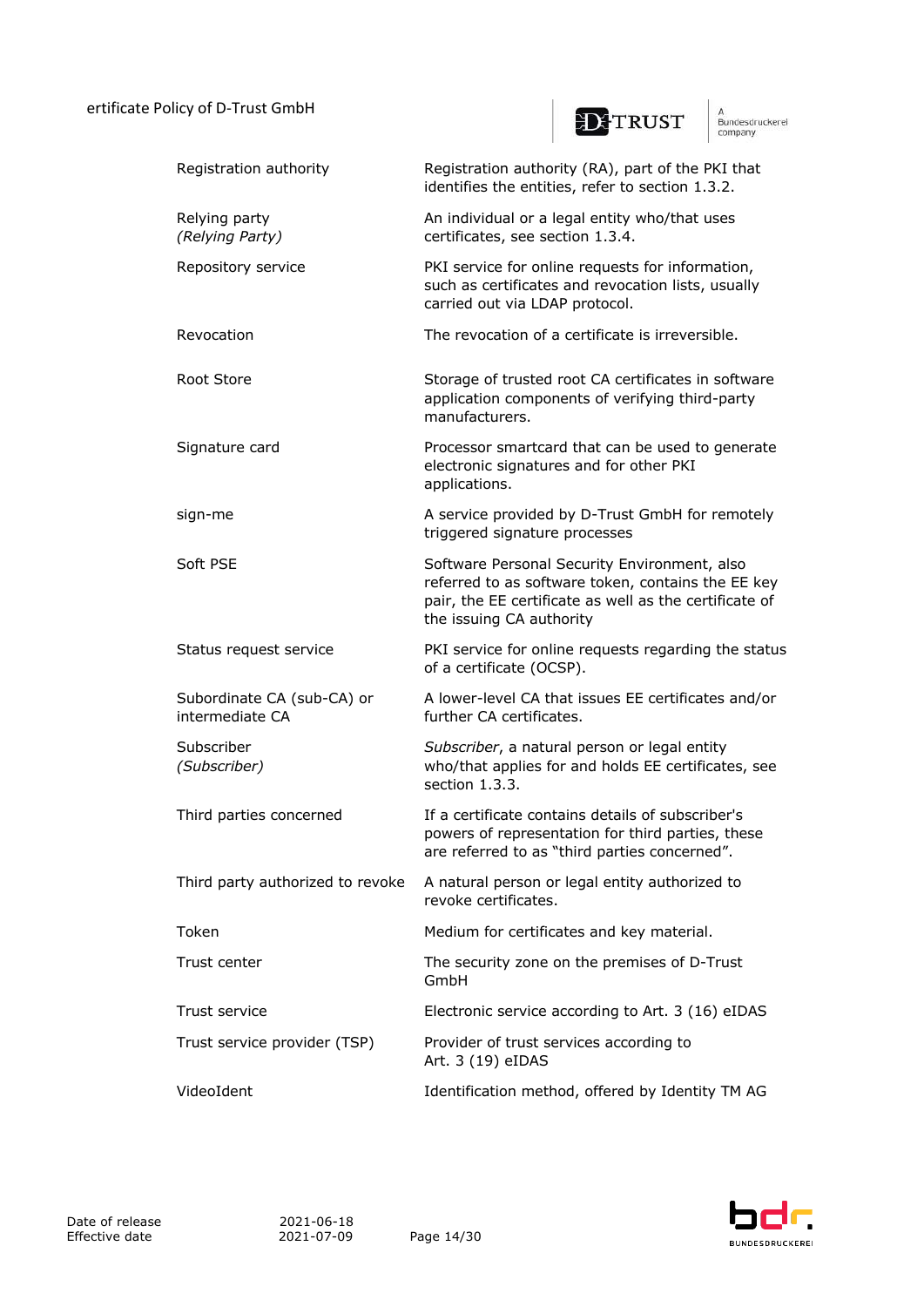| | |
|---|---|
| Registration authority | Registration authority (RA), part of the PKI that identifies the entities, refer to section 1.3.2. |
| Relying party *(Relying Party)* | An individual or a legal entity who/that uses certificates, see section 1.3.4. |
| Repository service | PKI service for online requests for information, such as certificates and revocation lists, usually carried out via LDAP protocol. |
| Revocation | The revocation of a certificate is irreversible. |
| Root Store | Storage of trusted root CA certificates in software application components of verifying third-party manufacturers. |
| Signature card | Processor smartcard that can be used to generate electronic signatures and for other PKI applications. |
| sign-me | A service provided by D-Trust GmbH for remotely triggered signature processes |
| Soft PSE | Software Personal Security Environment, also referred to as software token, contains the EE key pair, the EE certificate as well as the certificate of the issuing CA authority |
| Status request service | PKI service for online requests regarding the status of a certificate (OCSP). |
| Subordinate CA (sub-CA) or intermediate CA | A lower-level CA that issues EE certificates and/or further CA certificates. |
| Subscriber *(Subscriber)* | *Subscriber*, a natural person or legal entity who/that applies for and holds EE certificates, see section 1.3.3. |
| Third parties concerned | If a certificate contains details of subscriber's powers of representation for third parties, these are referred to as "third parties concerned". |
| Third party authorized to revoke | A natural person or legal entity authorized to revoke certificates. |
| Token | Medium for certificates and key material. |
| Trust center | The security zone on the premises of D-Trust GmbH |
| Trust service | Electronic service according to Art. 3 (16) eIDAS |
| Trust service provider (TSP) | Provider of trust services according to Art. 3 (19) eIDAS |
| VideoIdent | Identification method, offered by Identity TM AG |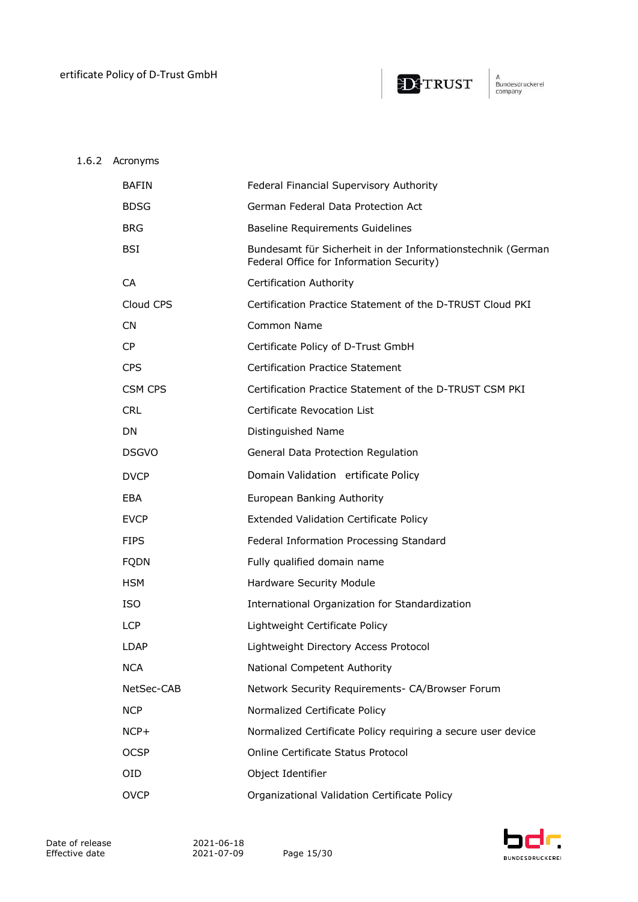### 1.6.2 Acronyms

| | |
|---|---|
| BAFIN | Federal Financial Supervisory Authority |
| BDSG | German Federal Data Protection Act |
| BRG | Baseline Requirements Guidelines |
| BSI | Bundesamt für Sicherheit in der Informationstechnik (German Federal Office for Information Security) |
| CA | Certification Authority |
| Cloud CPS | Certification Practice Statement of the D-TRUST Cloud PKI |
| CN | Common Name |
| CP | Certificate Policy of D-Trust GmbH |
| CPS | Certification Practice Statement |
| CSM CPS | Certification Practice Statement of the D-TRUST CSM PKI |
| CRL | Certificate Revocation List |
| DN | Distinguished Name |
| DSGVO | General Data Protection Regulation |
| DVCP | Domain Validation ertificate Policy |
| EBA | European Banking Authority |
| EVCP | Extended Validation Certificate Policy |
| FIPS | Federal Information Processing Standard |
| FQDN | Fully qualified domain name |
| HSM | Hardware Security Module |
| ISO | International Organization for Standardization |
| LCP | Lightweight Certificate Policy |
| LDAP | Lightweight Directory Access Protocol |
| NCA | National Competent Authority |
| NetSec-CAB | Network Security Requirements- CA/Browser Forum |
| NCP | Normalized Certificate Policy |
| NCP+ | Normalized Certificate Policy requiring a secure user device |
| OCSP | Online Certificate Status Protocol |
| OID | Object Identifier |
| OVCP | Organizational Validation Certificate Policy |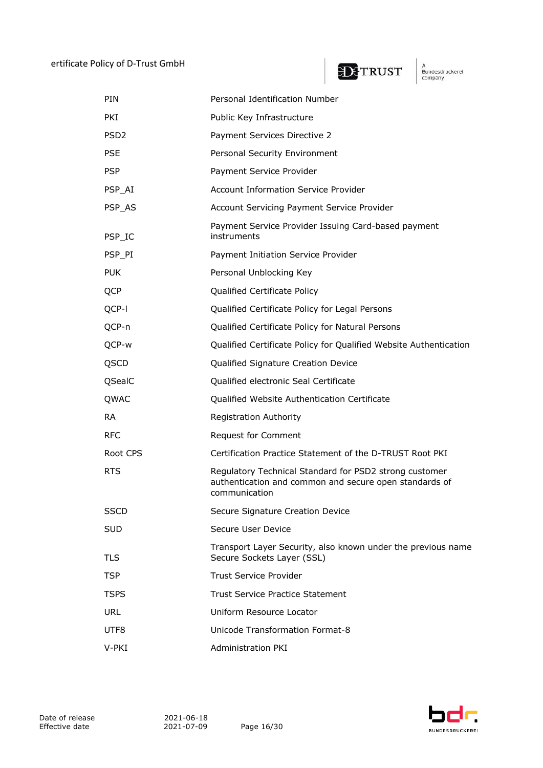| | |
|---|---|
| PIN | Personal Identification Number |
| PKI | Public Key Infrastructure |
| PSD2 | Payment Services Directive 2 |
| PSE | Personal Security Environment |
| PSP | Payment Service Provider |
| PSP_AI | Account Information Service Provider |
| PSP_AS | Account Servicing Payment Service Provider |
| PSP_IC | Payment Service Provider Issuing Card-based payment instruments |
| PSP_PI | Payment Initiation Service Provider |
| PUK | Personal Unblocking Key |
| QCP | Qualified Certificate Policy |
| QCP-l | Qualified Certificate Policy for Legal Persons |
| QCP-n | Qualified Certificate Policy for Natural Persons |
| QCP-w | Qualified Certificate Policy for Qualified Website Authentication |
| QSCD | Qualified Signature Creation Device |
| QSealC | Qualified electronic Seal Certificate |
| QWAC | Qualified Website Authentication Certificate |
| RA | Registration Authority |
| RFC | Request for Comment |
| Root CPS | Certification Practice Statement of the D-TRUST Root PKI |
| RTS | Regulatory Technical Standard for PSD2 strong customer authentication and common and secure open standards of communication |
| SSCD | Secure Signature Creation Device |
| SUD | Secure User Device |
| TLS | Transport Layer Security, also known under the previous name Secure Sockets Layer (SSL) |
| TSP | Trust Service Provider |
| TSPS | Trust Service Practice Statement |
| URL | Uniform Resource Locator |
| UTF8 | Unicode Transformation Format-8 |
| V-PKI | Administration PKI |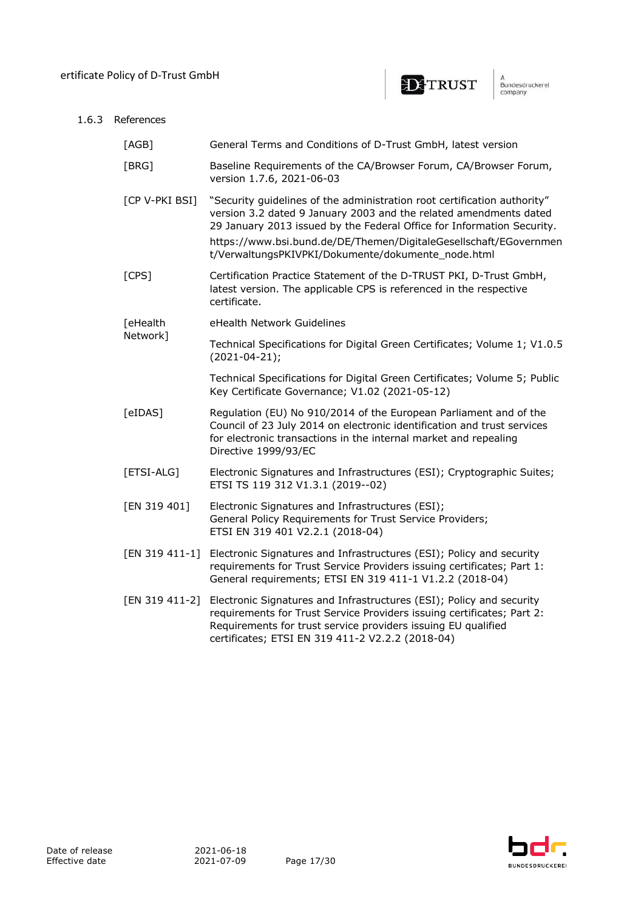### 1.6.3 References

| | |
|---|---|
| [AGB] | General Terms and Conditions of D-Trust GmbH, latest version |
| [BRG] | Baseline Requirements of the CA/Browser Forum, CA/Browser Forum, version 1.7.6, 2021-06-03 |
| [CP V-PKI BSI] | "Security guidelines of the administration root certification authority" version 3.2 dated 9 January 2003 and the related amendments dated 29 January 2013 issued by the Federal Office for Information Security. https://www.bsi.bund.de/DE/Themen/DigitaleGesellschaft/EGovernment/VerwaltungsPKIVPKI/Dokumente/dokumente_node.html |
| [CPS] | Certification Practice Statement of the D-TRUST PKI, D-Trust GmbH, latest version. The applicable CPS is referenced in the respective certificate. |
| [eHealth Network] | eHealth Network Guidelines<br>Technical Specifications for Digital Green Certificates; Volume 1; V1.0.5 (2021-04-21);<br>Technical Specifications for Digital Green Certificates; Volume 5; Public Key Certificate Governance; V1.02 (2021-05-12) |
| [eIDAS] | Regulation (EU) No 910/2014 of the European Parliament and of the Council of 23 July 2014 on electronic identification and trust services for electronic transactions in the internal market and repealing Directive 1999/93/EC |
| [ETSI-ALG] | Electronic Signatures and Infrastructures (ESI); Cryptographic Suites; ETSI TS 119 312 V1.3.1 (2019--02) |
| [EN 319 401] | Electronic Signatures and Infrastructures (ESI); General Policy Requirements for Trust Service Providers; ETSI EN 319 401 V2.2.1 (2018-04) |
| [EN 319 411-1] | Electronic Signatures and Infrastructures (ESI); Policy and security requirements for Trust Service Providers issuing certificates; Part 1: General requirements; ETSI EN 319 411-1 V1.2.2 (2018-04) |
| [EN 319 411-2] | Electronic Signatures and Infrastructures (ESI); Policy and security requirements for Trust Service Providers issuing certificates; Part 2: Requirements for trust service providers issuing EU qualified certificates; ETSI EN 319 411-2 V2.2.2 (2018-04) |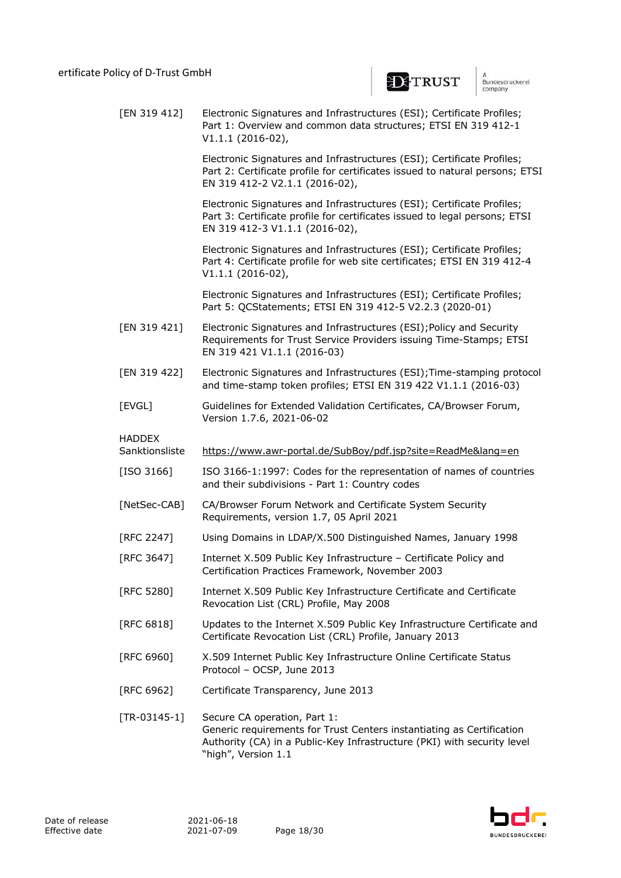| | |
|---|---|
| [EN 319 412] | Electronic Signatures and Infrastructures (ESI); Certificate Profiles; Part 1: Overview and common data structures; ETSI EN 319 412-1 V1.1.1 (2016-02), |
| | Electronic Signatures and Infrastructures (ESI); Certificate Profiles; Part 2: Certificate profile for certificates issued to natural persons; ETSI EN 319 412-2 V2.1.1 (2016-02), |
| | Electronic Signatures and Infrastructures (ESI); Certificate Profiles; Part 3: Certificate profile for certificates issued to legal persons; ETSI EN 319 412-3 V1.1.1 (2016-02), |
| | Electronic Signatures and Infrastructures (ESI); Certificate Profiles; Part 4: Certificate profile for web site certificates; ETSI EN 319 412-4 V1.1.1 (2016-02), |
| | Electronic Signatures and Infrastructures (ESI); Certificate Profiles; Part 5: QCStatements; ETSI EN 319 412-5 V2.2.3 (2020-01) |
| [EN 319 421] | Electronic Signatures and Infrastructures (ESI);Policy and Security Requirements for Trust Service Providers issuing Time-Stamps; ETSI EN 319 421 V1.1.1 (2016-03) |
| [EN 319 422] | Electronic Signatures and Infrastructures (ESI);Time-stamping protocol and time-stamp token profiles; ETSI EN 319 422 V1.1.1 (2016-03) |
| [EVGL] | Guidelines for Extended Validation Certificates, CA/Browser Forum, Version 1.7.6, 2021-06-02 |
| HADDEX Sanktionsliste | https://www.awr-portal.de/SubBoy/pdf.jsp?site=ReadMe&lang=en |
| [ISO 3166] | ISO 3166-1:1997: Codes for the representation of names of countries and their subdivisions - Part 1: Country codes |
| [NetSec-CAB] | CA/Browser Forum Network and Certificate System Security Requirements, version 1.7, 05 April 2021 |
| [RFC 2247] | Using Domains in LDAP/X.500 Distinguished Names, January 1998 |
| [RFC 3647] | Internet X.509 Public Key Infrastructure – Certificate Policy and Certification Practices Framework, November 2003 |
| [RFC 5280] | Internet X.509 Public Key Infrastructure Certificate and Certificate Revocation List (CRL) Profile, May 2008 |
| [RFC 6818] | Updates to the Internet X.509 Public Key Infrastructure Certificate and Certificate Revocation List (CRL) Profile, January 2013 |
| [RFC 6960] | X.509 Internet Public Key Infrastructure Online Certificate Status Protocol – OCSP, June 2013 |
| [RFC 6962] | Certificate Transparency, June 2013 |
| [TR-03145-1] | Secure CA operation, Part 1: Generic requirements for Trust Centers instantiating as Certification Authority (CA) in a Public-Key Infrastructure (PKI) with security level "high", Version 1.1 |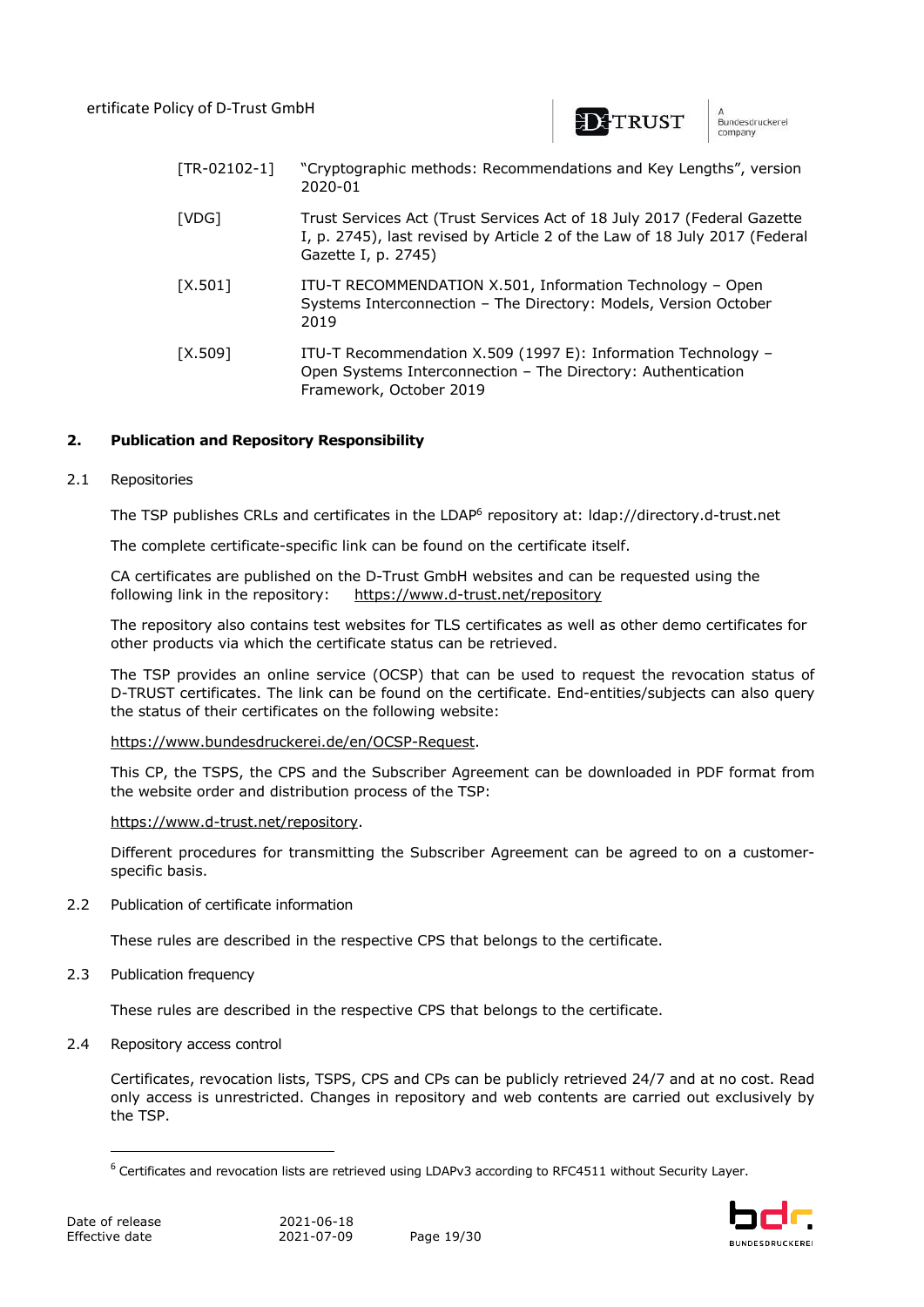| | |
|---|---|
| [TR-02102-1] | "Cryptographic methods: Recommendations and Key Lengths", version 2020-01 |
| [VDG] | Trust Services Act (Trust Services Act of 18 July 2017 (Federal Gazette I, p. 2745), last revised by Article 2 of the Law of 18 July 2017 (Federal Gazette I, p. 2745) |
| [X.501] | ITU-T RECOMMENDATION X.501, Information Technology – Open Systems Interconnection – The Directory: Models, Version October 2019 |
| [X.509] | ITU-T Recommendation X.509 (1997 E): Information Technology – Open Systems Interconnection – The Directory: Authentication Framework, October 2019 |

# 2. Publication and Repository Responsibility

## 2.1 Repositories

The TSP publishes CRLs and certificates in the LDAP[6] repository at: ldap://directory.d-trust.net

The complete certificate-specific link can be found on the certificate itself.

CA certificates are published on the D-Trust GmbH websites and can be requested using the following link in the repository: https://www.d-trust.net/repository

The repository also contains test websites for TLS certificates as well as other demo certificates for other products via which the certificate status can be retrieved.

The TSP provides an online service (OCSP) that can be used to request the revocation status of D-TRUST certificates. The link can be found on the certificate. End-entities/subjects can also query the status of their certificates on the following website:

https://www.bundesdruckerei.de/en/OCSP-Request.

This CP, the TSPS, the CPS and the Subscriber Agreement can be downloaded in PDF format from the website order and distribution process of the TSP:

https://www.d-trust.net/repository.

Different procedures for transmitting the Subscriber Agreement can be agreed to on a customer-specific basis.

## 2.2 Publication of certificate information

These rules are described in the respective CPS that belongs to the certificate.

## 2.3 Publication frequency

These rules are described in the respective CPS that belongs to the certificate.

## 2.4 Repository access control

Certificates, revocation lists, TSPS, CPS and CPs can be publicly retrieved 24/7 and at no cost. Read only access is unrestricted. Changes in repository and web contents are carried out exclusively by the TSP.

[6] Certificates and revocation lists are retrieved using LDAPv3 according to RFC4511 without Security Layer.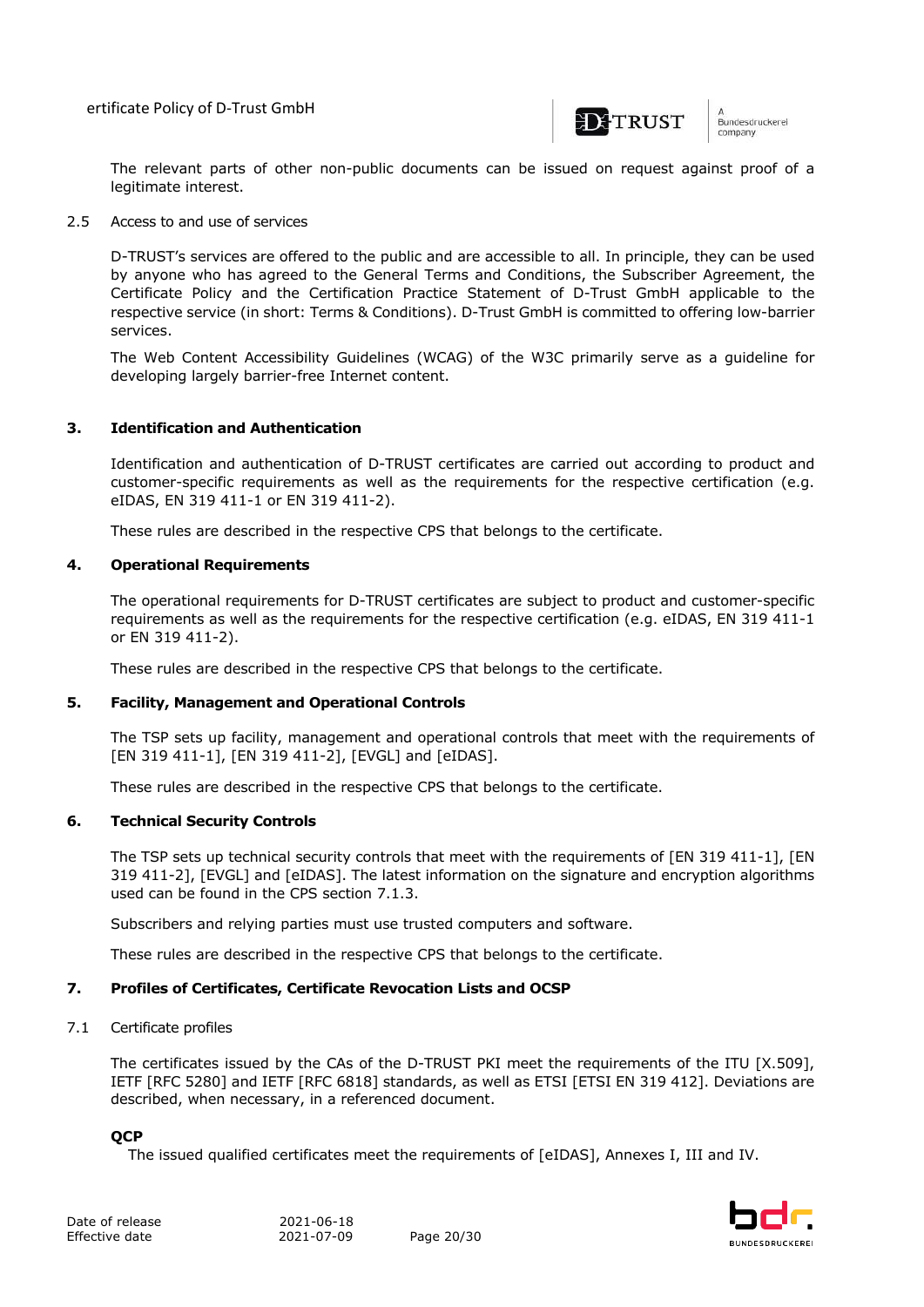The relevant parts of other non-public documents can be issued on request against proof of a legitimate interest.

### 2.5 Access to and use of services

D-TRUST's services are offered to the public and are accessible to all. In principle, they can be used by anyone who has agreed to the General Terms and Conditions, the Subscriber Agreement, the Certificate Policy and the Certification Practice Statement of D-Trust GmbH applicable to the respective service (in short: Terms & Conditions). D-Trust GmbH is committed to offering low-barrier services.

The Web Content Accessibility Guidelines (WCAG) of the W3C primarily serve as a guideline for developing largely barrier-free Internet content.

## 3. Identification and Authentication

Identification and authentication of D-TRUST certificates are carried out according to product and customer-specific requirements as well as the requirements for the respective certification (e.g. eIDAS, EN 319 411-1 or EN 319 411-2).

These rules are described in the respective CPS that belongs to the certificate.

## 4. Operational Requirements

The operational requirements for D-TRUST certificates are subject to product and customer-specific requirements as well as the requirements for the respective certification (e.g. eIDAS, EN 319 411-1 or EN 319 411-2).

These rules are described in the respective CPS that belongs to the certificate.

## 5. Facility, Management and Operational Controls

The TSP sets up facility, management and operational controls that meet with the requirements of [EN 319 411-1], [EN 319 411-2], [EVGL] and [eIDAS].

These rules are described in the respective CPS that belongs to the certificate.

## 6. Technical Security Controls

The TSP sets up technical security controls that meet with the requirements of [EN 319 411-1], [EN 319 411-2], [EVGL] and [eIDAS]. The latest information on the signature and encryption algorithms used can be found in the CPS section 7.1.3.

Subscribers and relying parties must use trusted computers and software.

These rules are described in the respective CPS that belongs to the certificate.

## 7. Profiles of Certificates, Certificate Revocation Lists and OCSP

### 7.1 Certificate profiles

The certificates issued by the CAs of the D-TRUST PKI meet the requirements of the ITU [X.509], IETF [RFC 5280] and IETF [RFC 6818] standards, as well as ETSI [ETSI EN 319 412]. Deviations are described, when necessary, in a referenced document.

**QCP**

The issued qualified certificates meet the requirements of [eIDAS], Annexes I, III and IV.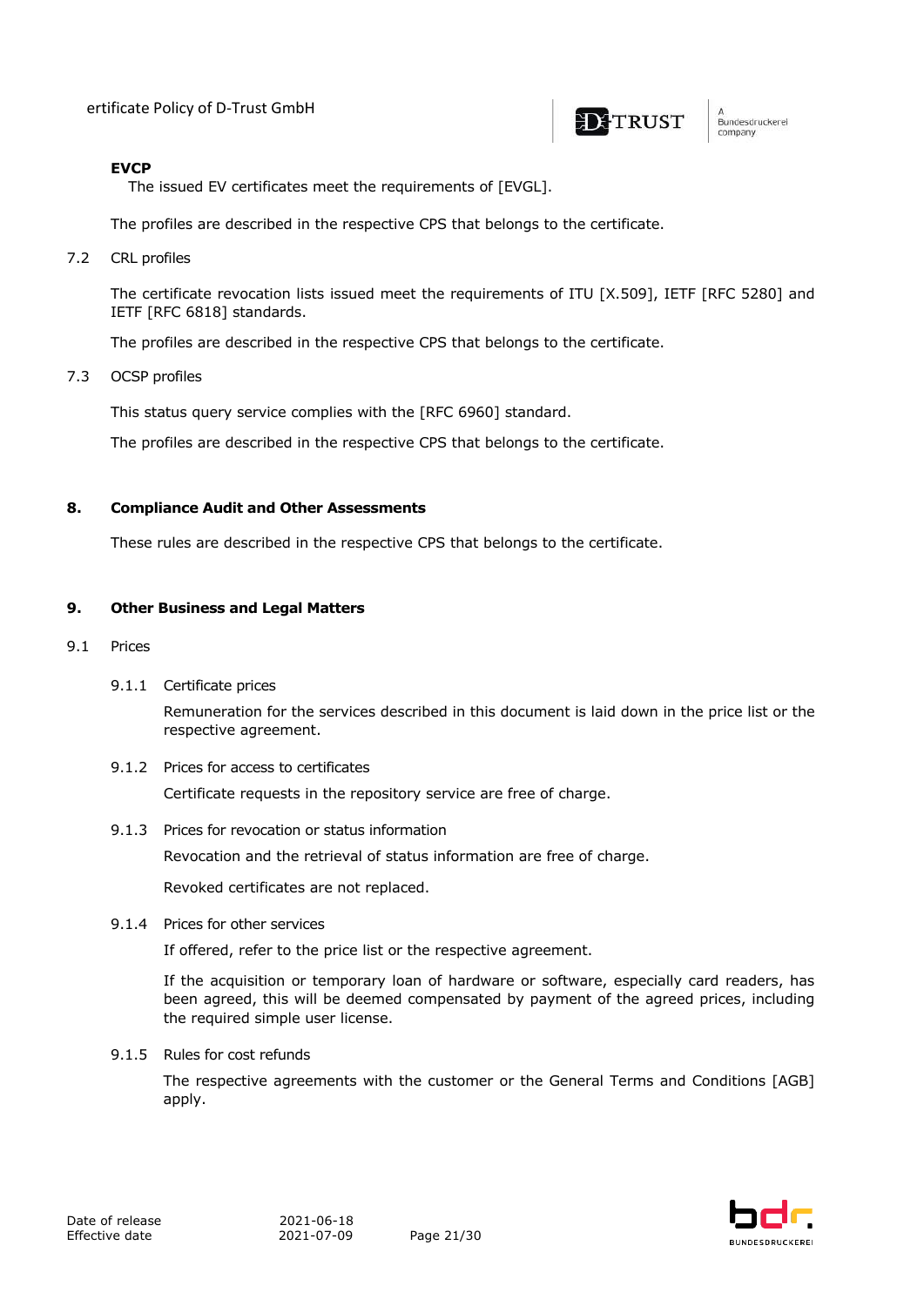**EVCP**

The issued EV certificates meet the requirements of [EVGL].

The profiles are described in the respective CPS that belongs to the certificate.

### 7.2 CRL profiles

The certificate revocation lists issued meet the requirements of ITU [X.509], IETF [RFC 5280] and IETF [RFC 6818] standards.

The profiles are described in the respective CPS that belongs to the certificate.

### 7.3 OCSP profiles

This status query service complies with the [RFC 6960] standard.

The profiles are described in the respective CPS that belongs to the certificate.

## 8. Compliance Audit and Other Assessments

These rules are described in the respective CPS that belongs to the certificate.

## 9. Other Business and Legal Matters

### 9.1 Prices

#### 9.1.1 Certificate prices

Remuneration for the services described in this document is laid down in the price list or the respective agreement.

#### 9.1.2 Prices for access to certificates

Certificate requests in the repository service are free of charge.

#### 9.1.3 Prices for revocation or status information

Revocation and the retrieval of status information are free of charge.

Revoked certificates are not replaced.

#### 9.1.4 Prices for other services

If offered, refer to the price list or the respective agreement.

If the acquisition or temporary loan of hardware or software, especially card readers, has been agreed, this will be deemed compensated by payment of the agreed prices, including the required simple user license.

#### 9.1.5 Rules for cost refunds

The respective agreements with the customer or the General Terms and Conditions [AGB] apply.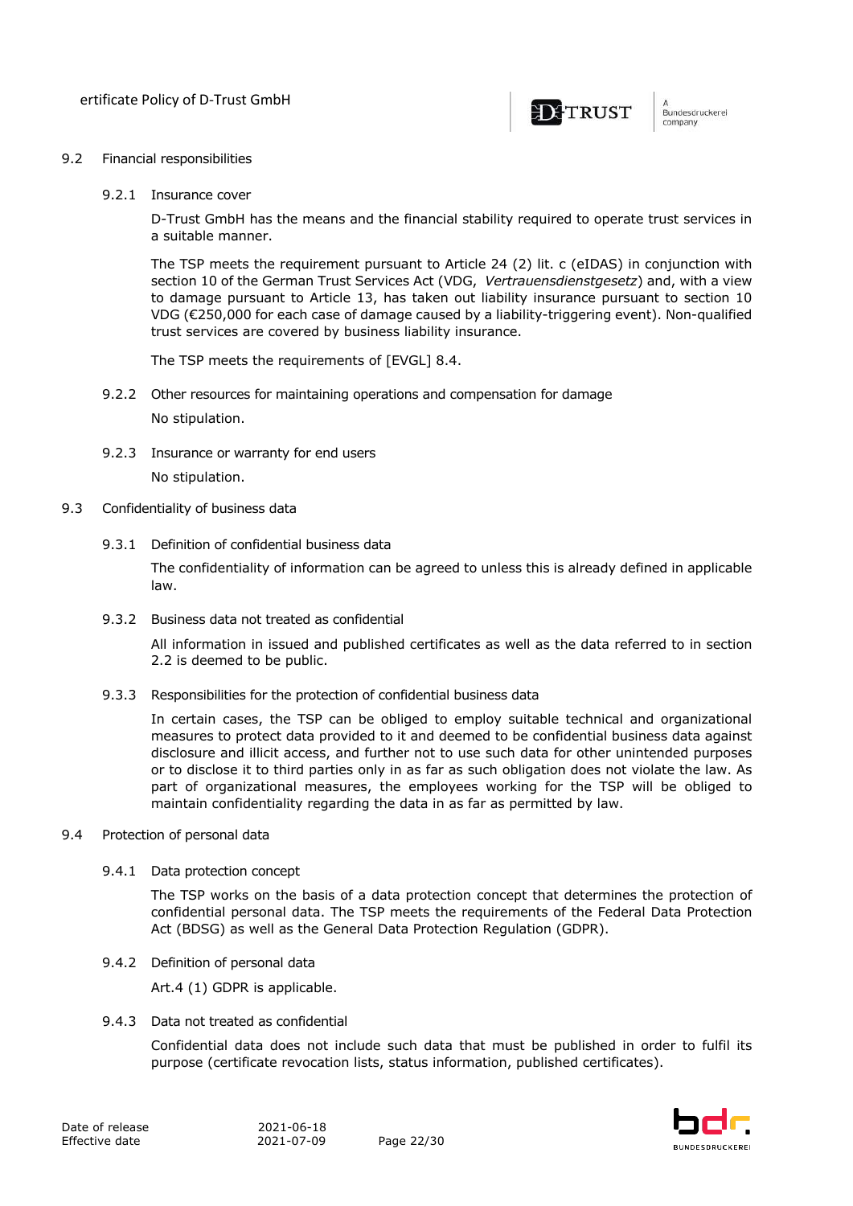## 9.2 Financial responsibilities

### 9.2.1 Insurance cover

D-Trust GmbH has the means and the financial stability required to operate trust services in a suitable manner.

The TSP meets the requirement pursuant to Article 24 (2) lit. c (eIDAS) in conjunction with section 10 of the German Trust Services Act (VDG, *Vertrauensdienstgesetz*) and, with a view to damage pursuant to Article 13, has taken out liability insurance pursuant to section 10 VDG (€250,000 for each case of damage caused by a liability-triggering event). Non-qualified trust services are covered by business liability insurance.

The TSP meets the requirements of [EVGL] 8.4.

### 9.2.2 Other resources for maintaining operations and compensation for damage

No stipulation.

### 9.2.3 Insurance or warranty for end users

No stipulation.

## 9.3 Confidentiality of business data

### 9.3.1 Definition of confidential business data

The confidentiality of information can be agreed to unless this is already defined in applicable law.

### 9.3.2 Business data not treated as confidential

All information in issued and published certificates as well as the data referred to in section 2.2 is deemed to be public.

### 9.3.3 Responsibilities for the protection of confidential business data

In certain cases, the TSP can be obliged to employ suitable technical and organizational measures to protect data provided to it and deemed to be confidential business data against disclosure and illicit access, and further not to use such data for other unintended purposes or to disclose it to third parties only in as far as such obligation does not violate the law. As part of organizational measures, the employees working for the TSP will be obliged to maintain confidentiality regarding the data in as far as permitted by law.

## 9.4 Protection of personal data

### 9.4.1 Data protection concept

The TSP works on the basis of a data protection concept that determines the protection of confidential personal data. The TSP meets the requirements of the Federal Data Protection Act (BDSG) as well as the General Data Protection Regulation (GDPR).

### 9.4.2 Definition of personal data

Art.4 (1) GDPR is applicable.

### 9.4.3 Data not treated as confidential

Confidential data does not include such data that must be published in order to fulfil its purpose (certificate revocation lists, status information, published certificates).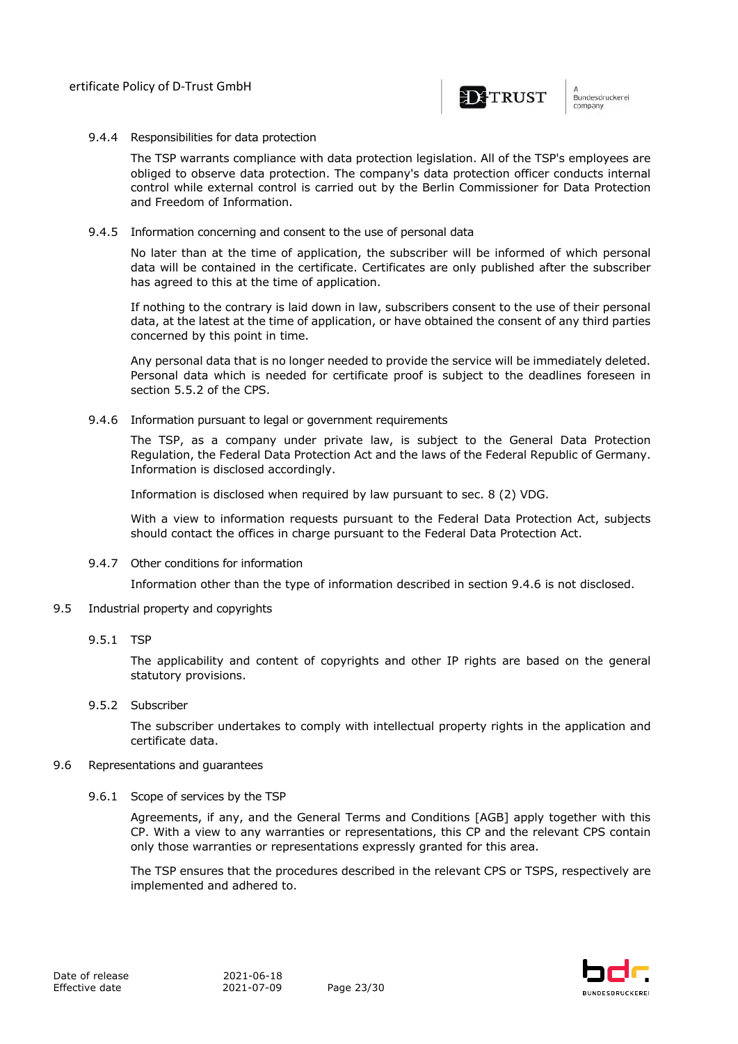### 9.4.4 Responsibilities for data protection

The TSP warrants compliance with data protection legislation. All of the TSP's employees are obliged to observe data protection. The company's data protection officer conducts internal control while external control is carried out by the Berlin Commissioner for Data Protection and Freedom of Information.

### 9.4.5 Information concerning and consent to the use of personal data

No later than at the time of application, the subscriber will be informed of which personal data will be contained in the certificate. Certificates are only published after the subscriber has agreed to this at the time of application.

If nothing to the contrary is laid down in law, subscribers consent to the use of their personal data, at the latest at the time of application, or have obtained the consent of any third parties concerned by this point in time.

Any personal data that is no longer needed to provide the service will be immediately deleted. Personal data which is needed for certificate proof is subject to the deadlines foreseen in section 5.5.2 of the CPS.

### 9.4.6 Information pursuant to legal or government requirements

The TSP, as a company under private law, is subject to the General Data Protection Regulation, the Federal Data Protection Act and the laws of the Federal Republic of Germany. Information is disclosed accordingly.

Information is disclosed when required by law pursuant to sec. 8 (2) VDG.

With a view to information requests pursuant to the Federal Data Protection Act, subjects should contact the offices in charge pursuant to the Federal Data Protection Act.

### 9.4.7 Other conditions for information

Information other than the type of information described in section 9.4.6 is not disclosed.

## 9.5 Industrial property and copyrights

### 9.5.1 TSP

The applicability and content of copyrights and other IP rights are based on the general statutory provisions.

### 9.5.2 Subscriber

The subscriber undertakes to comply with intellectual property rights in the application and certificate data.

## 9.6 Representations and guarantees

### 9.6.1 Scope of services by the TSP

Agreements, if any, and the General Terms and Conditions [AGB] apply together with this CP. With a view to any warranties or representations, this CP and the relevant CPS contain only those warranties or representations expressly granted for this area.

The TSP ensures that the procedures described in the relevant CPS or TSPS, respectively are implemented and adhered to.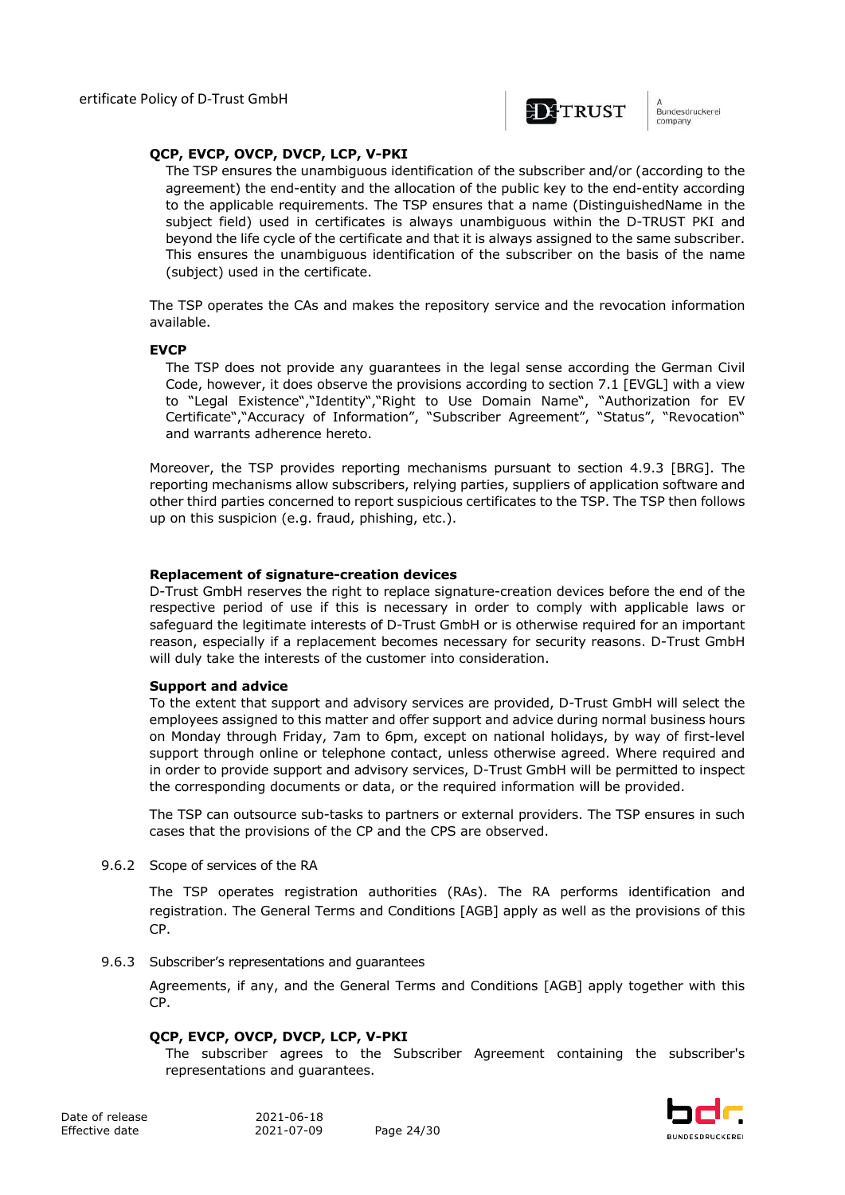**QCP, EVCP, OVCP, DVCP, LCP, V-PKI**

The TSP ensures the unambiguous identification of the subscriber and/or (according to the agreement) the end-entity and the allocation of the public key to the end-entity according to the applicable requirements. The TSP ensures that a name (DistinguishedName in the subject field) used in certificates is always unambiguous within the D-TRUST PKI and beyond the life cycle of the certificate and that it is always assigned to the same subscriber. This ensures the unambiguous identification of the subscriber on the basis of the name (subject) used in the certificate.

The TSP operates the CAs and makes the repository service and the revocation information available.

**EVCP**

The TSP does not provide any guarantees in the legal sense according the German Civil Code, however, it does observe the provisions according to section 7.1 [EVGL] with a view to "Legal Existence","Identity","Right to Use Domain Name", "Authorization for EV Certificate","Accuracy of Information", "Subscriber Agreement", "Status", "Revocation" and warrants adherence hereto.

Moreover, the TSP provides reporting mechanisms pursuant to section 4.9.3 [BRG]. The reporting mechanisms allow subscribers, relying parties, suppliers of application software and other third parties concerned to report suspicious certificates to the TSP. The TSP then follows up on this suspicion (e.g. fraud, phishing, etc.).

**Replacement of signature-creation devices**

D-Trust GmbH reserves the right to replace signature-creation devices before the end of the respective period of use if this is necessary in order to comply with applicable laws or safeguard the legitimate interests of D-Trust GmbH or is otherwise required for an important reason, especially if a replacement becomes necessary for security reasons. D-Trust GmbH will duly take the interests of the customer into consideration.

**Support and advice**

To the extent that support and advisory services are provided, D-Trust GmbH will select the employees assigned to this matter and offer support and advice during normal business hours on Monday through Friday, 7am to 6pm, except on national holidays, by way of first-level support through online or telephone contact, unless otherwise agreed. Where required and in order to provide support and advisory services, D-Trust GmbH will be permitted to inspect the corresponding documents or data, or the required information will be provided.

The TSP can outsource sub-tasks to partners or external providers. The TSP ensures in such cases that the provisions of the CP and the CPS are observed.

### 9.6.2 Scope of services of the RA

The TSP operates registration authorities (RAs). The RA performs identification and registration. The General Terms and Conditions [AGB] apply as well as the provisions of this CP.

### 9.6.3 Subscriber's representations and guarantees

Agreements, if any, and the General Terms and Conditions [AGB] apply together with this CP.

**QCP, EVCP, OVCP, DVCP, LCP, V-PKI**

The subscriber agrees to the Subscriber Agreement containing the subscriber's representations and guarantees.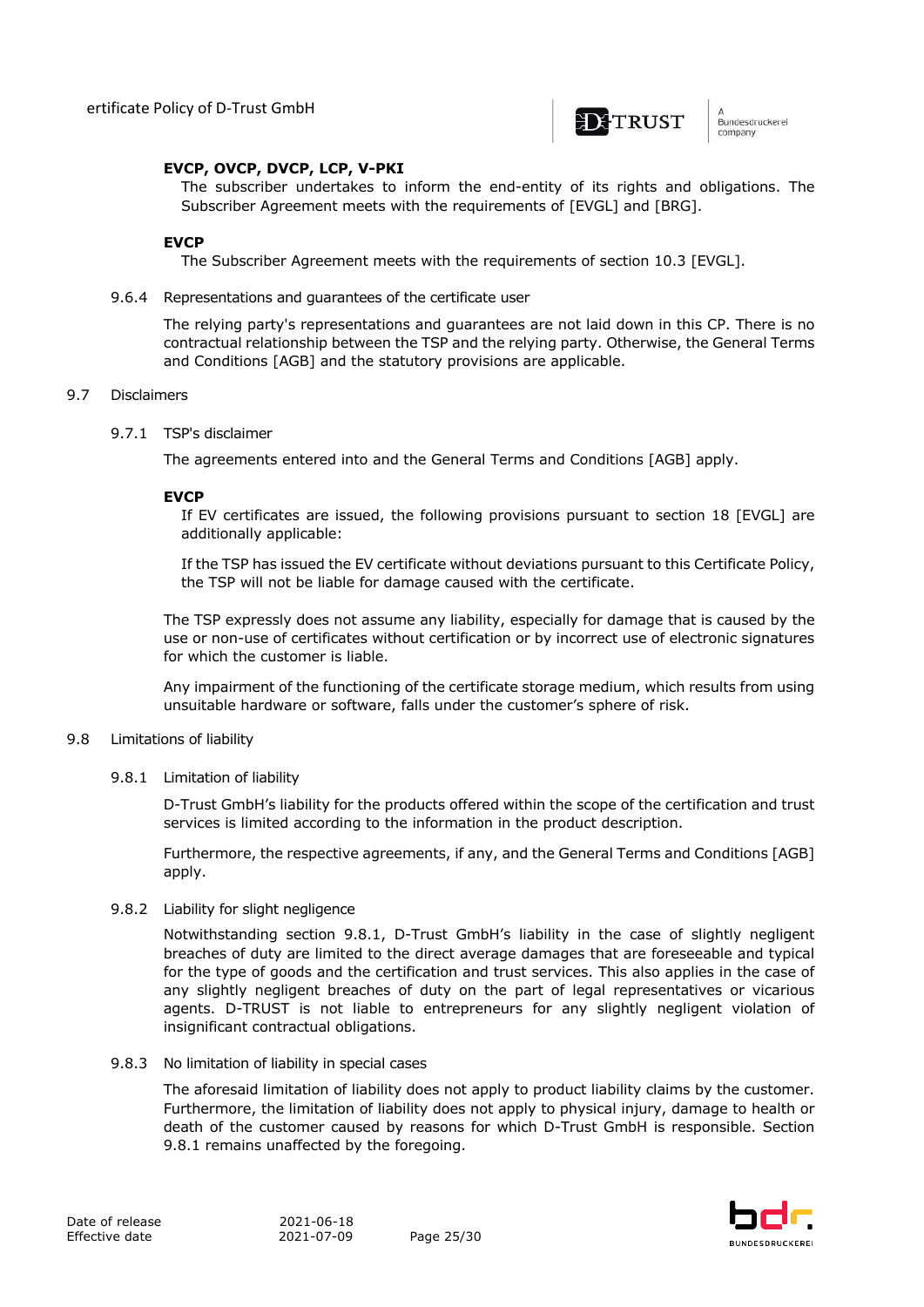**EVCP, OVCP, DVCP, LCP, V-PKI**

The subscriber undertakes to inform the end-entity of its rights and obligations. The Subscriber Agreement meets with the requirements of [EVGL] and [BRG].

**EVCP**

The Subscriber Agreement meets with the requirements of section 10.3 [EVGL].

#### 9.6.4 Representations and guarantees of the certificate user

The relying party's representations and guarantees are not laid down in this CP. There is no contractual relationship between the TSP and the relying party. Otherwise, the General Terms and Conditions [AGB] and the statutory provisions are applicable.

## 9.7 Disclaimers

#### 9.7.1 TSP's disclaimer

The agreements entered into and the General Terms and Conditions [AGB] apply.

**EVCP**

If EV certificates are issued, the following provisions pursuant to section 18 [EVGL] are additionally applicable:

If the TSP has issued the EV certificate without deviations pursuant to this Certificate Policy, the TSP will not be liable for damage caused with the certificate.

The TSP expressly does not assume any liability, especially for damage that is caused by the use or non-use of certificates without certification or by incorrect use of electronic signatures for which the customer is liable.

Any impairment of the functioning of the certificate storage medium, which results from using unsuitable hardware or software, falls under the customer's sphere of risk.

## 9.8 Limitations of liability

#### 9.8.1 Limitation of liability

D-Trust GmbH's liability for the products offered within the scope of the certification and trust services is limited according to the information in the product description.

Furthermore, the respective agreements, if any, and the General Terms and Conditions [AGB] apply.

#### 9.8.2 Liability for slight negligence

Notwithstanding section 9.8.1, D-Trust GmbH's liability in the case of slightly negligent breaches of duty are limited to the direct average damages that are foreseeable and typical for the type of goods and the certification and trust services. This also applies in the case of any slightly negligent breaches of duty on the part of legal representatives or vicarious agents. D-TRUST is not liable to entrepreneurs for any slightly negligent violation of insignificant contractual obligations.

#### 9.8.3 No limitation of liability in special cases

The aforesaid limitation of liability does not apply to product liability claims by the customer. Furthermore, the limitation of liability does not apply to physical injury, damage to health or death of the customer caused by reasons for which D-Trust GmbH is responsible. Section 9.8.1 remains unaffected by the foregoing.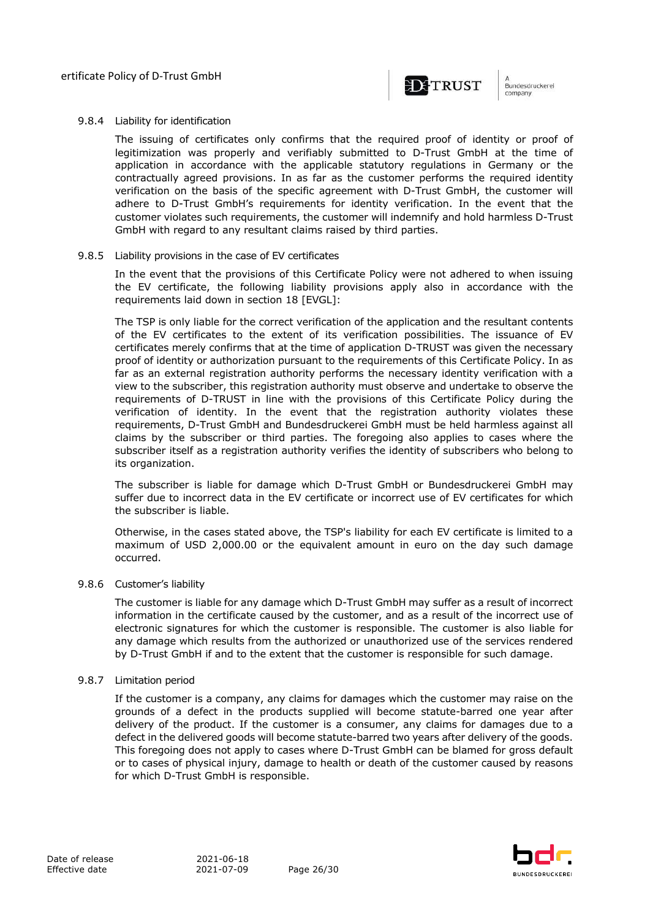### 9.8.4 Liability for identification

The issuing of certificates only confirms that the required proof of identity or proof of legitimization was properly and verifiably submitted to D-Trust GmbH at the time of application in accordance with the applicable statutory regulations in Germany or the contractually agreed provisions. In as far as the customer performs the required identity verification on the basis of the specific agreement with D-Trust GmbH, the customer will adhere to D-Trust GmbH's requirements for identity verification. In the event that the customer violates such requirements, the customer will indemnify and hold harmless D-Trust GmbH with regard to any resultant claims raised by third parties.

### 9.8.5 Liability provisions in the case of EV certificates

In the event that the provisions of this Certificate Policy were not adhered to when issuing the EV certificate, the following liability provisions apply also in accordance with the requirements laid down in section 18 [EVGL]:

The TSP is only liable for the correct verification of the application and the resultant contents of the EV certificates to the extent of its verification possibilities. The issuance of EV certificates merely confirms that at the time of application D-TRUST was given the necessary proof of identity or authorization pursuant to the requirements of this Certificate Policy. In as far as an external registration authority performs the necessary identity verification with a view to the subscriber, this registration authority must observe and undertake to observe the requirements of D-TRUST in line with the provisions of this Certificate Policy during the verification of identity. In the event that the registration authority violates these requirements, D-Trust GmbH and Bundesdruckerei GmbH must be held harmless against all claims by the subscriber or third parties. The foregoing also applies to cases where the subscriber itself as a registration authority verifies the identity of subscribers who belong to its organization.

The subscriber is liable for damage which D-Trust GmbH or Bundesdruckerei GmbH may suffer due to incorrect data in the EV certificate or incorrect use of EV certificates for which the subscriber is liable.

Otherwise, in the cases stated above, the TSP's liability for each EV certificate is limited to a maximum of USD 2,000.00 or the equivalent amount in euro on the day such damage occurred.

### 9.8.6 Customer's liability

The customer is liable for any damage which D-Trust GmbH may suffer as a result of incorrect information in the certificate caused by the customer, and as a result of the incorrect use of electronic signatures for which the customer is responsible. The customer is also liable for any damage which results from the authorized or unauthorized use of the services rendered by D-Trust GmbH if and to the extent that the customer is responsible for such damage.

### 9.8.7 Limitation period

If the customer is a company, any claims for damages which the customer may raise on the grounds of a defect in the products supplied will become statute-barred one year after delivery of the product. If the customer is a consumer, any claims for damages due to a defect in the delivered goods will become statute-barred two years after delivery of the goods. This foregoing does not apply to cases where D-Trust GmbH can be blamed for gross default or to cases of physical injury, damage to health or death of the customer caused by reasons for which D-Trust GmbH is responsible.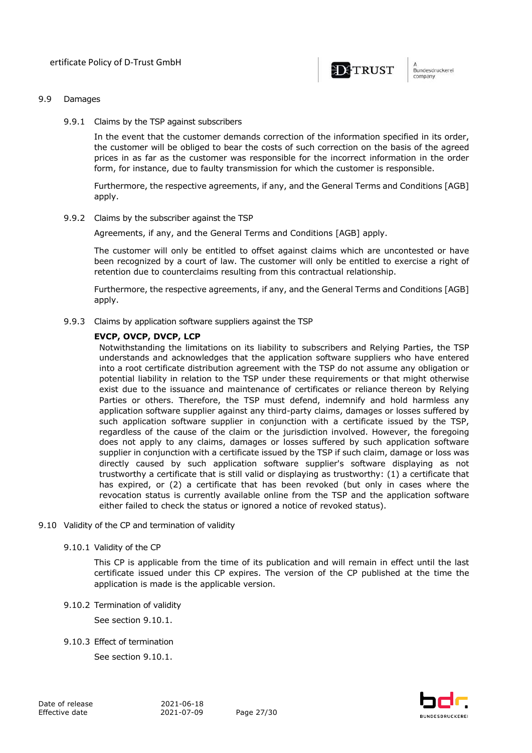## 9.9 Damages

### 9.9.1 Claims by the TSP against subscribers

In the event that the customer demands correction of the information specified in its order, the customer will be obliged to bear the costs of such correction on the basis of the agreed prices in as far as the customer was responsible for the incorrect information in the order form, for instance, due to faulty transmission for which the customer is responsible.

Furthermore, the respective agreements, if any, and the General Terms and Conditions [AGB] apply.

### 9.9.2 Claims by the subscriber against the TSP

Agreements, if any, and the General Terms and Conditions [AGB] apply.

The customer will only be entitled to offset against claims which are uncontested or have been recognized by a court of law. The customer will only be entitled to exercise a right of retention due to counterclaims resulting from this contractual relationship.

Furthermore, the respective agreements, if any, and the General Terms and Conditions [AGB] apply.

### 9.9.3 Claims by application software suppliers against the TSP

**EVCP, OVCP, DVCP, LCP**

Notwithstanding the limitations on its liability to subscribers and Relying Parties, the TSP understands and acknowledges that the application software suppliers who have entered into a root certificate distribution agreement with the TSP do not assume any obligation or potential liability in relation to the TSP under these requirements or that might otherwise exist due to the issuance and maintenance of certificates or reliance thereon by Relying Parties or others. Therefore, the TSP must defend, indemnify and hold harmless any application software supplier against any third-party claims, damages or losses suffered by such application software supplier in conjunction with a certificate issued by the TSP, regardless of the cause of the claim or the jurisdiction involved. However, the foregoing does not apply to any claims, damages or losses suffered by such application software supplier in conjunction with a certificate issued by the TSP if such claim, damage or loss was directly caused by such application software supplier's software displaying as not trustworthy a certificate that is still valid or displaying as trustworthy: (1) a certificate that has expired, or (2) a certificate that has been revoked (but only in cases where the revocation status is currently available online from the TSP and the application software either failed to check the status or ignored a notice of revoked status).

## 9.10 Validity of the CP and termination of validity

### 9.10.1 Validity of the CP

This CP is applicable from the time of its publication and will remain in effect until the last certificate issued under this CP expires. The version of the CP published at the time the application is made is the applicable version.

### 9.10.2 Termination of validity

See section 9.10.1.

### 9.10.3 Effect of termination

See section 9.10.1.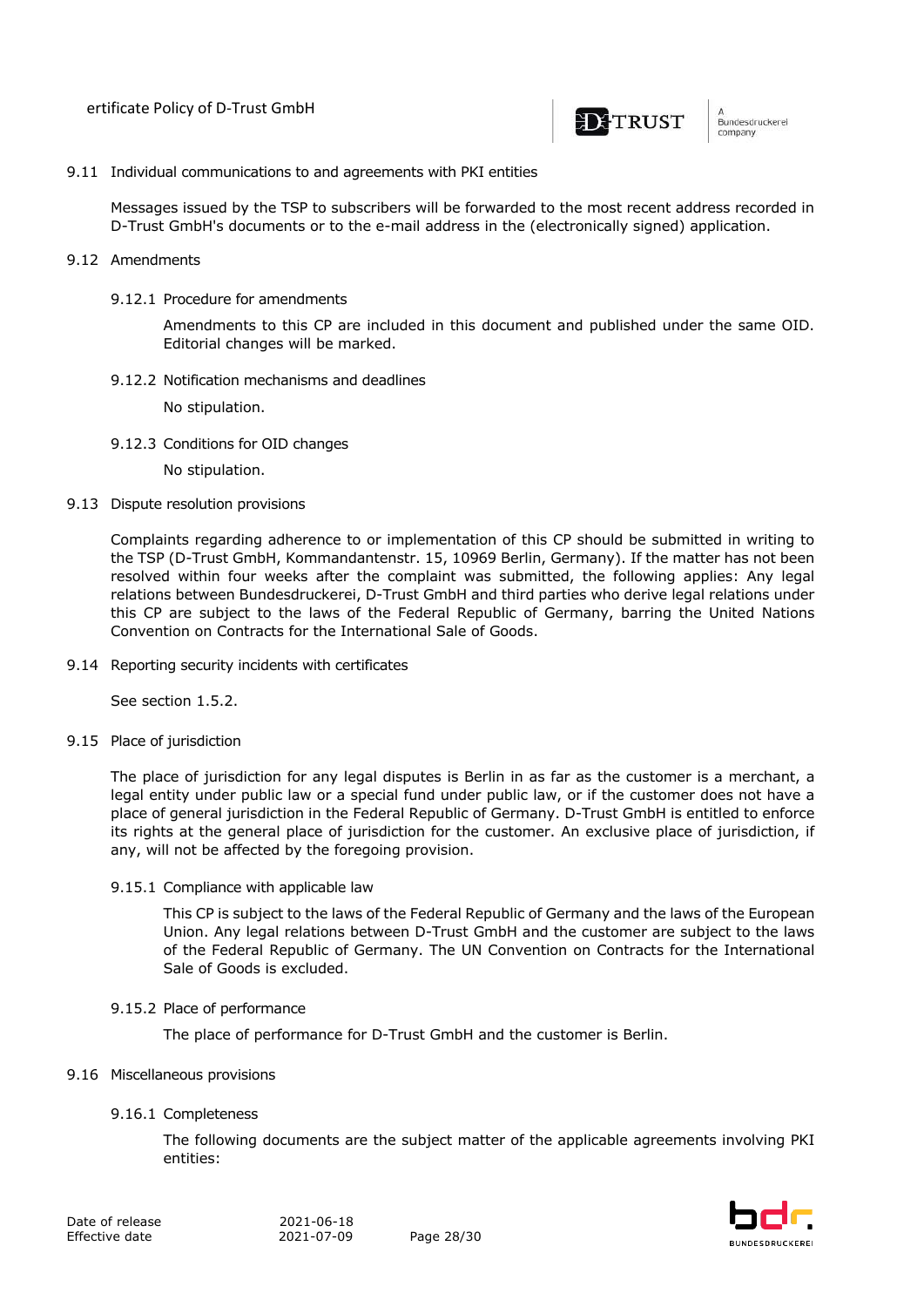## 9.11 Individual communications to and agreements with PKI entities

Messages issued by the TSP to subscribers will be forwarded to the most recent address recorded in D-Trust GmbH's documents or to the e-mail address in the (electronically signed) application.

## 9.12 Amendments

### 9.12.1 Procedure for amendments

Amendments to this CP are included in this document and published under the same OID. Editorial changes will be marked.

### 9.12.2 Notification mechanisms and deadlines

No stipulation.

### 9.12.3 Conditions for OID changes

No stipulation.

## 9.13 Dispute resolution provisions

Complaints regarding adherence to or implementation of this CP should be submitted in writing to the TSP (D-Trust GmbH, Kommandantenstr. 15, 10969 Berlin, Germany). If the matter has not been resolved within four weeks after the complaint was submitted, the following applies: Any legal relations between Bundesdruckerei, D-Trust GmbH and third parties who derive legal relations under this CP are subject to the laws of the Federal Republic of Germany, barring the United Nations Convention on Contracts for the International Sale of Goods.

## 9.14 Reporting security incidents with certificates

See section 1.5.2.

## 9.15 Place of jurisdiction

The place of jurisdiction for any legal disputes is Berlin in as far as the customer is a merchant, a legal entity under public law or a special fund under public law, or if the customer does not have a place of general jurisdiction in the Federal Republic of Germany. D-Trust GmbH is entitled to enforce its rights at the general place of jurisdiction for the customer. An exclusive place of jurisdiction, if any, will not be affected by the foregoing provision.

### 9.15.1 Compliance with applicable law

This CP is subject to the laws of the Federal Republic of Germany and the laws of the European Union. Any legal relations between D-Trust GmbH and the customer are subject to the laws of the Federal Republic of Germany. The UN Convention on Contracts for the International Sale of Goods is excluded.

### 9.15.2 Place of performance

The place of performance for D-Trust GmbH and the customer is Berlin.

## 9.16 Miscellaneous provisions

### 9.16.1 Completeness

The following documents are the subject matter of the applicable agreements involving PKI entities: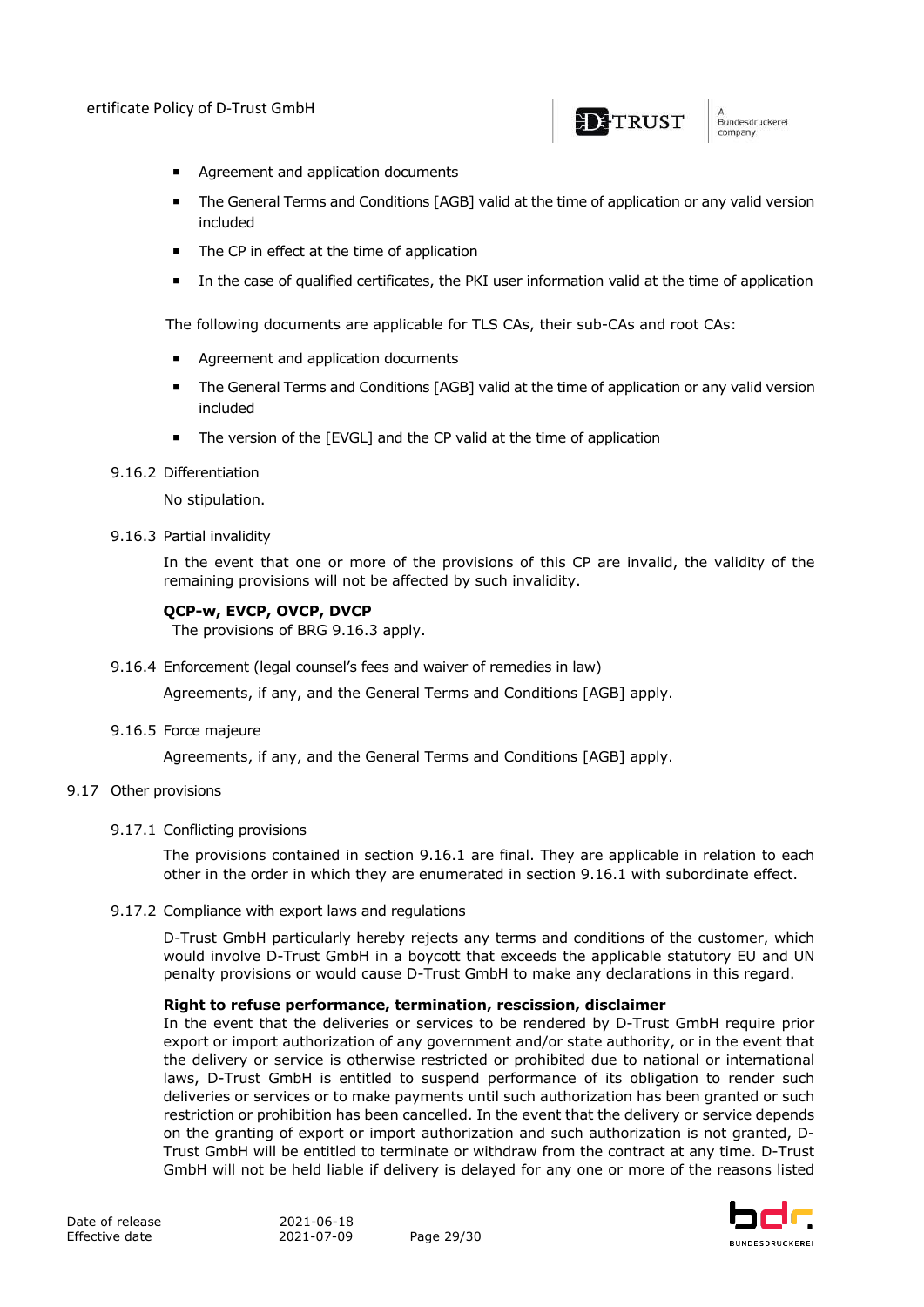- Agreement and application documents
- The General Terms and Conditions [AGB] valid at the time of application or any valid version included
- The CP in effect at the time of application
- In the case of qualified certificates, the PKI user information valid at the time of application

The following documents are applicable for TLS CAs, their sub-CAs and root CAs:

- Agreement and application documents
- The General Terms and Conditions [AGB] valid at the time of application or any valid version included
- The version of the [EVGL] and the CP valid at the time of application

### 9.16.2 Differentiation

No stipulation.

### 9.16.3 Partial invalidity

In the event that one or more of the provisions of this CP are invalid, the validity of the remaining provisions will not be affected by such invalidity.

**QCP-w, EVCP, OVCP, DVCP**
The provisions of BRG 9.16.3 apply.

### 9.16.4 Enforcement (legal counsel's fees and waiver of remedies in law)

Agreements, if any, and the General Terms and Conditions [AGB] apply.

### 9.16.5 Force majeure

Agreements, if any, and the General Terms and Conditions [AGB] apply.

## 9.17 Other provisions

### 9.17.1 Conflicting provisions

The provisions contained in section 9.16.1 are final. They are applicable in relation to each other in the order in which they are enumerated in section 9.16.1 with subordinate effect.

### 9.17.2 Compliance with export laws and regulations

D-Trust GmbH particularly hereby rejects any terms and conditions of the customer, which would involve D-Trust GmbH in a boycott that exceeds the applicable statutory EU and UN penalty provisions or would cause D-Trust GmbH to make any declarations in this regard.

**Right to refuse performance, termination, rescission, disclaimer**
In the event that the deliveries or services to be rendered by D-Trust GmbH require prior export or import authorization of any government and/or state authority, or in the event that the delivery or service is otherwise restricted or prohibited due to national or international laws, D-Trust GmbH is entitled to suspend performance of its obligation to render such deliveries or services or to make payments until such authorization has been granted or such restriction or prohibition has been cancelled. In the event that the delivery or service depends on the granting of export or import authorization and such authorization is not granted, D-Trust GmbH will be entitled to terminate or withdraw from the contract at any time. D-Trust GmbH will not be held liable if delivery is delayed for any one or more of the reasons listed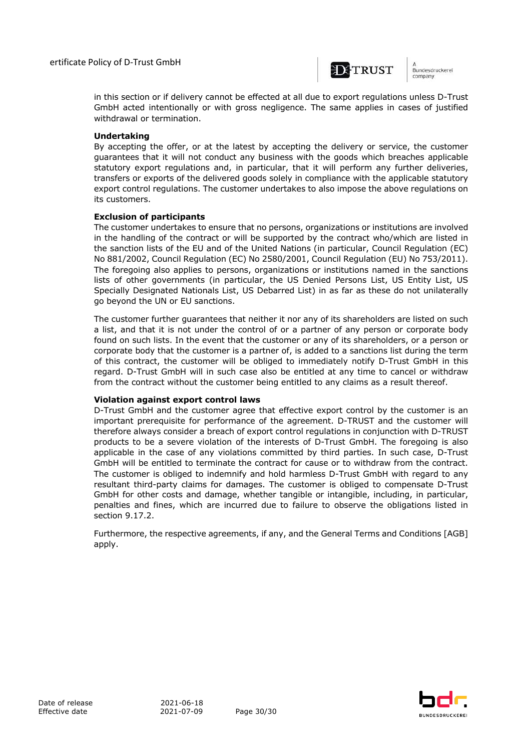in this section or if delivery cannot be effected at all due to export regulations unless D-Trust GmbH acted intentionally or with gross negligence. The same applies in cases of justified withdrawal or termination.

**Undertaking**

By accepting the offer, or at the latest by accepting the delivery or service, the customer guarantees that it will not conduct any business with the goods which breaches applicable statutory export regulations and, in particular, that it will perform any further deliveries, transfers or exports of the delivered goods solely in compliance with the applicable statutory export control regulations. The customer undertakes to also impose the above regulations on its customers.

**Exclusion of participants**

The customer undertakes to ensure that no persons, organizations or institutions are involved in the handling of the contract or will be supported by the contract who/which are listed in the sanction lists of the EU and of the United Nations (in particular, Council Regulation (EC) No 881/2002, Council Regulation (EC) No 2580/2001, Council Regulation (EU) No 753/2011). The foregoing also applies to persons, organizations or institutions named in the sanctions lists of other governments (in particular, the US Denied Persons List, US Entity List, US Specially Designated Nationals List, US Debarred List) in as far as these do not unilaterally go beyond the UN or EU sanctions.

The customer further guarantees that neither it nor any of its shareholders are listed on such a list, and that it is not under the control of or a partner of any person or corporate body found on such lists. In the event that the customer or any of its shareholders, or a person or corporate body that the customer is a partner of, is added to a sanctions list during the term of this contract, the customer will be obliged to immediately notify D-Trust GmbH in this regard. D-Trust GmbH will in such case also be entitled at any time to cancel or withdraw from the contract without the customer being entitled to any claims as a result thereof.

**Violation against export control laws**

D-Trust GmbH and the customer agree that effective export control by the customer is an important prerequisite for performance of the agreement. D-TRUST and the customer will therefore always consider a breach of export control regulations in conjunction with D-TRUST products to be a severe violation of the interests of D-Trust GmbH. The foregoing is also applicable in the case of any violations committed by third parties. In such case, D-Trust GmbH will be entitled to terminate the contract for cause or to withdraw from the contract. The customer is obliged to indemnify and hold harmless D-Trust GmbH with regard to any resultant third-party claims for damages. The customer is obliged to compensate D-Trust GmbH for other costs and damage, whether tangible or intangible, including, in particular, penalties and fines, which are incurred due to failure to observe the obligations listed in section 9.17.2.

Furthermore, the respective agreements, if any, and the General Terms and Conditions [AGB] apply.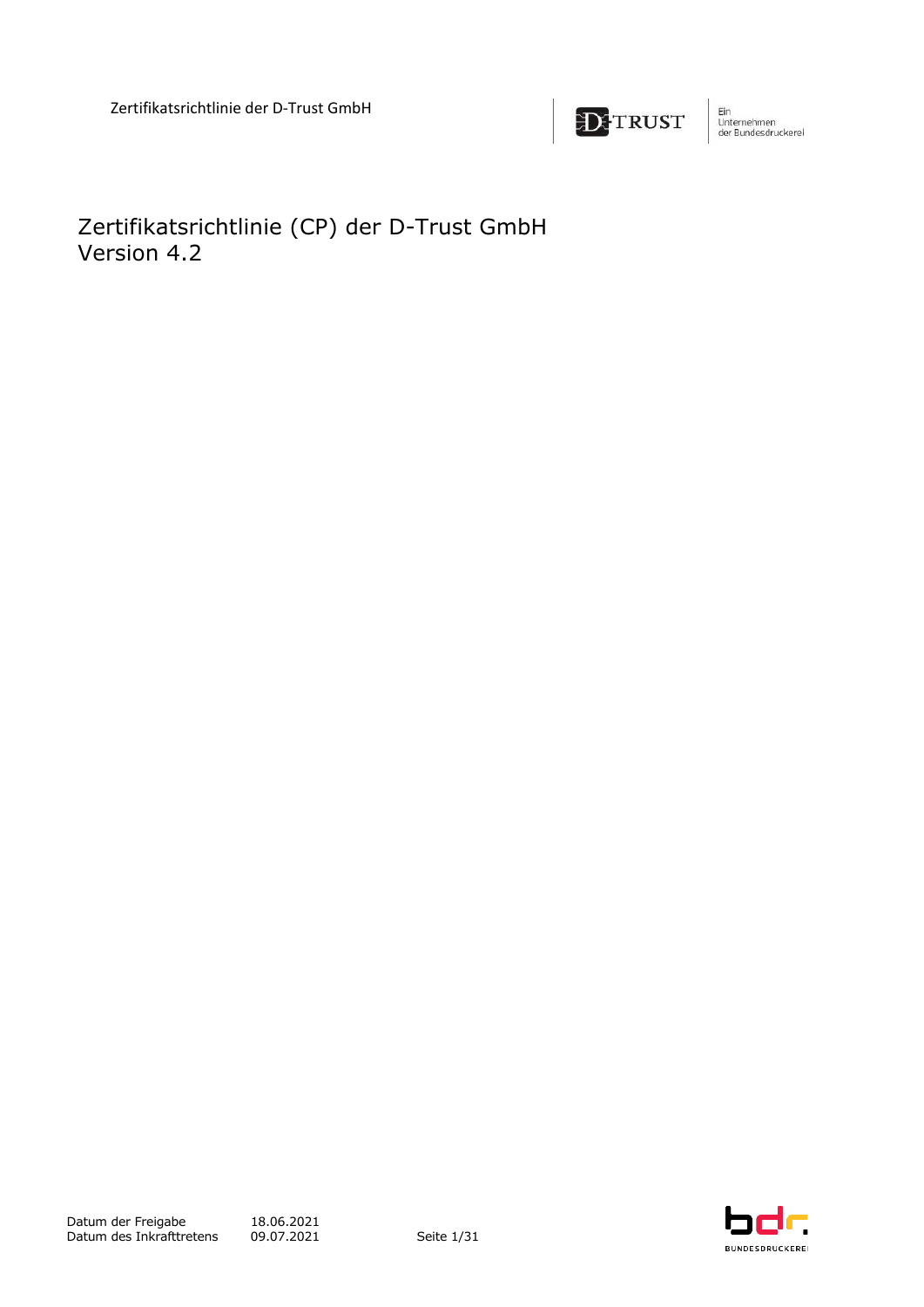# Zertifikatsrichtlinie (CP) der D-Trust GmbH
Version 4.2

Datum der Freigabe 18.06.2021
Datum des Inkrafttretens 09.07.2021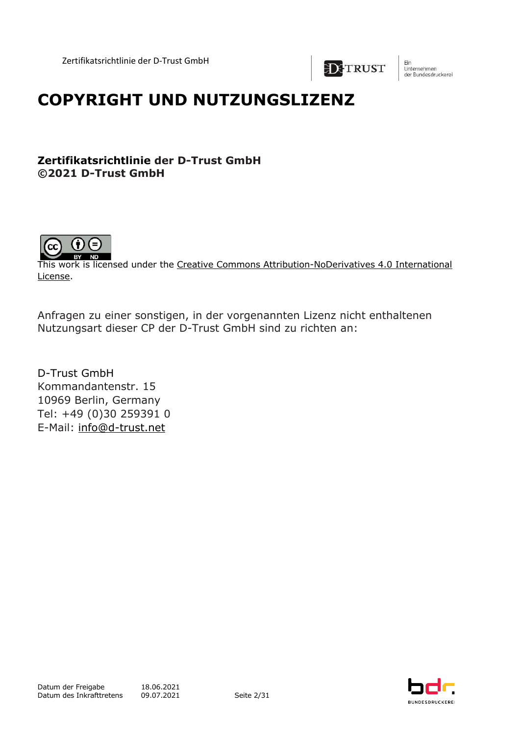# COPYRIGHT UND NUTZUNGSLIZENZ

**Zertifikatsrichtlinie der D-Trust GmbH**
**©2021 D-Trust GmbH**

This work is licensed under the Creative Commons Attribution-NoDerivatives 4.0 International License.

Anfragen zu einer sonstigen, in der vorgenannten Lizenz nicht enthaltenen Nutzungsart dieser CP der D-Trust GmbH sind zu richten an:

D-Trust GmbH
Kommandantenstr. 15
10969 Berlin, Germany
Tel: +49 (0)30 259391 0
E-Mail: info@d-trust.net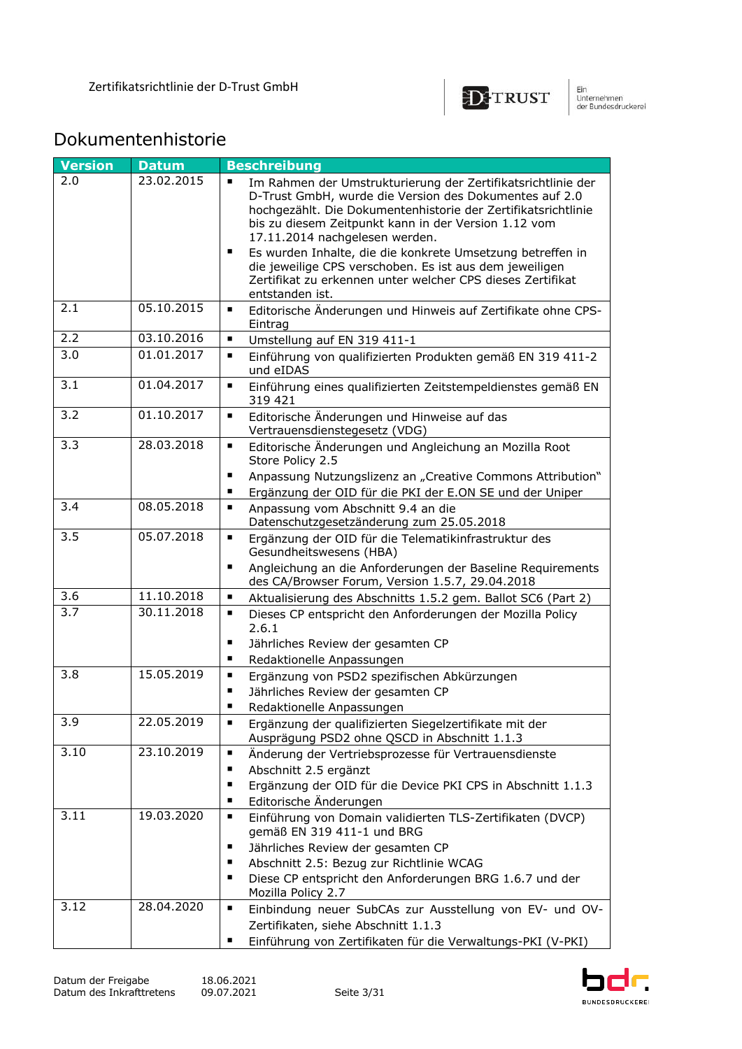# Dokumentenhistorie

| Version | Datum | Beschreibung |
|---|---|---|
| 2.0 | 23.02.2015 | ▪ Im Rahmen der Umstrukturierung der Zertifikatsrichtlinie der D-Trust GmbH, wurde die Version des Dokumentes auf 2.0 hochgezählt. Die Dokumentenhistorie der Zertifikatsrichtlinie bis zu diesem Zeitpunkt kann in der Version 1.12 vom 17.11.2014 nachgelesen werden.<br>▪ Es wurden Inhalte, die die konkrete Umsetzung betreffen in die jeweilige CPS verschoben. Es ist aus dem jeweiligen Zertifikat zu erkennen unter welcher CPS dieses Zertifikat entstanden ist. |
| 2.1 | 05.10.2015 | ▪ Editorische Änderungen und Hinweis auf Zertifikate ohne CPS-Eintrag |
| 2.2 | 03.10.2016 | ▪ Umstellung auf EN 319 411-1 |
| 3.0 | 01.01.2017 | ▪ Einführung von qualifizierten Produkten gemäß EN 319 411-2 und eIDAS |
| 3.1 | 01.04.2017 | ▪ Einführung eines qualifizierten Zeitstempeldienstes gemäß EN 319 421 |
| 3.2 | 01.10.2017 | ▪ Editorische Änderungen und Hinweise auf das Vertrauensdienstegesetz (VDG) |
| 3.3 | 28.03.2018 | ▪ Editorische Änderungen und Angleichung an Mozilla Root Store Policy 2.5<br>▪ Anpassung Nutzungslizenz an „Creative Commons Attribution"<br>▪ Ergänzung der OID für die PKI der E.ON SE und der Uniper |
| 3.4 | 08.05.2018 | ▪ Anpassung vom Abschnitt 9.4 an die Datenschutzgesetzänderung zum 25.05.2018 |
| 3.5 | 05.07.2018 | ▪ Ergänzung der OID für die Telematikinfrastruktur des Gesundheitswesens (HBA)<br>▪ Angleichung an die Anforderungen der Baseline Requirements des CA/Browser Forum, Version 1.5.7, 29.04.2018 |
| 3.6 | 11.10.2018 | ▪ Aktualisierung des Abschnitts 1.5.2 gem. Ballot SC6 (Part 2) |
| 3.7 | 30.11.2018 | ▪ Dieses CP entspricht den Anforderungen der Mozilla Policy 2.6.1<br>▪ Jährliches Review der gesamten CP<br>▪ Redaktionelle Anpassungen |
| 3.8 | 15.05.2019 | ▪ Ergänzung von PSD2 spezifischen Abkürzungen<br>▪ Jährliches Review der gesamten CP<br>▪ Redaktionelle Anpassungen |
| 3.9 | 22.05.2019 | ▪ Ergänzung der qualifizierten Siegelzertifikate mit der Ausprägung PSD2 ohne QSCD in Abschnitt 1.1.3 |
| 3.10 | 23.10.2019 | ▪ Änderung der Vertriebsprozesse für Vertrauensdienste<br>▪ Abschnitt 2.5 ergänzt<br>▪ Ergänzung der OID für die Device PKI CPS in Abschnitt 1.1.3<br>▪ Editorische Änderungen |
| 3.11 | 19.03.2020 | ▪ Einführung von Domain validierten TLS-Zertifikaten (DVCP) gemäß EN 319 411-1 und BRG<br>▪ Jährliches Review der gesamten CP<br>▪ Abschnitt 2.5: Bezug zur Richtlinie WCAG<br>▪ Diese CP entspricht den Anforderungen BRG 1.6.7 und der Mozilla Policy 2.7 |
| 3.12 | 28.04.2020 | ▪ Einbindung neuer SubCAs zur Ausstellung von EV- und OV-Zertifikaten, siehe Abschnitt 1.1.3<br>▪ Einführung von Zertifikaten für die Verwaltungs-PKI (V-PKI) |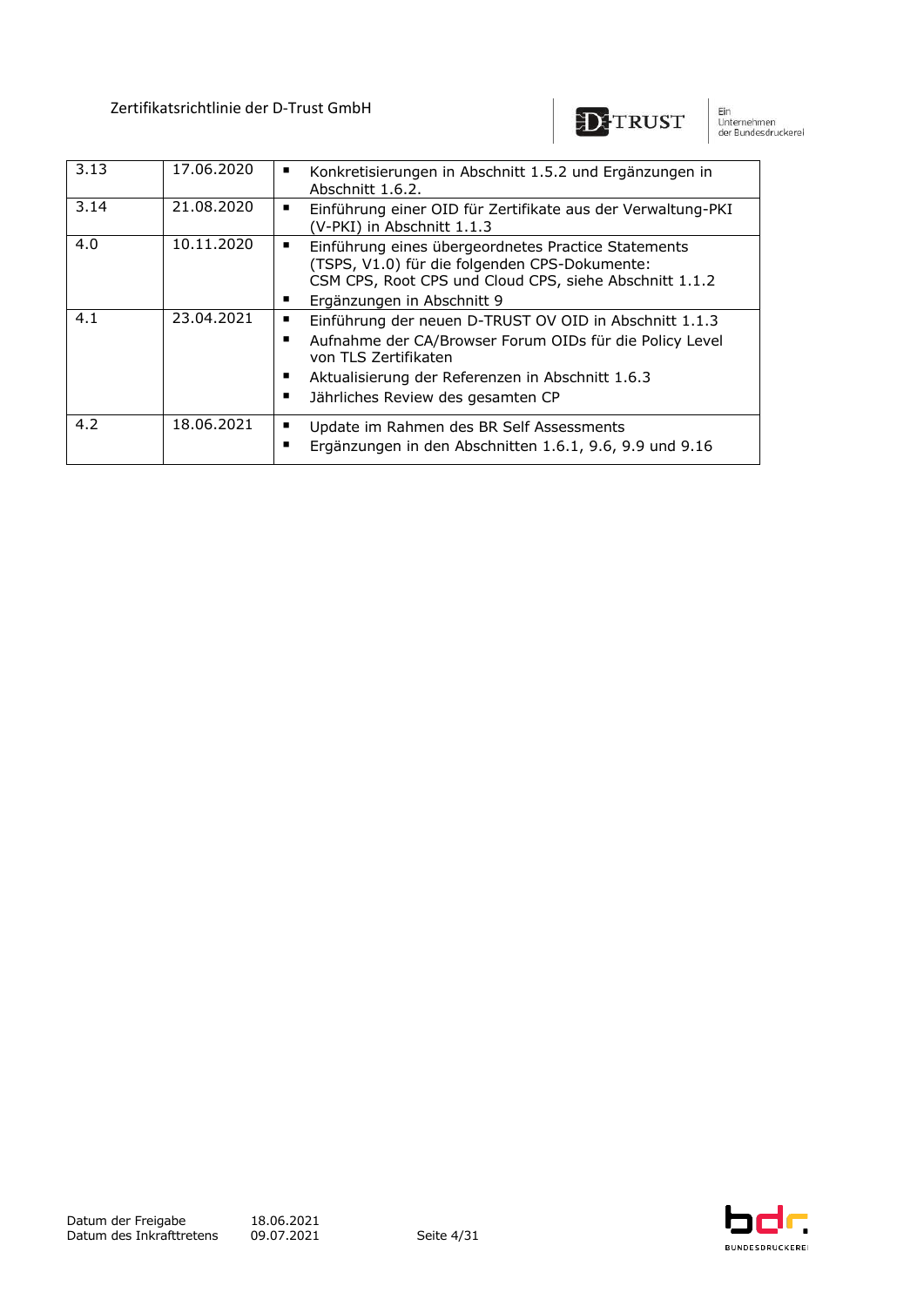| | | |
|---|---|---|
| 3.13 | 17.06.2020 | ▪ Konkretisierungen in Abschnitt 1.5.2 und Ergänzungen in Abschnitt 1.6.2. |
| 3.14 | 21.08.2020 | ▪ Einführung einer OID für Zertifikate aus der Verwaltung-PKI (V-PKI) in Abschnitt 1.1.3 |
| 4.0 | 10.11.2020 | ▪ Einführung eines übergeordnetes Practice Statements (TSPS, V1.0) für die folgenden CPS-Dokumente: CSM CPS, Root CPS und Cloud CPS, siehe Abschnitt 1.1.2<br>▪ Ergänzungen in Abschnitt 9 |
| 4.1 | 23.04.2021 | ▪ Einführung der neuen D-TRUST OV OID in Abschnitt 1.1.3<br>▪ Aufnahme der CA/Browser Forum OIDs für die Policy Level von TLS Zertifikaten<br>▪ Aktualisierung der Referenzen in Abschnitt 1.6.3<br>▪ Jährliches Review des gesamten CP |
| 4.2 | 18.06.2021 | ▪ Update im Rahmen des BR Self Assessments<br>▪ Ergänzungen in den Abschnitten 1.6.1, 9.6, 9.9 und 9.16 |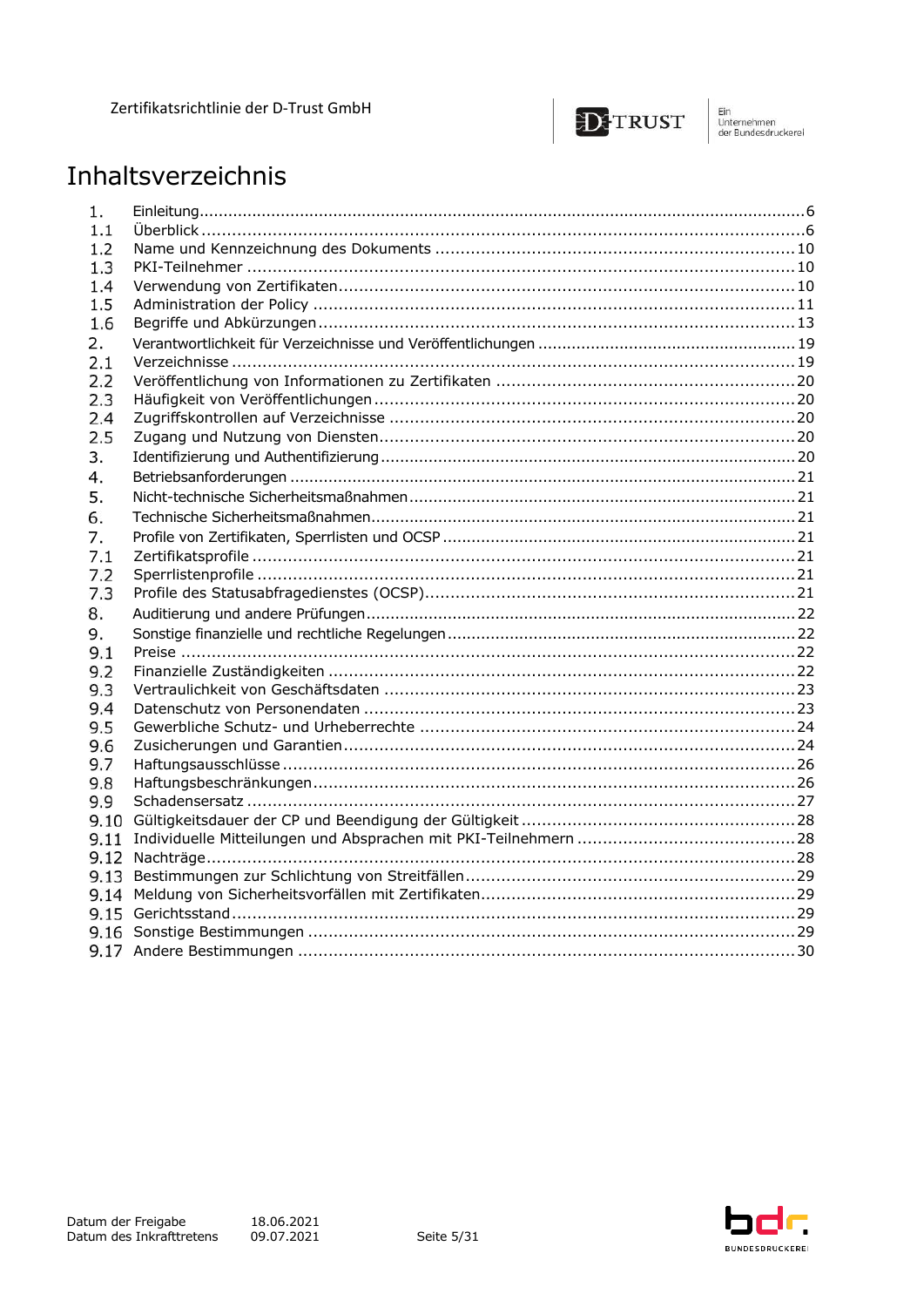# Inhaltsverzeichnis

1. Einleitung ... 6
1.1 Überblick ... 6
1.2 Name und Kennzeichnung des Dokuments ... 10
1.3 PKI-Teilnehmer ... 10
1.4 Verwendung von Zertifikaten ... 10
1.5 Administration der Policy ... 11
1.6 Begriffe und Abkürzungen ... 13
2. Verantwortlichkeit für Verzeichnisse und Veröffentlichungen ... 19
2.1 Verzeichnisse ... 19
2.2 Veröffentlichung von Informationen zu Zertifikaten ... 20
2.3 Häufigkeit von Veröffentlichungen ... 20
2.4 Zugriffskontrollen auf Verzeichnisse ... 20
2.5 Zugang und Nutzung von Diensten ... 20
3. Identifizierung und Authentifizierung ... 20
4. Betriebsanforderungen ... 21
5. Nicht-technische Sicherheitsmaßnahmen ... 21
6. Technische Sicherheitsmaßnahmen ... 21
7. Profile von Zertifikaten, Sperrlisten und OCSP ... 21
7.1 Zertifikatsprofile ... 21
7.2 Sperrlistenprofile ... 21
7.3 Profile des Statusabfragedienstes (OCSP) ... 21
8. Auditierung und andere Prüfungen ... 22
9. Sonstige finanzielle und rechtliche Regelungen ... 22
9.1 Preise ... 22
9.2 Finanzielle Zuständigkeiten ... 22
9.3 Vertraulichkeit von Geschäftsdaten ... 23
9.4 Datenschutz von Personendaten ... 23
9.5 Gewerbliche Schutz- und Urheberrechte ... 24
9.6 Zusicherungen und Garantien ... 24
9.7 Haftungsausschlüsse ... 26
9.8 Haftungsbeschränkungen ... 26
9.9 Schadensersatz ... 27
9.10 Gültigkeitsdauer der CP und Beendigung der Gültigkeit ... 28
9.11 Individuelle Mitteilungen und Absprachen mit PKI-Teilnehmern ... 28
9.12 Nachträge ... 28
9.13 Bestimmungen zur Schlichtung von Streitfällen ... 29
9.14 Meldung von Sicherheitsvorfällen mit Zertifikaten ... 29
9.15 Gerichtsstand ... 29
9.16 Sonstige Bestimmungen ... 29
9.17 Andere Bestimmungen ... 30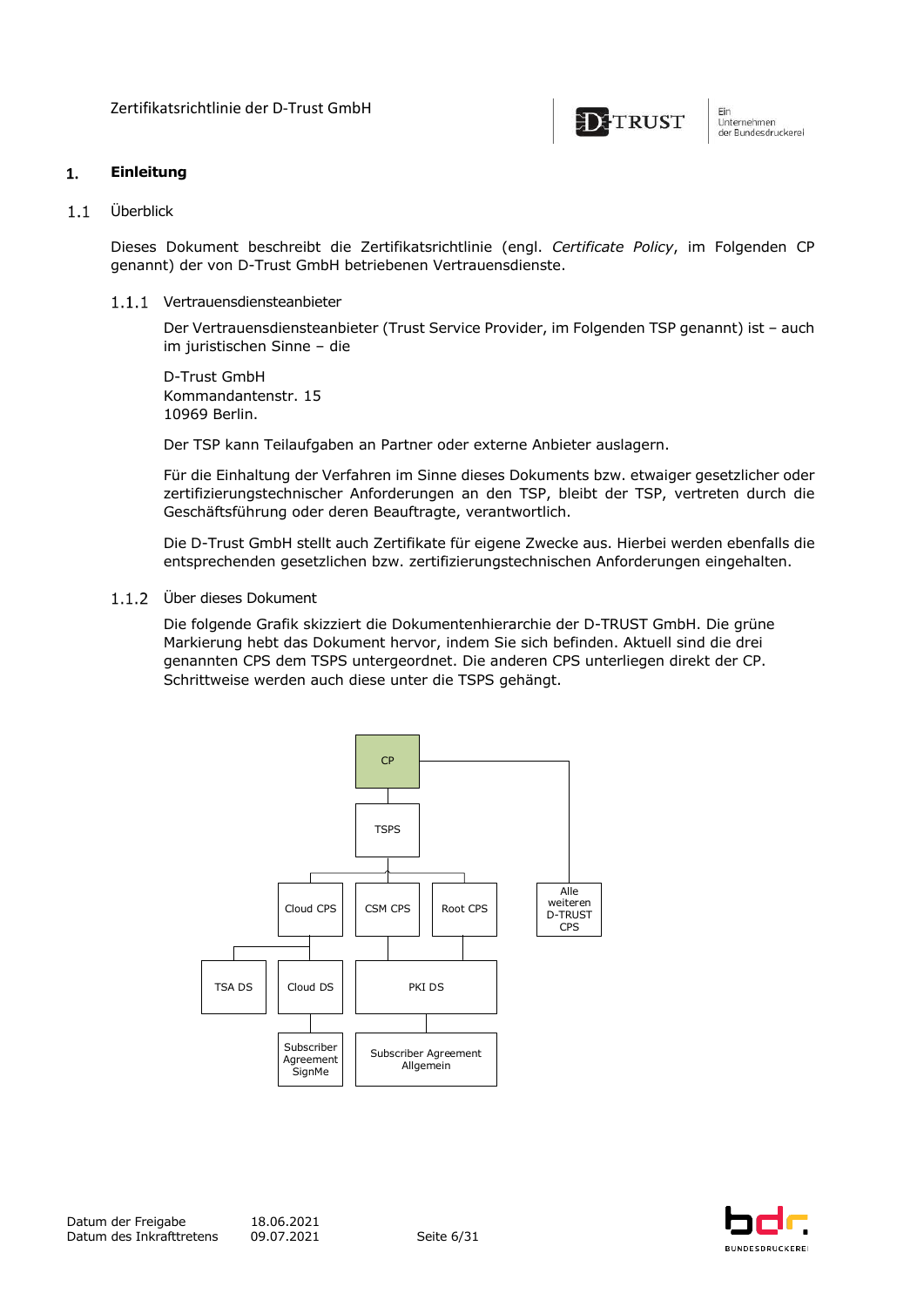## 1. Einleitung

### 1.1 Überblick

Dieses Dokument beschreibt die Zertifikatsrichtlinie (engl. *Certificate Policy*, im Folgenden CP genannt) der von D-Trust GmbH betriebenen Vertrauensdienste.

#### 1.1.1 Vertrauensdiensteanbieter

Der Vertrauensdiensteanbieter (Trust Service Provider, im Folgenden TSP genannt) ist – auch im juristischen Sinne – die

D-Trust GmbH
Kommandantenstr. 15
10969 Berlin.

Der TSP kann Teilaufgaben an Partner oder externe Anbieter auslagern.

Für die Einhaltung der Verfahren im Sinne dieses Dokuments bzw. etwaiger gesetzlicher oder zertifizierungstechnischer Anforderungen an den TSP, bleibt der TSP, vertreten durch die Geschäftsführung oder deren Beauftragte, verantwortlich.

Die D-Trust GmbH stellt auch Zertifikate für eigene Zwecke aus. Hierbei werden ebenfalls die entsprechenden gesetzlichen bzw. zertifizierungstechnischen Anforderungen eingehalten.

#### 1.1.2 Über dieses Dokument

Die folgende Grafik skizziert die Dokumentenhierarchie der D-TRUST GmbH. Die grüne Markierung hebt das Dokument hervor, indem Sie sich befinden. Aktuell sind die drei genannten CPS dem TSPS untergeordnet. Die anderen CPS unterliegen direkt der CP. Schrittweise werden auch diese unter die TSPS gehängt.

CP
TSPS
Cloud CPS | CSM CPS | Root CPS | Alle weiteren D-TRUST CPS
TSA DS | Cloud DS | PKI DS
Subscriber Agreement SignMe | Subscriber Agreement Allgemein

Datum der Freigabe 18.06.2021
Datum des Inkrafttretens 09.07.2021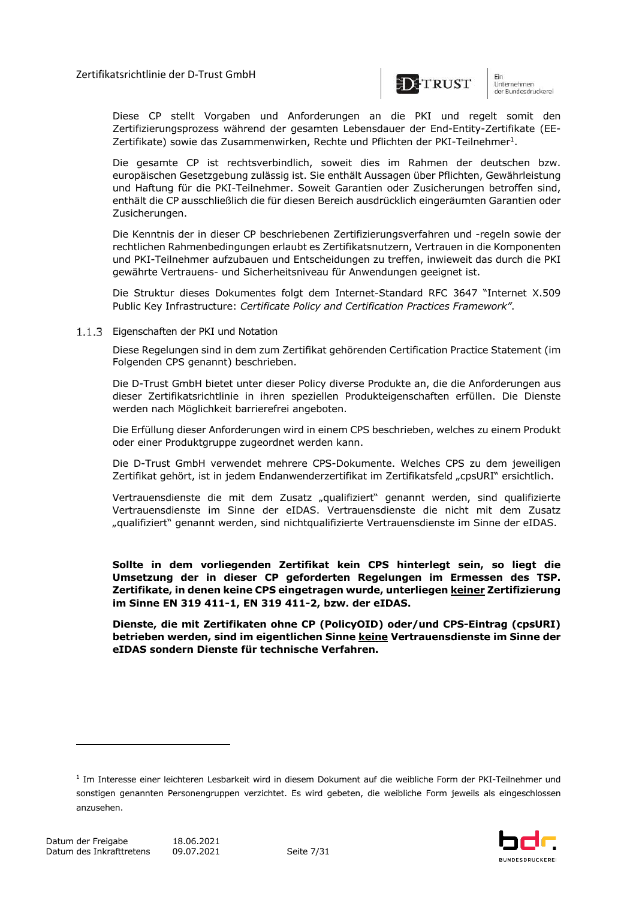Diese CP stellt Vorgaben und Anforderungen an die PKI und regelt somit den Zertifizierungsprozess während der gesamten Lebensdauer der End-Entity-Zertifikate (EE-Zertifikate) sowie das Zusammenwirken, Rechte und Pflichten der PKI-Teilnehmer[1].

Die gesamte CP ist rechtsverbindlich, soweit dies im Rahmen der deutschen bzw. europäischen Gesetzgebung zulässig ist. Sie enthält Aussagen über Pflichten, Gewährleistung und Haftung für die PKI-Teilnehmer. Soweit Garantien oder Zusicherungen betroffen sind, enthält die CP ausschließlich die für diesen Bereich ausdrücklich eingeräumten Garantien oder Zusicherungen.

Die Kenntnis der in dieser CP beschriebenen Zertifizierungsverfahren und -regeln sowie der rechtlichen Rahmenbedingungen erlaubt es Zertifikatsnutzern, Vertrauen in die Komponenten und PKI-Teilnehmer aufzubauen und Entscheidungen zu treffen, inwieweit das durch die PKI gewährte Vertrauens- und Sicherheitsniveau für Anwendungen geeignet ist.

Die Struktur dieses Dokumentes folgt dem Internet-Standard RFC 3647 "Internet X.509 Public Key Infrastructure: *Certificate Policy and Certification Practices Framework"*.

### 1.1.3 Eigenschaften der PKI und Notation

Diese Regelungen sind in dem zum Zertifikat gehörenden Certification Practice Statement (im Folgenden CPS genannt) beschrieben.

Die D-Trust GmbH bietet unter dieser Policy diverse Produkte an, die die Anforderungen aus dieser Zertifikatsrichtlinie in ihren speziellen Produkteigenschaften erfüllen. Die Dienste werden nach Möglichkeit barrierefrei angeboten.

Die Erfüllung dieser Anforderungen wird in einem CPS beschrieben, welches zu einem Produkt oder einer Produktgruppe zugeordnet werden kann.

Die D-Trust GmbH verwendet mehrere CPS-Dokumente. Welches CPS zu dem jeweiligen Zertifikat gehört, ist in jedem Endanwenderzertifikat im Zertifikatsfeld „cpsURI" ersichtlich.

Vertrauensdienste die mit dem Zusatz „qualifiziert" genannt werden, sind qualifizierte Vertrauensdienste im Sinne der eIDAS. Vertrauensdienste die nicht mit dem Zusatz „qualifiziert" genannt werden, sind nichtqualifizierte Vertrauensdienste im Sinne der eIDAS.

**Sollte in dem vorliegenden Zertifikat kein CPS hinterlegt sein, so liegt die Umsetzung der in dieser CP geforderten Regelungen im Ermessen des TSP. Zertifikate, in denen keine CPS eingetragen wurde, unterliegen <u>keiner</u> Zertifizierung im Sinne EN 319 411-1, EN 319 411-2, bzw. der eIDAS.**

**Dienste, die mit Zertifikaten ohne CP (PolicyOID) oder/und CPS-Eintrag (cpsURI) betrieben werden, sind im eigentlichen Sinne <u>keine</u> Vertrauensdienste im Sinne der eIDAS sondern Dienste für technische Verfahren.**

[1] Im Interesse einer leichteren Lesbarkeit wird in diesem Dokument auf die weibliche Form der PKI-Teilnehmer und sonstigen genannten Personengruppen verzichtet. Es wird gebeten, die weibliche Form jeweils als eingeschlossen anzusehen.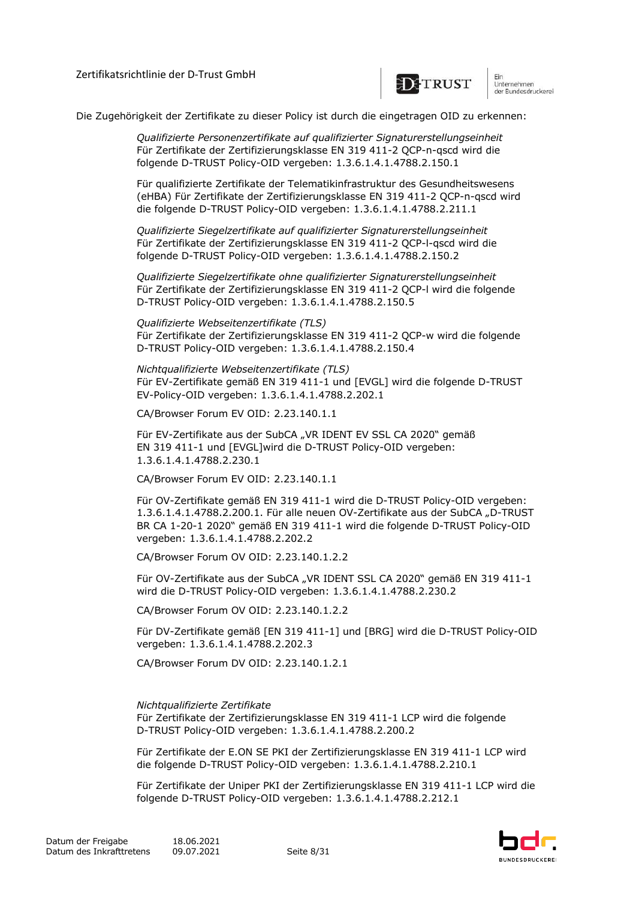Die Zugehörigkeit der Zertifikate zu dieser Policy ist durch die eingetragen OID zu erkennen:

*Qualifizierte Personenzertifikate auf qualifizierter Signaturerstellungseinheit*
Für Zertifikate der Zertifizierungsklasse EN 319 411-2 QCP-n-qscd wird die folgende D-TRUST Policy-OID vergeben: 1.3.6.1.4.1.4788.2.150.1

Für qualifizierte Zertifikate der Telematikinfrastruktur des Gesundheitswesens (eHBA) Für Zertifikate der Zertifizierungsklasse EN 319 411-2 QCP-n-qscd wird die folgende D-TRUST Policy-OID vergeben: 1.3.6.1.4.1.4788.2.211.1

*Qualifizierte Siegelzertifikate auf qualifizierter Signaturerstellungseinheit*
Für Zertifikate der Zertifizierungsklasse EN 319 411-2 QCP-l-qscd wird die folgende D-TRUST Policy-OID vergeben: 1.3.6.1.4.1.4788.2.150.2

*Qualifizierte Siegelzertifikate ohne qualifizierter Signaturerstellungseinheit*
Für Zertifikate der Zertifizierungsklasse EN 319 411-2 QCP-l wird die folgende D-TRUST Policy-OID vergeben: 1.3.6.1.4.1.4788.2.150.5

*Qualifizierte Webseitenzertifikate (TLS)*
Für Zertifikate der Zertifizierungsklasse EN 319 411-2 QCP-w wird die folgende D-TRUST Policy-OID vergeben: 1.3.6.1.4.1.4788.2.150.4

*Nichtqualifizierte Webseitenzertifikate (TLS)*
Für EV-Zertifikate gemäß EN 319 411-1 und [EVGL] wird die folgende D-TRUST EV-Policy-OID vergeben: 1.3.6.1.4.1.4788.2.202.1

CA/Browser Forum EV OID: 2.23.140.1.1

Für EV-Zertifikate aus der SubCA „VR IDENT EV SSL CA 2020" gemäß EN 319 411-1 und [EVGL]wird die D-TRUST Policy-OID vergeben: 1.3.6.1.4.1.4788.2.230.1

CA/Browser Forum EV OID: 2.23.140.1.1

Für OV-Zertifikate gemäß EN 319 411-1 wird die D-TRUST Policy-OID vergeben: 1.3.6.1.4.1.4788.2.200.1. Für alle neuen OV-Zertifikate aus der SubCA „D-TRUST BR CA 1-20-1 2020" gemäß EN 319 411-1 wird die folgende D-TRUST Policy-OID vergeben: 1.3.6.1.4.1.4788.2.202.2

CA/Browser Forum OV OID: 2.23.140.1.2.2

Für OV-Zertifikate aus der SubCA „VR IDENT SSL CA 2020" gemäß EN 319 411-1 wird die D-TRUST Policy-OID vergeben: 1.3.6.1.4.1.4788.2.230.2

CA/Browser Forum OV OID: 2.23.140.1.2.2

Für DV-Zertifikate gemäß [EN 319 411-1] und [BRG] wird die D-TRUST Policy-OID vergeben: 1.3.6.1.4.1.4788.2.202.3

CA/Browser Forum DV OID: 2.23.140.1.2.1

*Nichtqualifizierte Zertifikate*
Für Zertifikate der Zertifizierungsklasse EN 319 411-1 LCP wird die folgende D-TRUST Policy-OID vergeben: 1.3.6.1.4.1.4788.2.200.2

Für Zertifikate der E.ON SE PKI der Zertifizierungsklasse EN 319 411-1 LCP wird die folgende D-TRUST Policy-OID vergeben: 1.3.6.1.4.1.4788.2.210.1

Für Zertifikate der Uniper PKI der Zertifizierungsklasse EN 319 411-1 LCP wird die folgende D-TRUST Policy-OID vergeben: 1.3.6.1.4.1.4788.2.212.1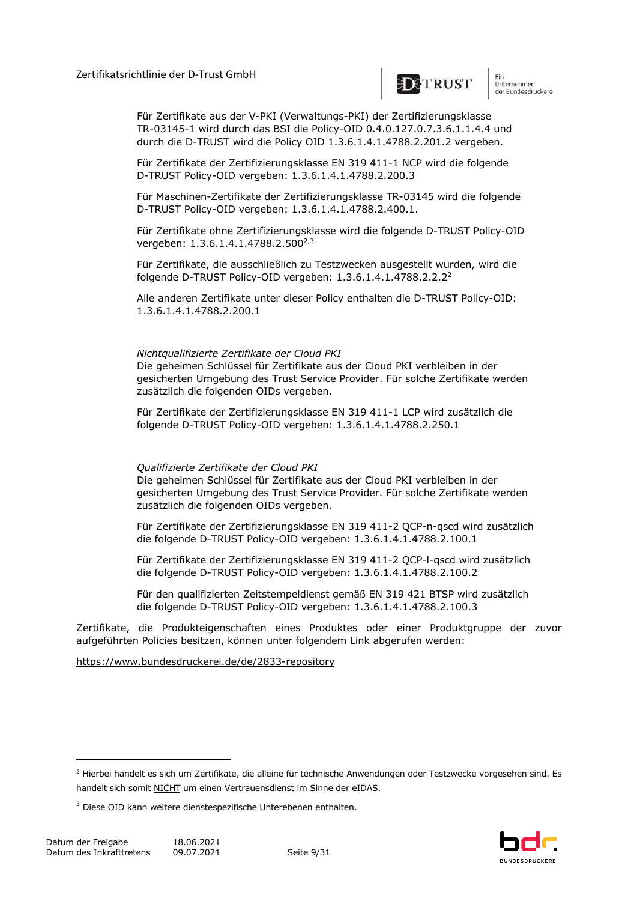Für Zertifikate aus der V-PKI (Verwaltungs-PKI) der Zertifizierungsklasse TR-03145-1 wird durch das BSI die Policy-OID 0.4.0.127.0.7.3.6.1.1.4.4 und durch die D-TRUST wird die Policy OID 1.3.6.1.4.1.4788.2.201.2 vergeben.

Für Zertifikate der Zertifizierungsklasse EN 319 411-1 NCP wird die folgende D-TRUST Policy-OID vergeben: 1.3.6.1.4.1.4788.2.200.3

Für Maschinen-Zertifikate der Zertifizierungsklasse TR-03145 wird die folgende D-TRUST Policy-OID vergeben: 1.3.6.1.4.1.4788.2.400.1.

Für Zertifikate ohne Zertifizierungsklasse wird die folgende D-TRUST Policy-OID vergeben: 1.3.6.1.4.1.4788.2.500[2,3]

Für Zertifikate, die ausschließlich zu Testzwecken ausgestellt wurden, wird die folgende D-TRUST Policy-OID vergeben: 1.3.6.1.4.1.4788.2.2.2[2]

Alle anderen Zertifikate unter dieser Policy enthalten die D-TRUST Policy-OID: 1.3.6.1.4.1.4788.2.200.1

*Nichtqualifizierte Zertifikate der Cloud PKI*
Die geheimen Schlüssel für Zertifikate aus der Cloud PKI verbleiben in der gesicherten Umgebung des Trust Service Provider. Für solche Zertifikate werden zusätzlich die folgenden OIDs vergeben.

Für Zertifikate der Zertifizierungsklasse EN 319 411-1 LCP wird zusätzlich die folgende D-TRUST Policy-OID vergeben: 1.3.6.1.4.1.4788.2.250.1

*Qualifizierte Zertifikate der Cloud PKI*
Die geheimen Schlüssel für Zertifikate aus der Cloud PKI verbleiben in der gesicherten Umgebung des Trust Service Provider. Für solche Zertifikate werden zusätzlich die folgenden OIDs vergeben.

Für Zertifikate der Zertifizierungsklasse EN 319 411-2 QCP-n-qscd wird zusätzlich die folgende D-TRUST Policy-OID vergeben: 1.3.6.1.4.1.4788.2.100.1

Für Zertifikate der Zertifizierungsklasse EN 319 411-2 QCP-l-qscd wird zusätzlich die folgende D-TRUST Policy-OID vergeben: 1.3.6.1.4.1.4788.2.100.2

Für den qualifizierten Zeitstempeldienst gemäß EN 319 421 BTSP wird zusätzlich die folgende D-TRUST Policy-OID vergeben: 1.3.6.1.4.1.4788.2.100.3

Zertifikate, die Produkteigenschaften eines Produktes oder einer Produktgruppe der zuvor aufgeführten Policies besitzen, können unter folgendem Link abgerufen werden:

https://www.bundesdruckerei.de/de/2833-repository

[2] Hierbei handelt es sich um Zertifikate, die alleine für technische Anwendungen oder Testzwecke vorgesehen sind. Es handelt sich somit NICHT um einen Vertrauensdienst im Sinne der eIDAS.

[3] Diese OID kann weitere dienstespezifische Unterebenen enthalten.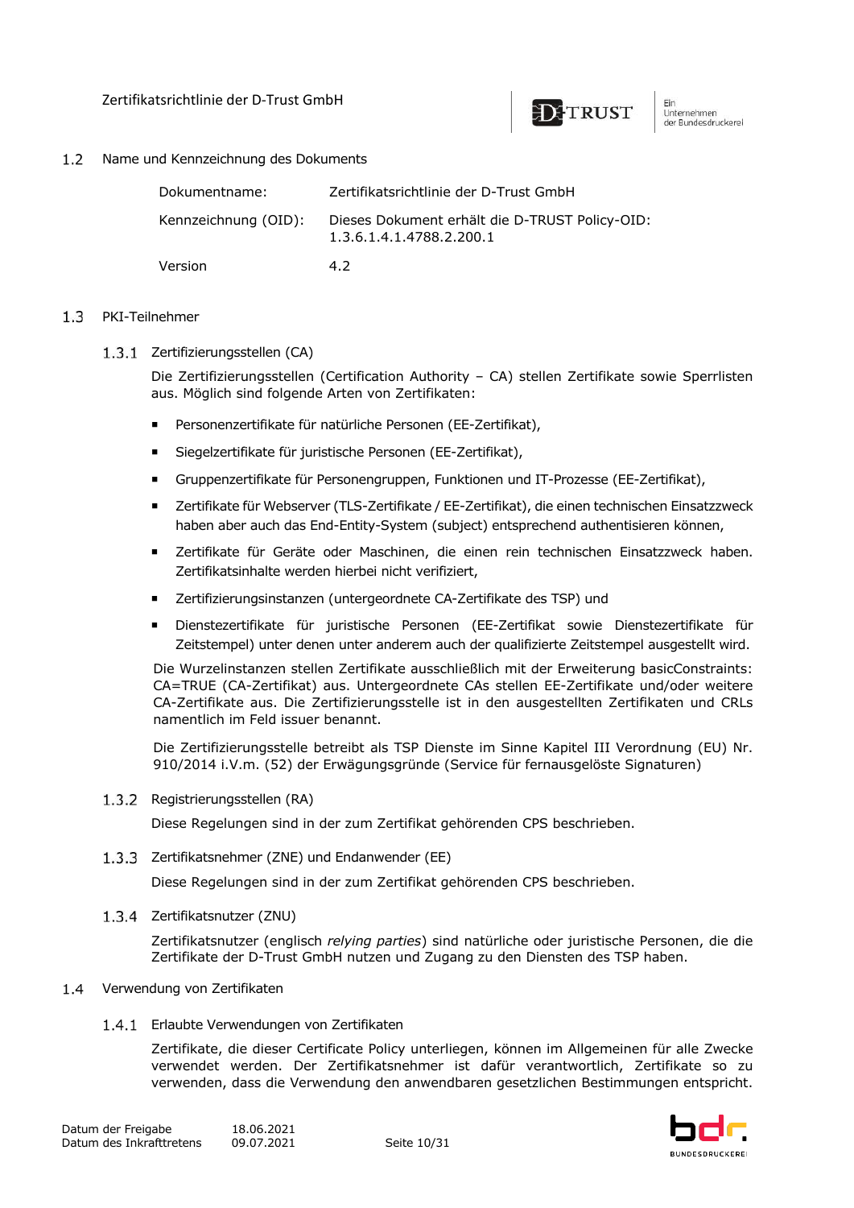## 1.2 Name und Kennzeichnung des Dokuments

| | |
|---|---|
| Dokumentname: | Zertifikatsrichtlinie der D-Trust GmbH |
| Kennzeichnung (OID): | Dieses Dokument erhält die D-TRUST Policy-OID: 1.3.6.1.4.1.4788.2.200.1 |
| Version | 4.2 |

## 1.3 PKI-Teilnehmer

### 1.3.1 Zertifizierungsstellen (CA)

Die Zertifizierungsstellen (Certification Authority – CA) stellen Zertifikate sowie Sperrlisten aus. Möglich sind folgende Arten von Zertifikaten:

- Personenzertifikate für natürliche Personen (EE-Zertifikat),
- Siegelzertifikate für juristische Personen (EE-Zertifikat),
- Gruppenzertifikate für Personengruppen, Funktionen und IT-Prozesse (EE-Zertifikat),
- Zertifikate für Webserver (TLS-Zertifikate / EE-Zertifikat), die einen technischen Einsatzzweck haben aber auch das End-Entity-System (subject) entsprechend authentisieren können,
- Zertifikate für Geräte oder Maschinen, die einen rein technischen Einsatzzweck haben. Zertifikatsinhalte werden hierbei nicht verifiziert,
- Zertifizierungsinstanzen (untergeordnete CA-Zertifikate des TSP) und
- Dienstezertifikate für juristische Personen (EE-Zertifikat sowie Dienstezertifikate für Zeitstempel) unter denen unter anderem auch der qualifizierte Zeitstempel ausgestellt wird.

Die Wurzelinstanzen stellen Zertifikate ausschließlich mit der Erweiterung basicConstraints: CA=TRUE (CA-Zertifikat) aus. Untergeordnete CAs stellen EE-Zertifikate und/oder weitere CA-Zertifikate aus. Die Zertifizierungsstelle ist in den ausgestellten Zertifikaten und CRLs namentlich im Feld issuer benannt.

Die Zertifizierungsstelle betreibt als TSP Dienste im Sinne Kapitel III Verordnung (EU) Nr. 910/2014 i.V.m. (52) der Erwägungsgründe (Service für fernausgelöste Signaturen)

### 1.3.2 Registrierungsstellen (RA)

Diese Regelungen sind in der zum Zertifikat gehörenden CPS beschrieben.

### 1.3.3 Zertifikatsnehmer (ZNE) und Endanwender (EE)

Diese Regelungen sind in der zum Zertifikat gehörenden CPS beschrieben.

### 1.3.4 Zertifikatsnutzer (ZNU)

Zertifikatsnutzer (englisch *relying parties*) sind natürliche oder juristische Personen, die die Zertifikate der D-Trust GmbH nutzen und Zugang zu den Diensten des TSP haben.

## 1.4 Verwendung von Zertifikaten

### 1.4.1 Erlaubte Verwendungen von Zertifikaten

Zertifikate, die dieser Certificate Policy unterliegen, können im Allgemeinen für alle Zwecke verwendet werden. Der Zertifikatsnehmer ist dafür verantwortlich, Zertifikate so zu verwenden, dass die Verwendung den anwendbaren gesetzlichen Bestimmungen entspricht.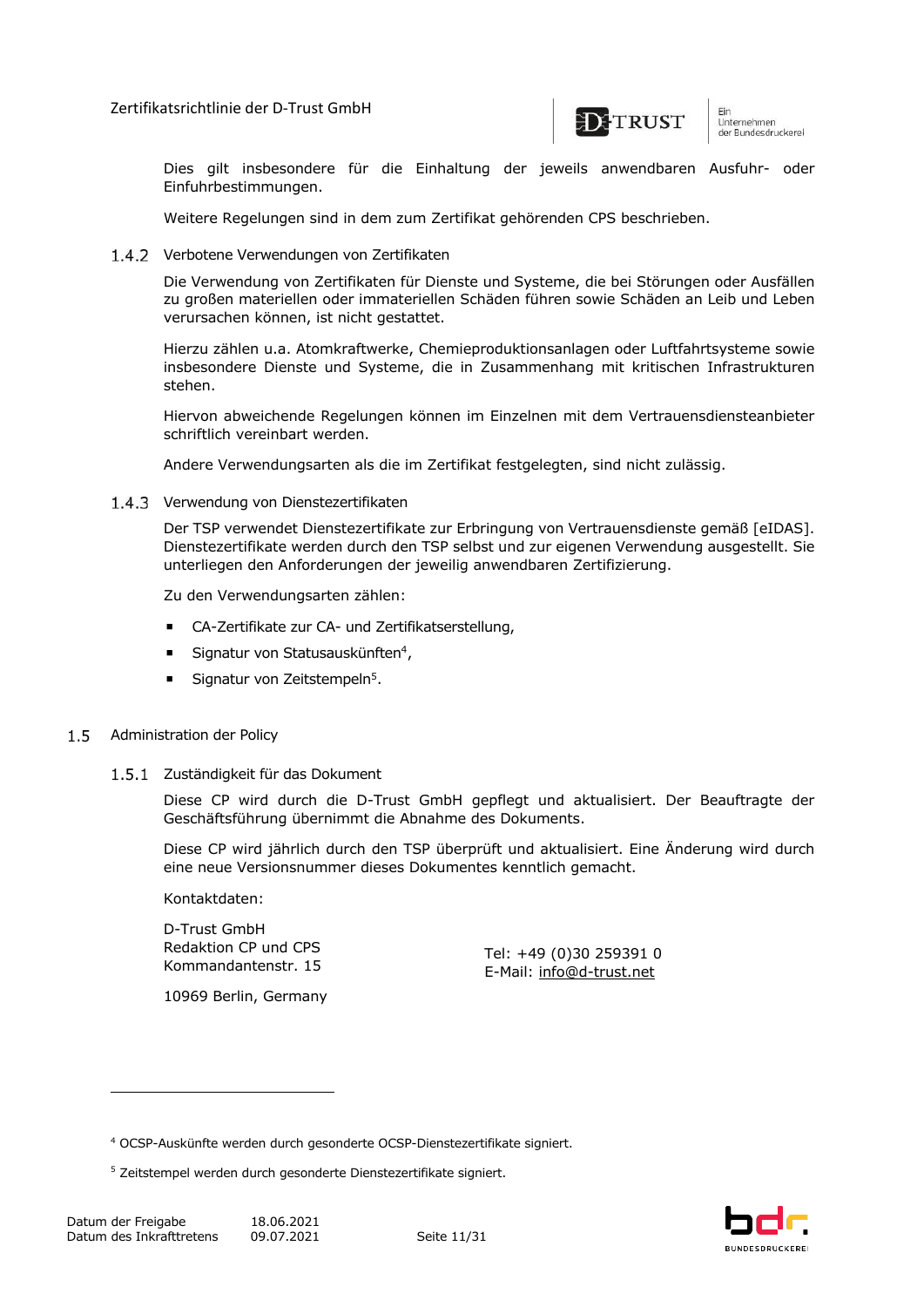Dies gilt insbesondere für die Einhaltung der jeweils anwendbaren Ausfuhr- oder Einfuhrbestimmungen.

Weitere Regelungen sind in dem zum Zertifikat gehörenden CPS beschrieben.

### 1.4.2 Verbotene Verwendungen von Zertifikaten

Die Verwendung von Zertifikaten für Dienste und Systeme, die bei Störungen oder Ausfällen zu großen materiellen oder immateriellen Schäden führen sowie Schäden an Leib und Leben verursachen können, ist nicht gestattet.

Hierzu zählen u.a. Atomkraftwerke, Chemieproduktionsanlagen oder Luftfahrtsysteme sowie insbesondere Dienste und Systeme, die in Zusammenhang mit kritischen Infrastrukturen stehen.

Hiervon abweichende Regelungen können im Einzelnen mit dem Vertrauensdiensteanbieter schriftlich vereinbart werden.

Andere Verwendungsarten als die im Zertifikat festgelegten, sind nicht zulässig.

### 1.4.3 Verwendung von Dienstezertifikaten

Der TSP verwendet Dienstezertifikate zur Erbringung von Vertrauensdienste gemäß [eIDAS]. Dienstezertifikate werden durch den TSP selbst und zur eigenen Verwendung ausgestellt. Sie unterliegen den Anforderungen der jeweilig anwendbaren Zertifizierung.

Zu den Verwendungsarten zählen:

- CA-Zertifikate zur CA- und Zertifikatserstellung,
- Signatur von Statusauskünften[4],
- Signatur von Zeitstempeln[5].

## 1.5 Administration der Policy

### 1.5.1 Zuständigkeit für das Dokument

Diese CP wird durch die D-Trust GmbH gepflegt und aktualisiert. Der Beauftragte der Geschäftsführung übernimmt die Abnahme des Dokuments.

Diese CP wird jährlich durch den TSP überprüft und aktualisiert. Eine Änderung wird durch eine neue Versionsnummer dieses Dokumentes kenntlich gemacht.

Kontaktdaten:

D-Trust GmbH
Redaktion CP und CPS
Kommandantenstr. 15

10969 Berlin, Germany

Tel: +49 (0)30 259391 0
E-Mail: info@d-trust.net

---

[4] OCSP-Auskünfte werden durch gesonderte OCSP-Dienstezertifikate signiert.

[5] Zeitstempel werden durch gesonderte Dienstezertifikate signiert.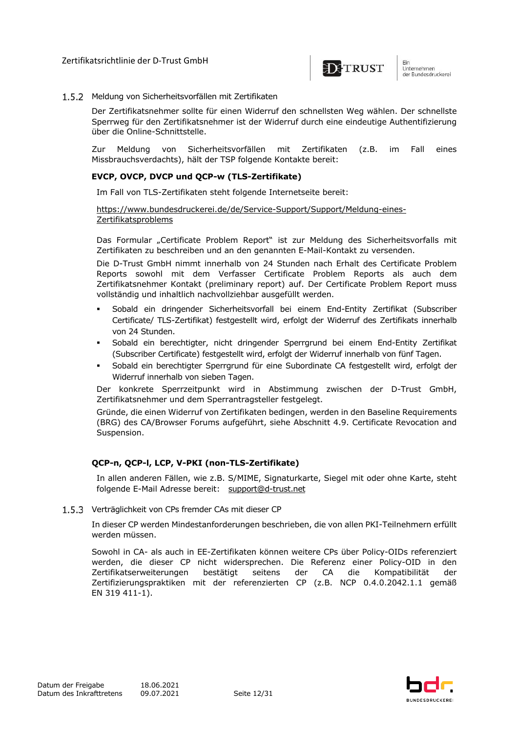### 1.5.2 Meldung von Sicherheitsvorfällen mit Zertifikaten

Der Zertifikatsnehmer sollte für einen Widerruf den schnellsten Weg wählen. Der schnellste Sperrweg für den Zertifikatsnehmer ist der Widerruf durch eine eindeutige Authentifizierung über die Online-Schnittstelle.

Zur Meldung von Sicherheitsvorfällen mit Zertifikaten (z.B. im Fall eines Missbrauchsverdachts), hält der TSP folgende Kontakte bereit:

**EVCP, OVCP, DVCP und QCP-w (TLS-Zertifikate)**

Im Fall von TLS-Zertifikaten steht folgende Internetseite bereit:

https://www.bundesdruckerei.de/de/Service-Support/Support/Meldung-eines-Zertifikatsproblems

Das Formular „Certificate Problem Report" ist zur Meldung des Sicherheitsvorfalls mit Zertifikaten zu beschreiben und an den genannten E-Mail-Kontakt zu versenden.

Die D-Trust GmbH nimmt innerhalb von 24 Stunden nach Erhalt des Certificate Problem Reports sowohl mit dem Verfasser Certificate Problem Reports als auch dem Zertifikatsnehmer Kontakt (preliminary report) auf. Der Certificate Problem Report muss vollständig und inhaltlich nachvollziehbar ausgefüllt werden.

- Sobald ein dringender Sicherheitsvorfall bei einem End-Entity Zertifikat (Subscriber Certificate/ TLS-Zertifikat) festgestellt wird, erfolgt der Widerruf des Zertifikats innerhalb von 24 Stunden.
- Sobald ein berechtigter, nicht dringender Sperrgrund bei einem End-Entity Zertifikat (Subscriber Certificate) festgestellt wird, erfolgt der Widerruf innerhalb von fünf Tagen.
- Sobald ein berechtigter Sperrgrund für eine Subordinate CA festgestellt wird, erfolgt der Widerruf innerhalb von sieben Tagen.

Der konkrete Sperrzeitpunkt wird in Abstimmung zwischen der D-Trust GmbH, Zertifikatsnehmer und dem Sperrantragsteller festgelegt.

Gründe, die einen Widerruf von Zertifikaten bedingen, werden in den Baseline Requirements (BRG) des CA/Browser Forums aufgeführt, siehe Abschnitt 4.9. Certificate Revocation and Suspension.

**QCP-n, QCP-l, LCP, V-PKI (non-TLS-Zertifikate)**

In allen anderen Fällen, wie z.B. S/MIME, Signaturkarte, Siegel mit oder ohne Karte, steht folgende E-Mail Adresse bereit: support@d-trust.net

### 1.5.3 Verträglichkeit von CPs fremder CAs mit dieser CP

In dieser CP werden Mindestanforderungen beschrieben, die von allen PKI-Teilnehmern erfüllt werden müssen.

Sowohl in CA- als auch in EE-Zertifikaten können weitere CPs über Policy-OIDs referenziert werden, die dieser CP nicht widersprechen. Die Referenz einer Policy-OID in den Zertifikatserweiterungen bestätigt seitens der CA die Kompatibilität der Zertifizierungspraktiken mit der referenzierten CP (z.B. NCP 0.4.0.2042.1.1 gemäß EN 319 411-1).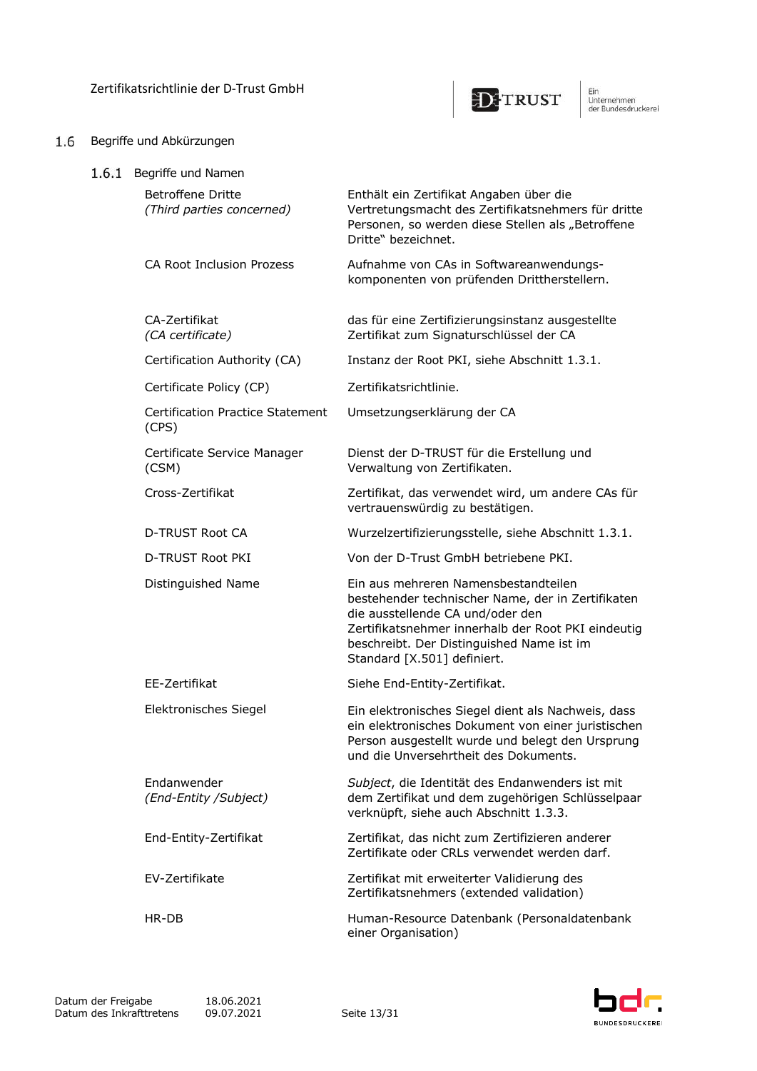## 1.6 Begriffe und Abkürzungen

### 1.6.1 Begriffe und Namen

| | |
|---|---|
| Betroffene Dritte *(Third parties concerned)* | Enthält ein Zertifikat Angaben über die Vertretungsmacht des Zertifikatsnehmers für dritte Personen, so werden diese Stellen als „Betroffene Dritte" bezeichnet. |
| CA Root Inclusion Prozess | Aufnahme von CAs in Softwareanwendungs-komponenten von prüfenden Drittherstellern. |
| CA-Zertifikat *(CA certificate)* | das für eine Zertifizierungsinstanz ausgestellte Zertifikat zum Signaturschlüssel der CA |
| Certification Authority (CA) | Instanz der Root PKI, siehe Abschnitt 1.3.1. |
| Certificate Policy (CP) | Zertifikatsrichtlinie. |
| Certification Practice Statement (CPS) | Umsetzungserklärung der CA |
| Certificate Service Manager (CSM) | Dienst der D-TRUST für die Erstellung und Verwaltung von Zertifikaten. |
| Cross-Zertifikat | Zertifikat, das verwendet wird, um andere CAs für vertrauenswürdig zu bestätigen. |
| D-TRUST Root CA | Wurzelzertifizierungsstelle, siehe Abschnitt 1.3.1. |
| D-TRUST Root PKI | Von der D-Trust GmbH betriebene PKI. |
| Distinguished Name | Ein aus mehreren Namensbestandteilen bestehender technischer Name, der in Zertifikaten die ausstellende CA und/oder den Zertifikatsnehmer innerhalb der Root PKI eindeutig beschreibt. Der Distinguished Name ist im Standard [X.501] definiert. |
| EE-Zertifikat | Siehe End-Entity-Zertifikat. |
| Elektronisches Siegel | Ein elektronisches Siegel dient als Nachweis, dass ein elektronisches Dokument von einer juristischen Person ausgestellt wurde und belegt den Ursprung und die Unversehrtheit des Dokuments. |
| Endanwender *(End-Entity /Subject)* | *Subject*, die Identität des Endanwenders ist mit dem Zertifikat und dem zugehörigen Schlüsselpaar verknüpft, siehe auch Abschnitt 1.3.3. |
| End-Entity-Zertifikat | Zertifikat, das nicht zum Zertifizieren anderer Zertifikate oder CRLs verwendet werden darf. |
| EV-Zertifikate | Zertifikat mit erweiterter Validierung des Zertifikatsnehmers (extended validation) |
| HR-DB | Human-Resource Datenbank (Personaldatenbank einer Organisation) |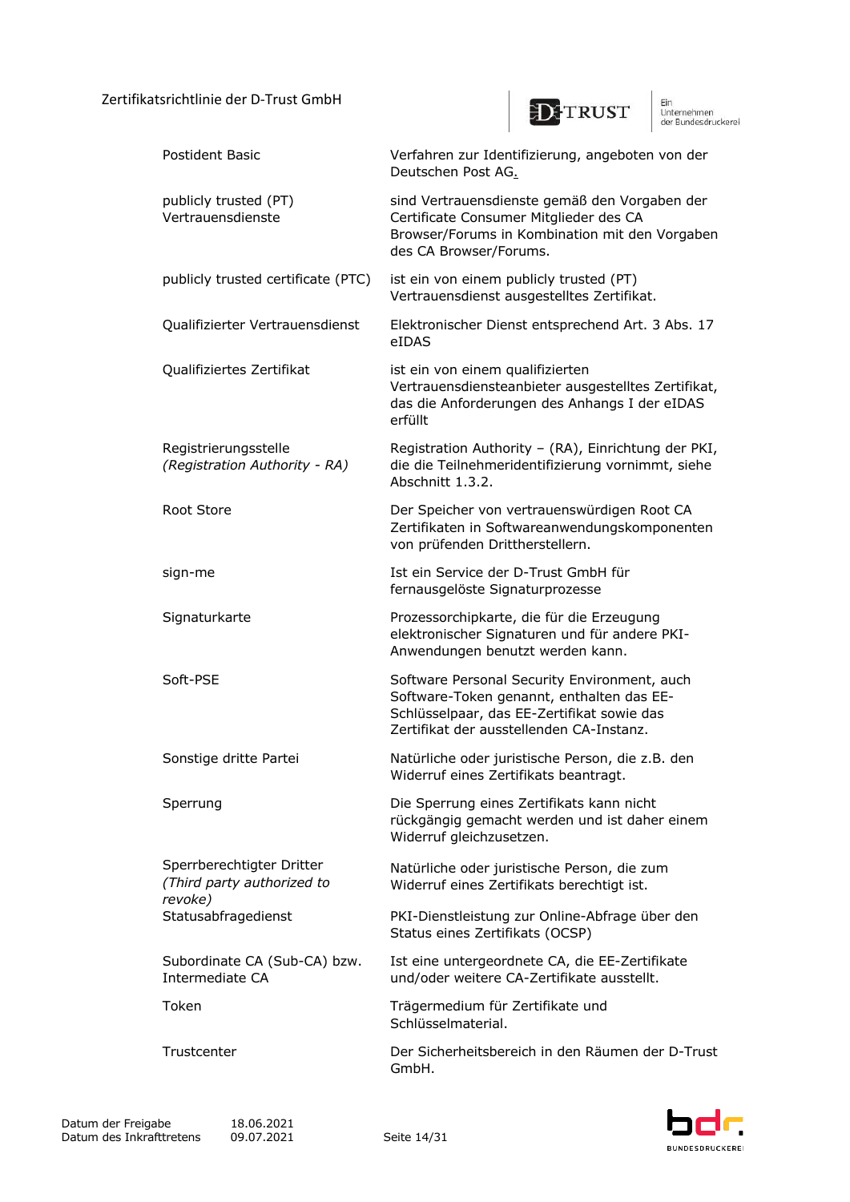| | |
|---|---|
| Postident Basic | Verfahren zur Identifizierung, angeboten von der Deutschen Post AG. |
| publicly trusted (PT) Vertrauensdienste | sind Vertrauensdienste gemäß den Vorgaben der Certificate Consumer Mitglieder des CA Browser/Forums in Kombination mit den Vorgaben des CA Browser/Forums. |
| publicly trusted certificate (PTC) | ist ein von einem publicly trusted (PT) Vertrauensdienst ausgestelltes Zertifikat. |
| Qualifizierter Vertrauensdienst | Elektronischer Dienst entsprechend Art. 3 Abs. 17 eIDAS |
| Qualifiziertes Zertifikat | ist ein von einem qualifizierten Vertrauensdiensteanbieter ausgestelltes Zertifikat, das die Anforderungen des Anhangs I der eIDAS erfüllt |
| Registrierungsstelle *(Registration Authority - RA)* | Registration Authority – (RA), Einrichtung der PKI, die die Teilnehmeridentifizierung vornimmt, siehe Abschnitt 1.3.2. |
| Root Store | Der Speicher von vertrauenswürdigen Root CA Zertifikaten in Softwareanwendungskomponenten von prüfenden Drittherstellern. |
| sign-me | Ist ein Service der D-Trust GmbH für fernausgelöste Signaturprozesse |
| Signaturkarte | Prozessorchipkarte, die für die Erzeugung elektronischer Signaturen und für andere PKI-Anwendungen benutzt werden kann. |
| Soft-PSE | Software Personal Security Environment, auch Software-Token genannt, enthalten das EE-Schlüsselpaar, das EE-Zertifikat sowie das Zertifikat der ausstellenden CA-Instanz. |
| Sonstige dritte Partei | Natürliche oder juristische Person, die z.B. den Widerruf eines Zertifikats beantragt. |
| Sperrung | Die Sperrung eines Zertifikats kann nicht rückgängig gemacht werden und ist daher einem Widerruf gleichzusetzen. |
| Sperrberechtigter Dritter *(Third party authorized to revoke)* | Natürliche oder juristische Person, die zum Widerruf eines Zertifikats berechtigt ist. |
| Statusabfragedienst | PKI-Dienstleistung zur Online-Abfrage über den Status eines Zertifikats (OCSP) |
| Subordinate CA (Sub-CA) bzw. Intermediate CA | Ist eine untergeordnete CA, die EE-Zertifikate und/oder weitere CA-Zertifikate ausstellt. |
| Token | Trägermedium für Zertifikate und Schlüsselmaterial. |
| Trustcenter | Der Sicherheitsbereich in den Räumen der D-Trust GmbH. |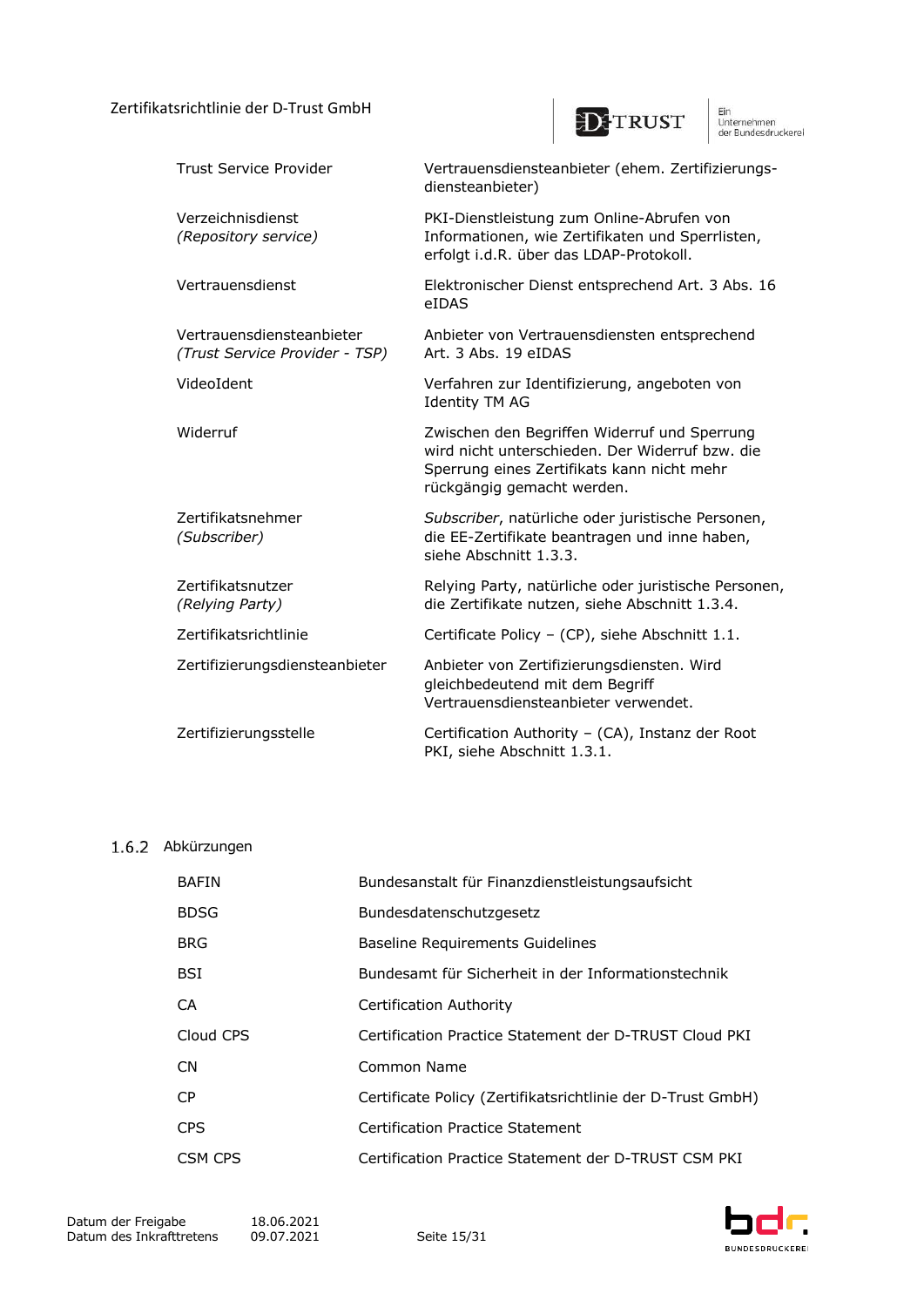| | |
|---|---|
| Trust Service Provider | Vertrauensdiensteanbieter (ehem. Zertifizierungs-diensteanbieter) |
| Verzeichnisdienst *(Repository service)* | PKI-Dienstleistung zum Online-Abrufen von Informationen, wie Zertifikaten und Sperrlisten, erfolgt i.d.R. über das LDAP-Protokoll. |
| Vertrauensdienst | Elektronischer Dienst entsprechend Art. 3 Abs. 16 eIDAS |
| Vertrauensdiensteanbieter *(Trust Service Provider - TSP)* | Anbieter von Vertrauensdiensten entsprechend Art. 3 Abs. 19 eIDAS |
| VideoIdent | Verfahren zur Identifizierung, angeboten von Identity TM AG |
| Widerruf | Zwischen den Begriffen Widerruf und Sperrung wird nicht unterschieden. Der Widerruf bzw. die Sperrung eines Zertifikats kann nicht mehr rückgängig gemacht werden. |
| Zertifikatsnehmer *(Subscriber)* | *Subscriber*, natürliche oder juristische Personen, die EE-Zertifikate beantragen und inne haben, siehe Abschnitt 1.3.3. |
| Zertifikatsnutzer *(Relying Party)* | Relying Party, natürliche oder juristische Personen, die Zertifikate nutzen, siehe Abschnitt 1.3.4. |
| Zertifikatsrichtlinie | Certificate Policy – (CP), siehe Abschnitt 1.1. |
| Zertifizierungsdiensteanbieter | Anbieter von Zertifizierungsdiensten. Wird gleichbedeutend mit dem Begriff Vertrauensdiensteanbieter verwendet. |
| Zertifizierungsstelle | Certification Authority – (CA), Instanz der Root PKI, siehe Abschnitt 1.3.1. |

### 1.6.2 Abkürzungen

| | |
|---|---|
| BAFIN | Bundesanstalt für Finanzdienstleistungsaufsicht |
| BDSG | Bundesdatenschutzgesetz |
| BRG | Baseline Requirements Guidelines |
| BSI | Bundesamt für Sicherheit in der Informationstechnik |
| CA | Certification Authority |
| Cloud CPS | Certification Practice Statement der D-TRUST Cloud PKI |
| CN | Common Name |
| CP | Certificate Policy (Zertifikatsrichtlinie der D-Trust GmbH) |
| CPS | Certification Practice Statement |
| CSM CPS | Certification Practice Statement der D-TRUST CSM PKI |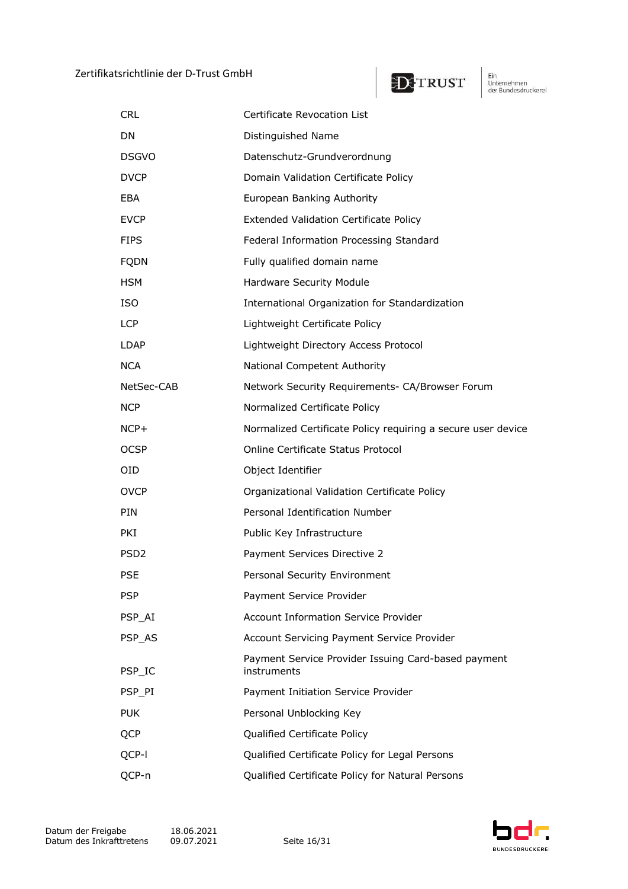| | |
|---|---|
| CRL | Certificate Revocation List |
| DN | Distinguished Name |
| DSGVO | Datenschutz-Grundverordnung |
| DVCP | Domain Validation Certificate Policy |
| EBA | European Banking Authority |
| EVCP | Extended Validation Certificate Policy |
| FIPS | Federal Information Processing Standard |
| FQDN | Fully qualified domain name |
| HSM | Hardware Security Module |
| ISO | International Organization for Standardization |
| LCP | Lightweight Certificate Policy |
| LDAP | Lightweight Directory Access Protocol |
| NCA | National Competent Authority |
| NetSec-CAB | Network Security Requirements- CA/Browser Forum |
| NCP | Normalized Certificate Policy |
| NCP+ | Normalized Certificate Policy requiring a secure user device |
| OCSP | Online Certificate Status Protocol |
| OID | Object Identifier |
| OVCP | Organizational Validation Certificate Policy |
| PIN | Personal Identification Number |
| PKI | Public Key Infrastructure |
| PSD2 | Payment Services Directive 2 |
| PSE | Personal Security Environment |
| PSP | Payment Service Provider |
| PSP_AI | Account Information Service Provider |
| PSP_AS | Account Servicing Payment Service Provider |
| PSP_IC | Payment Service Provider Issuing Card-based payment instruments |
| PSP_PI | Payment Initiation Service Provider |
| PUK | Personal Unblocking Key |
| QCP | Qualified Certificate Policy |
| QCP-l | Qualified Certificate Policy for Legal Persons |
| QCP-n | Qualified Certificate Policy for Natural Persons |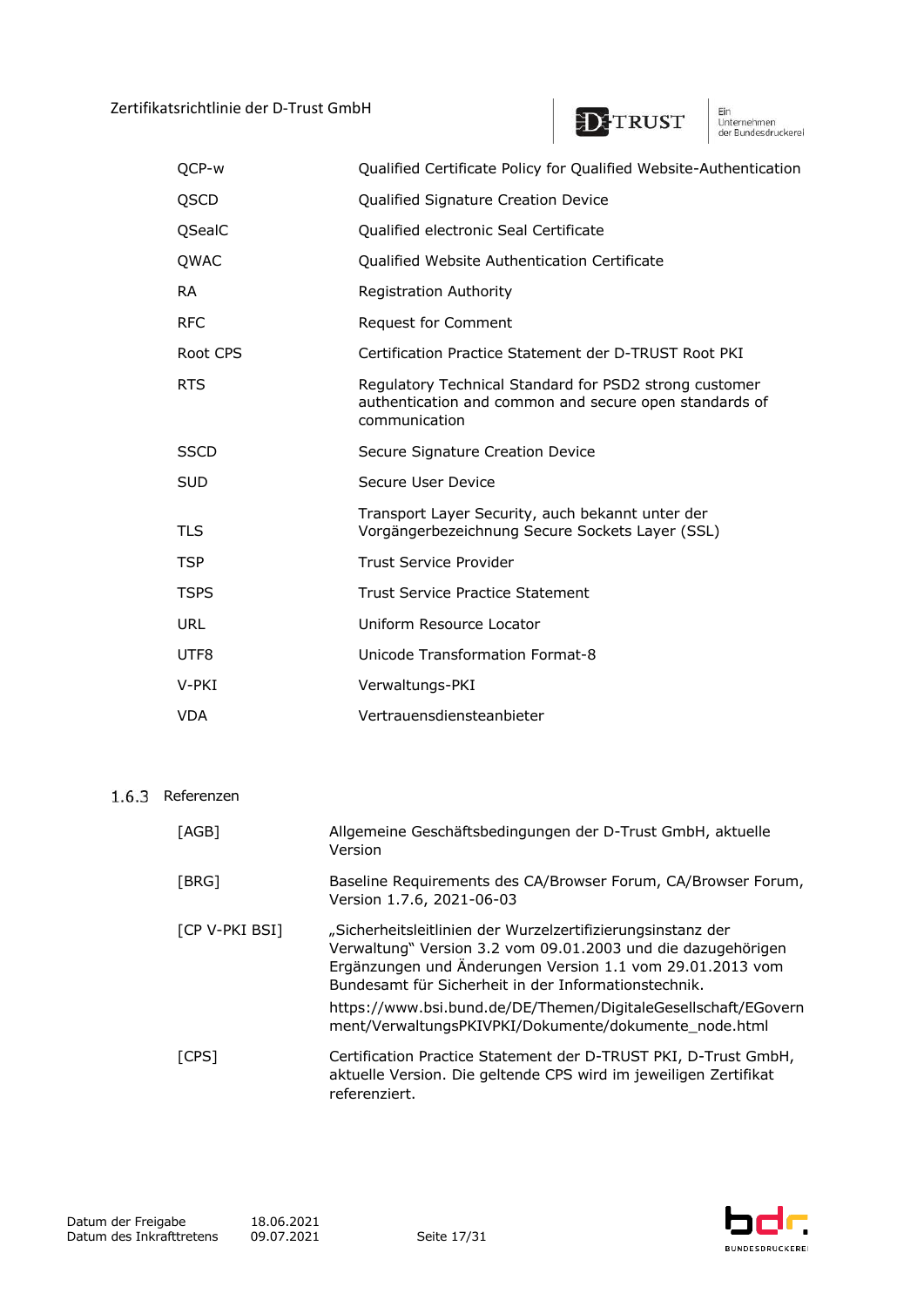| | |
|---|---|
| QCP-w | Qualified Certificate Policy for Qualified Website-Authentication |
| QSCD | Qualified Signature Creation Device |
| QSealC | Qualified electronic Seal Certificate |
| QWAC | Qualified Website Authentication Certificate |
| RA | Registration Authority |
| RFC | Request for Comment |
| Root CPS | Certification Practice Statement der D-TRUST Root PKI |
| RTS | Regulatory Technical Standard for PSD2 strong customer authentication and common and secure open standards of communication |
| SSCD | Secure Signature Creation Device |
| SUD | Secure User Device |
| TLS | Transport Layer Security, auch bekannt unter der Vorgängerbezeichnung Secure Sockets Layer (SSL) |
| TSP | Trust Service Provider |
| TSPS | Trust Service Practice Statement |
| URL | Uniform Resource Locator |
| UTF8 | Unicode Transformation Format-8 |
| V-PKI | Verwaltungs-PKI |
| VDA | Vertrauensdiensteanbieter |

### 1.6.3 Referenzen

| | |
|---|---|
| [AGB] | Allgemeine Geschäftsbedingungen der D-Trust GmbH, aktuelle Version |
| [BRG] | Baseline Requirements des CA/Browser Forum, CA/Browser Forum, Version 1.7.6, 2021-06-03 |
| [CP V-PKI BSI] | „Sicherheitsleitlinien der Wurzelzertifizierungsinstanz der Verwaltung" Version 3.2 vom 09.01.2003 und die dazugehörigen Ergänzungen und Änderungen Version 1.1 vom 29.01.2013 vom Bundesamt für Sicherheit in der Informationstechnik. https://www.bsi.bund.de/DE/Themen/DigitaleGesellschaft/EGovernment/VerwaltungsPKIVPKI/Dokumente/dokumente_node.html |
| [CPS] | Certification Practice Statement der D-TRUST PKI, D-Trust GmbH, aktuelle Version. Die geltende CPS wird im jeweiligen Zertifikat referenziert. |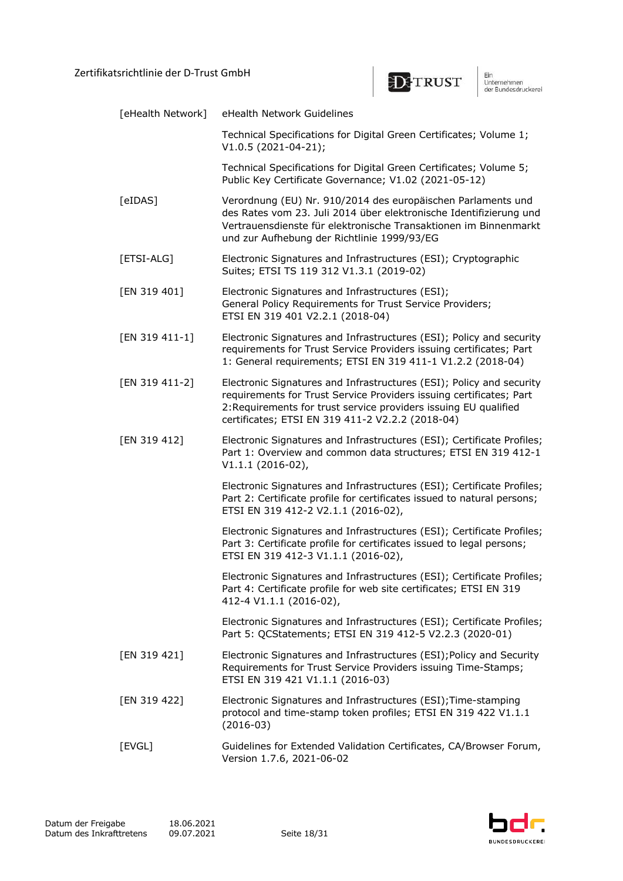| | |
|---|---|
| [eHealth Network] | eHealth Network Guidelines |
| | Technical Specifications for Digital Green Certificates; Volume 1; V1.0.5 (2021-04-21); |
| | Technical Specifications for Digital Green Certificates; Volume 5; Public Key Certificate Governance; V1.02 (2021-05-12) |
| [eIDAS] | Verordnung (EU) Nr. 910/2014 des europäischen Parlaments und des Rates vom 23. Juli 2014 über elektronische Identifizierung und Vertrauensdienste für elektronische Transaktionen im Binnenmarkt und zur Aufhebung der Richtlinie 1999/93/EG |
| [ETSI-ALG] | Electronic Signatures and Infrastructures (ESI); Cryptographic Suites; ETSI TS 119 312 V1.3.1 (2019-02) |
| [EN 319 401] | Electronic Signatures and Infrastructures (ESI); General Policy Requirements for Trust Service Providers; ETSI EN 319 401 V2.2.1 (2018-04) |
| [EN 319 411-1] | Electronic Signatures and Infrastructures (ESI); Policy and security requirements for Trust Service Providers issuing certificates; Part 1: General requirements; ETSI EN 319 411-1 V1.2.2 (2018-04) |
| [EN 319 411-2] | Electronic Signatures and Infrastructures (ESI); Policy and security requirements for Trust Service Providers issuing certificates; Part 2:Requirements for trust service providers issuing EU qualified certificates; ETSI EN 319 411-2 V2.2.2 (2018-04) |
| [EN 319 412] | Electronic Signatures and Infrastructures (ESI); Certificate Profiles; Part 1: Overview and common data structures; ETSI EN 319 412-1 V1.1.1 (2016-02), |
| | Electronic Signatures and Infrastructures (ESI); Certificate Profiles; Part 2: Certificate profile for certificates issued to natural persons; ETSI EN 319 412-2 V2.1.1 (2016-02), |
| | Electronic Signatures and Infrastructures (ESI); Certificate Profiles; Part 3: Certificate profile for certificates issued to legal persons; ETSI EN 319 412-3 V1.1.1 (2016-02), |
| | Electronic Signatures and Infrastructures (ESI); Certificate Profiles; Part 4: Certificate profile for web site certificates; ETSI EN 319 412-4 V1.1.1 (2016-02), |
| | Electronic Signatures and Infrastructures (ESI); Certificate Profiles; Part 5: QCStatements; ETSI EN 319 412-5 V2.2.3 (2020-01) |
| [EN 319 421] | Electronic Signatures and Infrastructures (ESI);Policy and Security Requirements for Trust Service Providers issuing Time-Stamps; ETSI EN 319 421 V1.1.1 (2016-03) |
| [EN 319 422] | Electronic Signatures and Infrastructures (ESI);Time-stamping protocol and time-stamp token profiles; ETSI EN 319 422 V1.1.1 (2016-03) |
| [EVGL] | Guidelines for Extended Validation Certificates, CA/Browser Forum, Version 1.7.6, 2021-06-02 |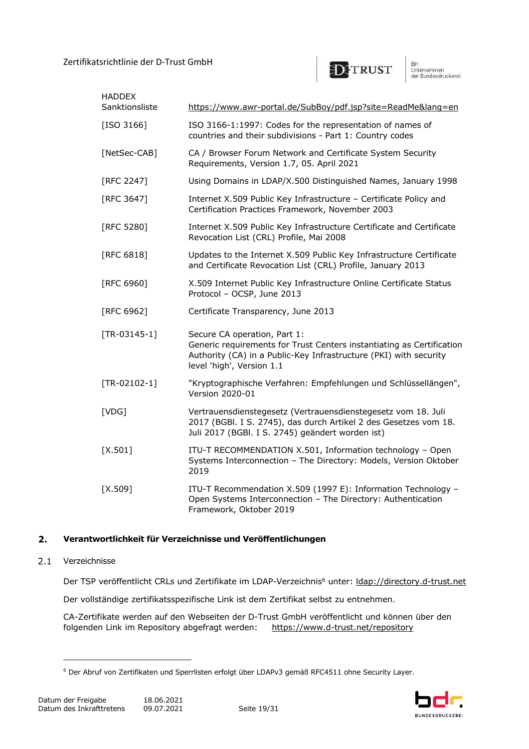| | |
|---|---|
| HADDEX Sanktionsliste | https://www.awr-portal.de/SubBoy/pdf.jsp?site=ReadMe&lang=en |
| [ISO 3166] | ISO 3166-1:1997: Codes for the representation of names of countries and their subdivisions - Part 1: Country codes |
| [NetSec-CAB] | CA / Browser Forum Network and Certificate System Security Requirements, Version 1.7, 05. April 2021 |
| [RFC 2247] | Using Domains in LDAP/X.500 Distinguished Names, January 1998 |
| [RFC 3647] | Internet X.509 Public Key Infrastructure – Certificate Policy and Certification Practices Framework, November 2003 |
| [RFC 5280] | Internet X.509 Public Key Infrastructure Certificate and Certificate Revocation List (CRL) Profile, Mai 2008 |
| [RFC 6818] | Updates to the Internet X.509 Public Key Infrastructure Certificate and Certificate Revocation List (CRL) Profile, January 2013 |
| [RFC 6960] | X.509 Internet Public Key Infrastructure Online Certificate Status Protocol – OCSP, June 2013 |
| [RFC 6962] | Certificate Transparency, June 2013 |
| [TR-03145-1] | Secure CA operation, Part 1: Generic requirements for Trust Centers instantiating as Certification Authority (CA) in a Public-Key Infrastructure (PKI) with security level 'high', Version 1.1 |
| [TR-02102-1] | "Kryptographische Verfahren: Empfehlungen und Schlüssellängen", Version 2020-01 |
| [VDG] | Vertrauensdienstegesetz (Vertrauensdienstegesetz vom 18. Juli 2017 (BGBl. I S. 2745), das durch Artikel 2 des Gesetzes vom 18. Juli 2017 (BGBl. I S. 2745) geändert worden ist) |
| [X.501] | ITU-T RECOMMENDATION X.501, Information technology – Open Systems Interconnection – The Directory: Models, Version Oktober 2019 |
| [X.509] | ITU-T Recommendation X.509 (1997 E): Information Technology – Open Systems Interconnection – The Directory: Authentication Framework, Oktober 2019 |

# 2. Verantwortlichkeit für Verzeichnisse und Veröffentlichungen

## 2.1 Verzeichnisse

Der TSP veröffentlicht CRLs und Zertifikate im LDAP-Verzeichnis[6] unter: ldap://directory.d-trust.net

Der vollständige zertifikatsspezifische Link ist dem Zertifikat selbst zu entnehmen.

CA-Zertifikate werden auf den Webseiten der D-Trust GmbH veröffentlicht und können über den folgenden Link im Repository abgefragt werden: https://www.d-trust.net/repository

[6] Der Abruf von Zertifikaten und Sperrlisten erfolgt über LDAPv3 gemäß RFC4511 ohne Security Layer.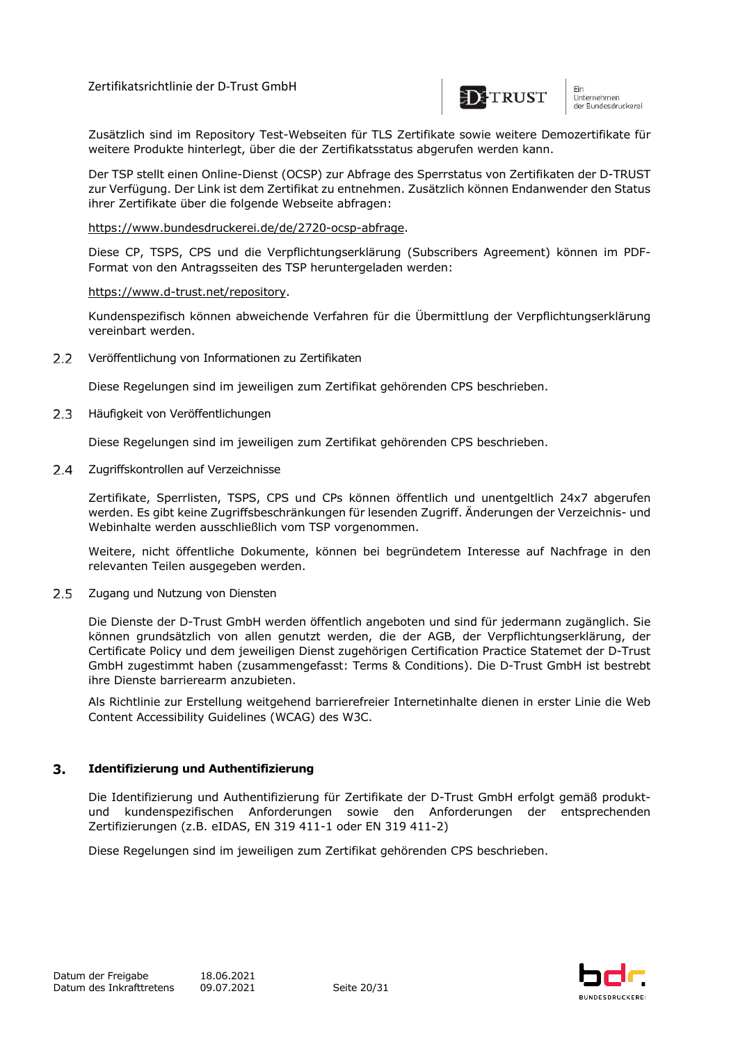Zusätzlich sind im Repository Test-Webseiten für TLS Zertifikate sowie weitere Demozertifikate für weitere Produkte hinterlegt, über die der Zertifikatsstatus abgerufen werden kann.

Der TSP stellt einen Online-Dienst (OCSP) zur Abfrage des Sperrstatus von Zertifikaten der D-TRUST zur Verfügung. Der Link ist dem Zertifikat zu entnehmen. Zusätzlich können Endanwender den Status ihrer Zertifikate über die folgende Webseite abfragen:

https://www.bundesdruckerei.de/de/2720-ocsp-abfrage.

Diese CP, TSPS, CPS und die Verpflichtungserklärung (Subscribers Agreement) können im PDF-Format von den Antragsseiten des TSP heruntergeladen werden:

https://www.d-trust.net/repository.

Kundenspezifisch können abweichende Verfahren für die Übermittlung der Verpflichtungserklärung vereinbart werden.

### 2.2 Veröffentlichung von Informationen zu Zertifikaten

Diese Regelungen sind im jeweiligen zum Zertifikat gehörenden CPS beschrieben.

### 2.3 Häufigkeit von Veröffentlichungen

Diese Regelungen sind im jeweiligen zum Zertifikat gehörenden CPS beschrieben.

### 2.4 Zugriffskontrollen auf Verzeichnisse

Zertifikate, Sperrlisten, TSPS, CPS und CPs können öffentlich und unentgeltlich 24x7 abgerufen werden. Es gibt keine Zugriffsbeschränkungen für lesenden Zugriff. Änderungen der Verzeichnis- und Webinhalte werden ausschließlich vom TSP vorgenommen.

Weitere, nicht öffentliche Dokumente, können bei begründetem Interesse auf Nachfrage in den relevanten Teilen ausgegeben werden.

### 2.5 Zugang und Nutzung von Diensten

Die Dienste der D-Trust GmbH werden öffentlich angeboten und sind für jedermann zugänglich. Sie können grundsätzlich von allen genutzt werden, die der AGB, der Verpflichtungserklärung, der Certificate Policy und dem jeweiligen Dienst zugehörigen Certification Practice Statemet der D-Trust GmbH zugestimmt haben (zusammengefasst: Terms & Conditions). Die D-Trust GmbH ist bestrebt ihre Dienste barrierearm anzubieten.

Als Richtlinie zur Erstellung weitgehend barrierefreier Internetinhalte dienen in erster Linie die Web Content Accessibility Guidelines (WCAG) des W3C.

## 3. Identifizierung und Authentifizierung

Die Identifizierung und Authentifizierung für Zertifikate der D-Trust GmbH erfolgt gemäß produkt- und kundenspezifischen Anforderungen sowie den Anforderungen der entsprechenden Zertifizierungen (z.B. eIDAS, EN 319 411-1 oder EN 319 411-2)

Diese Regelungen sind im jeweiligen zum Zertifikat gehörenden CPS beschrieben.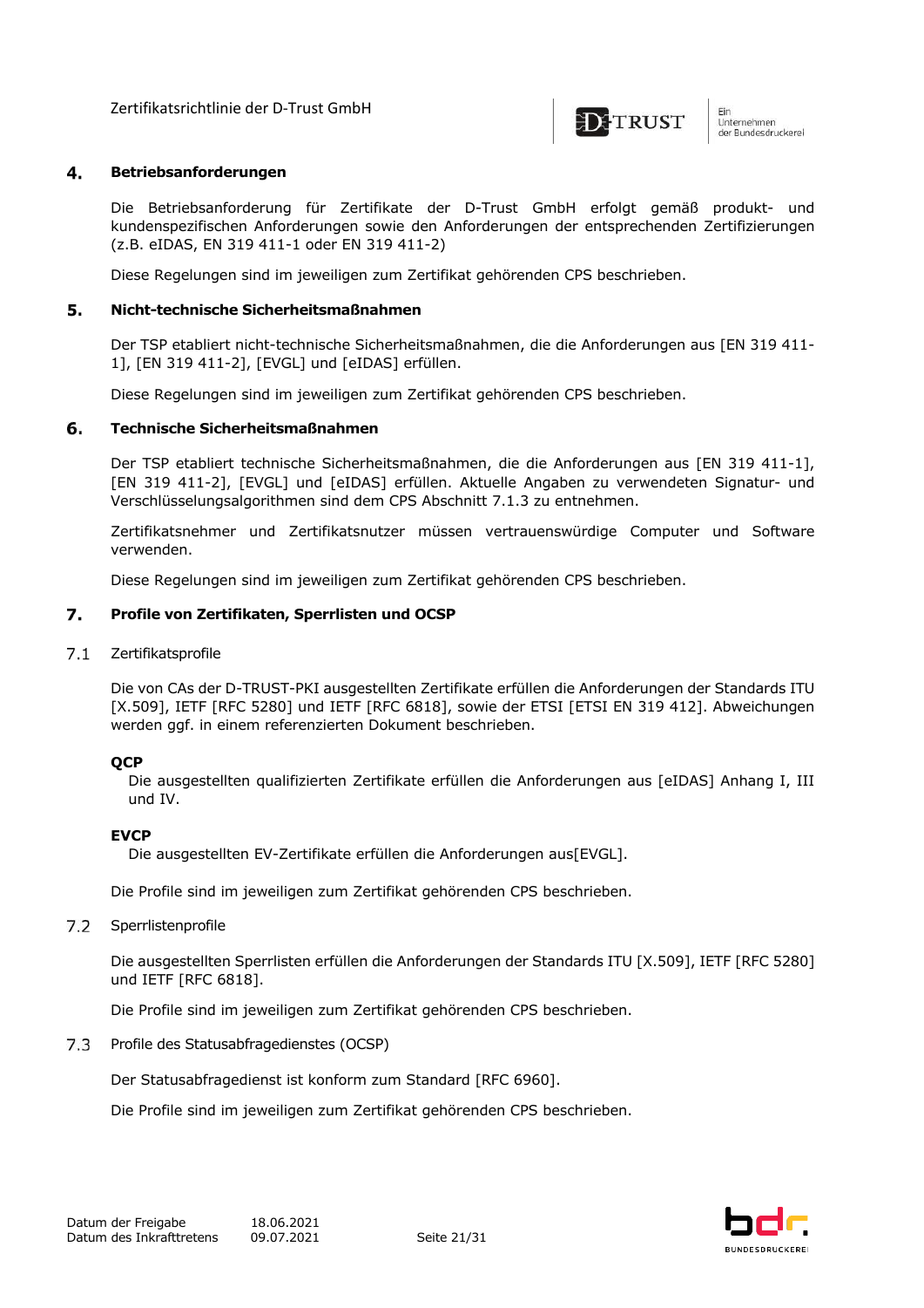## 4. Betriebsanforderungen

Die Betriebsanforderung für Zertifikate der D-Trust GmbH erfolgt gemäß produkt- und kundenspezifischen Anforderungen sowie den Anforderungen der entsprechenden Zertifizierungen (z.B. eIDAS, EN 319 411-1 oder EN 319 411-2)

Diese Regelungen sind im jeweiligen zum Zertifikat gehörenden CPS beschrieben.

## 5. Nicht-technische Sicherheitsmaßnahmen

Der TSP etabliert nicht-technische Sicherheitsmaßnahmen, die die Anforderungen aus [EN 319 411-1], [EN 319 411-2], [EVGL] und [eIDAS] erfüllen.

Diese Regelungen sind im jeweiligen zum Zertifikat gehörenden CPS beschrieben.

## 6. Technische Sicherheitsmaßnahmen

Der TSP etabliert technische Sicherheitsmaßnahmen, die die Anforderungen aus [EN 319 411-1], [EN 319 411-2], [EVGL] und [eIDAS] erfüllen. Aktuelle Angaben zu verwendeten Signatur- und Verschlüsselungsalgorithmen sind dem CPS Abschnitt 7.1.3 zu entnehmen.

Zertifikatsnehmer und Zertifikatsnutzer müssen vertrauenswürdige Computer und Software verwenden.

Diese Regelungen sind im jeweiligen zum Zertifikat gehörenden CPS beschrieben.

## 7. Profile von Zertifikaten, Sperrlisten und OCSP

### 7.1 Zertifikatsprofile

Die von CAs der D-TRUST-PKI ausgestellten Zertifikate erfüllen die Anforderungen der Standards ITU [X.509], IETF [RFC 5280] und IETF [RFC 6818], sowie der ETSI [ETSI EN 319 412]. Abweichungen werden ggf. in einem referenzierten Dokument beschrieben.

**QCP**
Die ausgestellten qualifizierten Zertifikate erfüllen die Anforderungen aus [eIDAS] Anhang I, III und IV.

**EVCP**
Die ausgestellten EV-Zertifikate erfüllen die Anforderungen aus[EVGL].

Die Profile sind im jeweiligen zum Zertifikat gehörenden CPS beschrieben.

### 7.2 Sperrlistenprofile

Die ausgestellten Sperrlisten erfüllen die Anforderungen der Standards ITU [X.509], IETF [RFC 5280] und IETF [RFC 6818].

Die Profile sind im jeweiligen zum Zertifikat gehörenden CPS beschrieben.

### 7.3 Profile des Statusabfragedienstes (OCSP)

Der Statusabfragedienst ist konform zum Standard [RFC 6960].

Die Profile sind im jeweiligen zum Zertifikat gehörenden CPS beschrieben.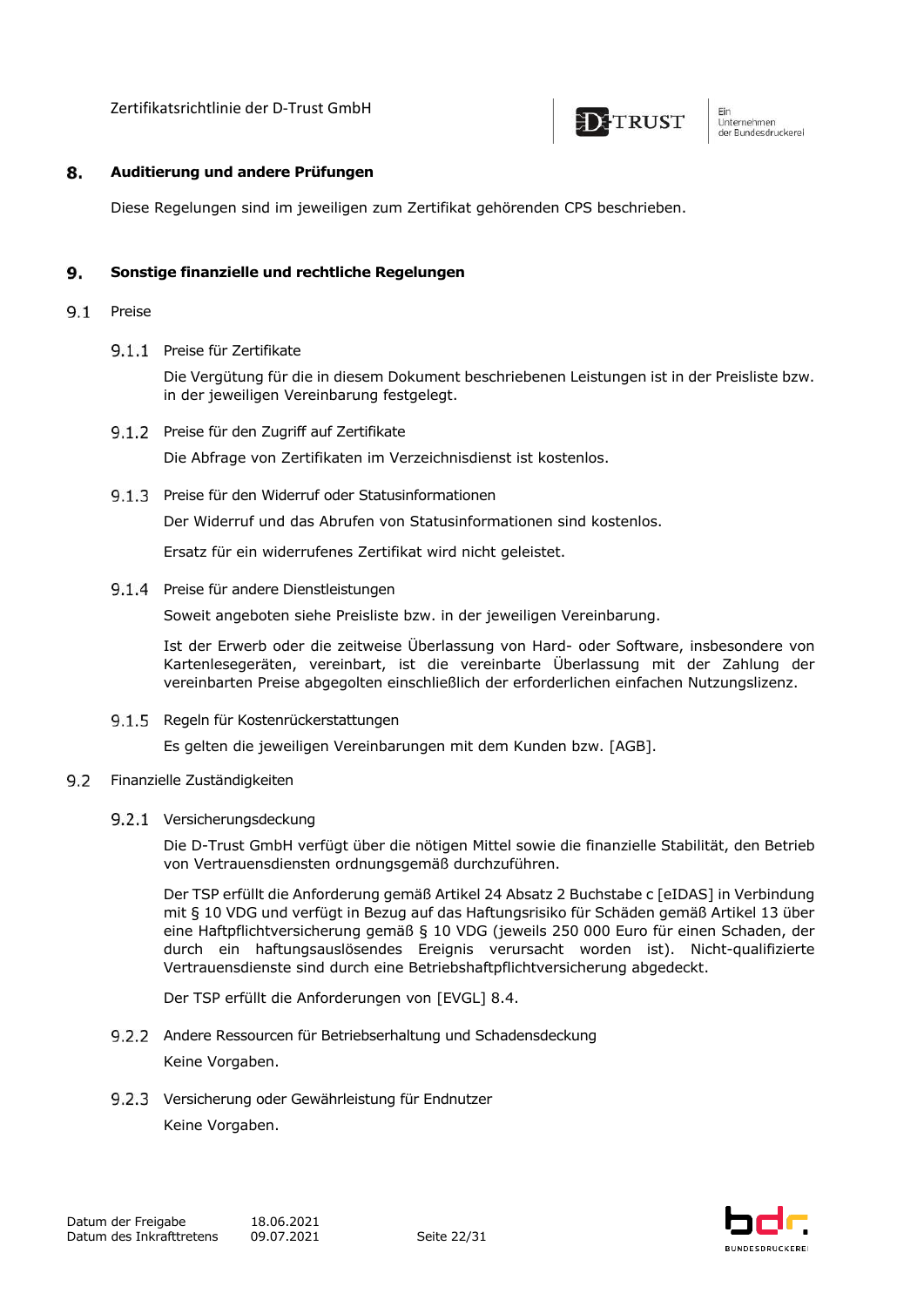# 8. Auditierung und andere Prüfungen

Diese Regelungen sind im jeweiligen zum Zertifikat gehörenden CPS beschrieben.

# 9. Sonstige finanzielle und rechtliche Regelungen

## 9.1 Preise

### 9.1.1 Preise für Zertifikate

Die Vergütung für die in diesem Dokument beschriebenen Leistungen ist in der Preisliste bzw. in der jeweiligen Vereinbarung festgelegt.

### 9.1.2 Preise für den Zugriff auf Zertifikate

Die Abfrage von Zertifikaten im Verzeichnisdienst ist kostenlos.

### 9.1.3 Preise für den Widerruf oder Statusinformationen

Der Widerruf und das Abrufen von Statusinformationen sind kostenlos.

Ersatz für ein widerrufenes Zertifikat wird nicht geleistet.

### 9.1.4 Preise für andere Dienstleistungen

Soweit angeboten siehe Preisliste bzw. in der jeweiligen Vereinbarung.

Ist der Erwerb oder die zeitweise Überlassung von Hard- oder Software, insbesondere von Kartenlesegeräten, vereinbart, ist die vereinbarte Überlassung mit der Zahlung der vereinbarten Preise abgegolten einschließlich der erforderlichen einfachen Nutzungslizenz.

### 9.1.5 Regeln für Kostenrückerstattungen

Es gelten die jeweiligen Vereinbarungen mit dem Kunden bzw. [AGB].

## 9.2 Finanzielle Zuständigkeiten

### 9.2.1 Versicherungsdeckung

Die D-Trust GmbH verfügt über die nötigen Mittel sowie die finanzielle Stabilität, den Betrieb von Vertrauensdiensten ordnungsgemäß durchzuführen.

Der TSP erfüllt die Anforderung gemäß Artikel 24 Absatz 2 Buchstabe c [eIDAS] in Verbindung mit § 10 VDG und verfügt in Bezug auf das Haftungsrisiko für Schäden gemäß Artikel 13 über eine Haftpflichtversicherung gemäß § 10 VDG (jeweils 250 000 Euro für einen Schaden, der durch ein haftungsauslösendes Ereignis verursacht worden ist). Nicht-qualifizierte Vertrauensdienste sind durch eine Betriebshaftpflichtversicherung abgedeckt.

Der TSP erfüllt die Anforderungen von [EVGL] 8.4.

### 9.2.2 Andere Ressourcen für Betriebserhaltung und Schadensdeckung

Keine Vorgaben.

### 9.2.3 Versicherung oder Gewährleistung für Endnutzer

Keine Vorgaben.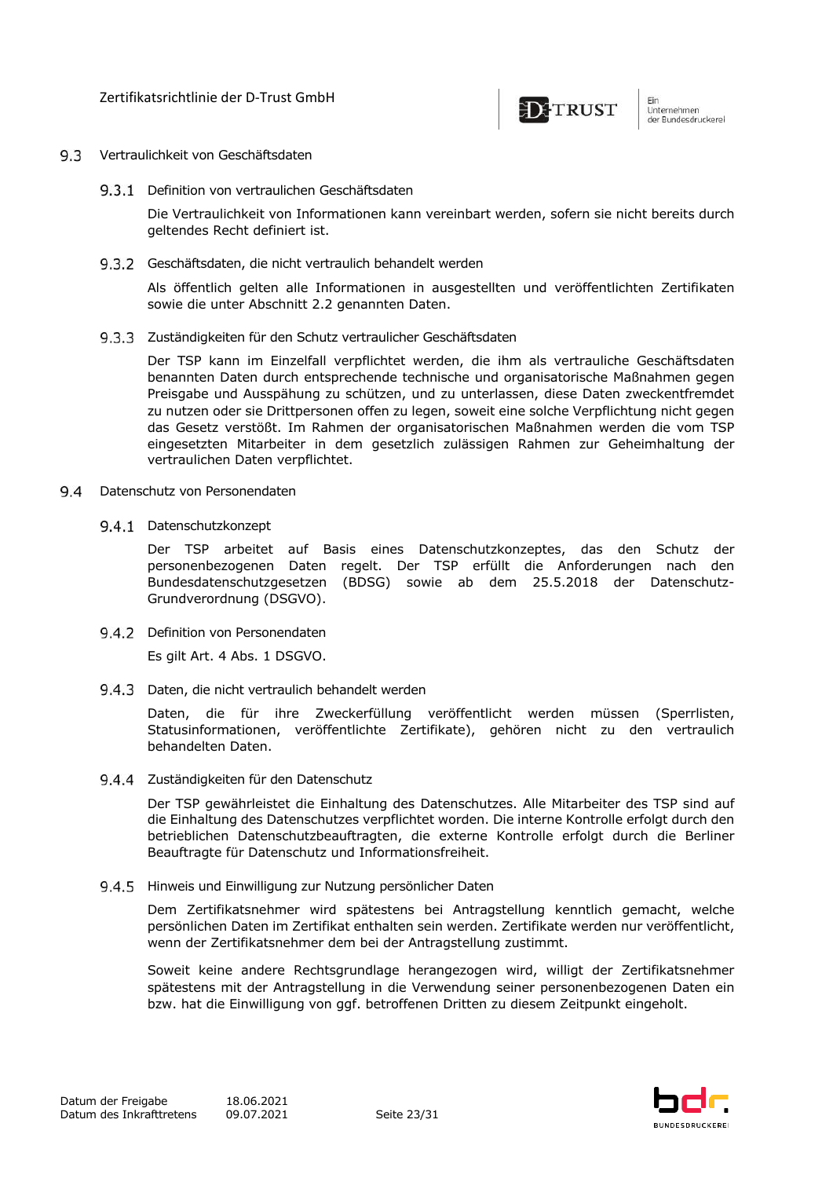## 9.3 Vertraulichkeit von Geschäftsdaten

### 9.3.1 Definition von vertraulichen Geschäftsdaten

Die Vertraulichkeit von Informationen kann vereinbart werden, sofern sie nicht bereits durch geltendes Recht definiert ist.

### 9.3.2 Geschäftsdaten, die nicht vertraulich behandelt werden

Als öffentlich gelten alle Informationen in ausgestellten und veröffentlichten Zertifikaten sowie die unter Abschnitt 2.2 genannten Daten.

### 9.3.3 Zuständigkeiten für den Schutz vertraulicher Geschäftsdaten

Der TSP kann im Einzelfall verpflichtet werden, die ihm als vertrauliche Geschäftsdaten benannten Daten durch entsprechende technische und organisatorische Maßnahmen gegen Preisgabe und Ausspähung zu schützen, und zu unterlassen, diese Daten zweckentfremdet zu nutzen oder sie Drittpersonen offen zu legen, soweit eine solche Verpflichtung nicht gegen das Gesetz verstößt. Im Rahmen der organisatorischen Maßnahmen werden die vom TSP eingesetzten Mitarbeiter in dem gesetzlich zulässigen Rahmen zur Geheimhaltung der vertraulichen Daten verpflichtet.

## 9.4 Datenschutz von Personendaten

### 9.4.1 Datenschutzkonzept

Der TSP arbeitet auf Basis eines Datenschutzkonzeptes, das den Schutz der personenbezogenen Daten regelt. Der TSP erfüllt die Anforderungen nach den Bundesdatenschutzgesetzen (BDSG) sowie ab dem 25.5.2018 der Datenschutz-Grundverordnung (DSGVO).

### 9.4.2 Definition von Personendaten

Es gilt Art. 4 Abs. 1 DSGVO.

### 9.4.3 Daten, die nicht vertraulich behandelt werden

Daten, die für ihre Zweckerfüllung veröffentlicht werden müssen (Sperrlisten, Statusinformationen, veröffentlichte Zertifikate), gehören nicht zu den vertraulich behandelten Daten.

### 9.4.4 Zuständigkeiten für den Datenschutz

Der TSP gewährleistet die Einhaltung des Datenschutzes. Alle Mitarbeiter des TSP sind auf die Einhaltung des Datenschutzes verpflichtet worden. Die interne Kontrolle erfolgt durch den betrieblichen Datenschutzbeauftragten, die externe Kontrolle erfolgt durch die Berliner Beauftragte für Datenschutz und Informationsfreiheit.

### 9.4.5 Hinweis und Einwilligung zur Nutzung persönlicher Daten

Dem Zertifikatsnehmer wird spätestens bei Antragstellung kenntlich gemacht, welche persönlichen Daten im Zertifikat enthalten sein werden. Zertifikate werden nur veröffentlicht, wenn der Zertifikatsnehmer dem bei der Antragstellung zustimmt.

Soweit keine andere Rechtsgrundlage herangezogen wird, willigt der Zertifikatsnehmer spätestens mit der Antragstellung in die Verwendung seiner personenbezogenen Daten ein bzw. hat die Einwilligung von ggf. betroffenen Dritten zu diesem Zeitpunkt eingeholt.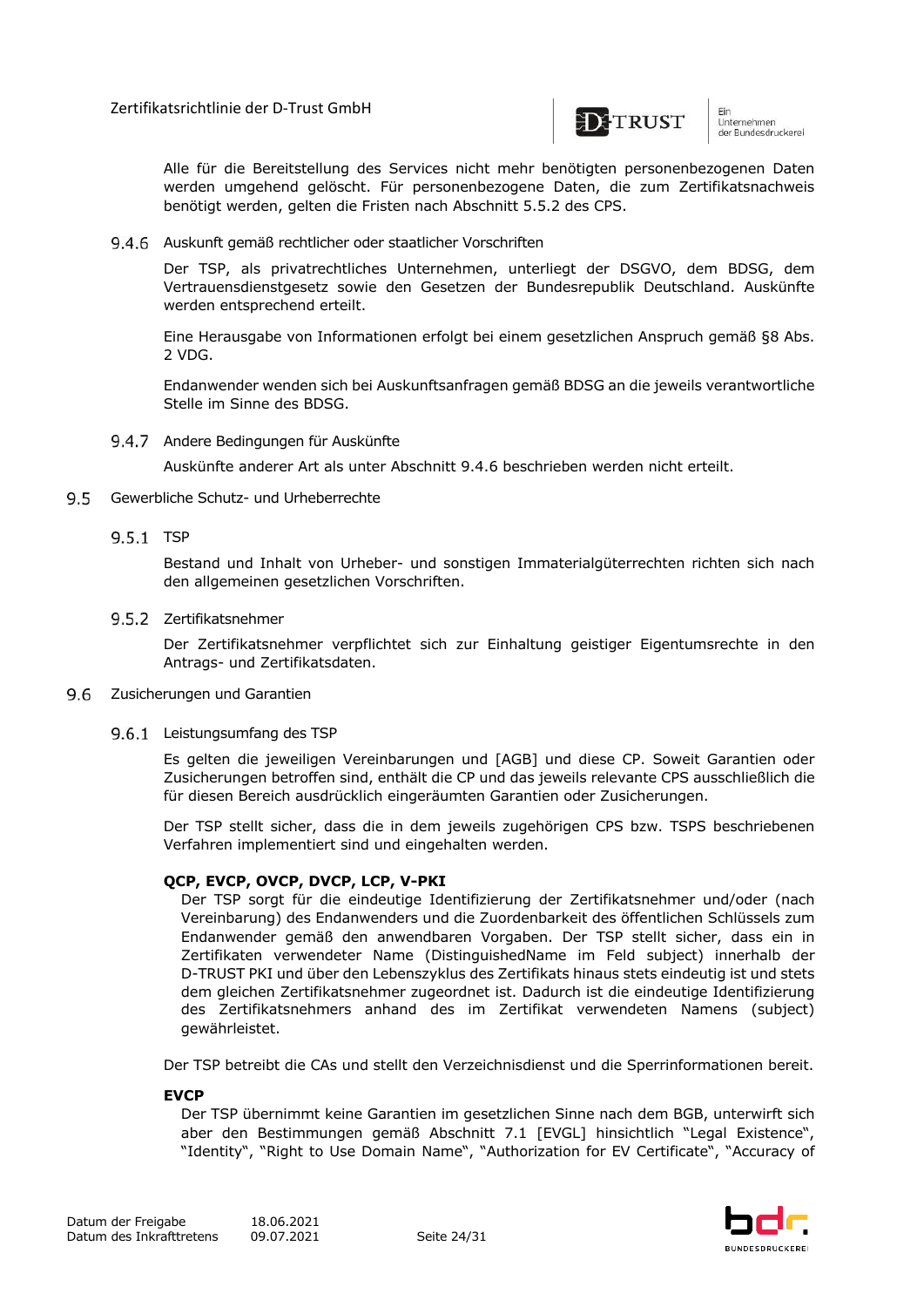Alle für die Bereitstellung des Services nicht mehr benötigten personenbezogenen Daten werden umgehend gelöscht. Für personenbezogene Daten, die zum Zertifikatsnachweis benötigt werden, gelten die Fristen nach Abschnitt 5.5.2 des CPS.

### 9.4.6 Auskunft gemäß rechtlicher oder staatlicher Vorschriften

Der TSP, als privatrechtliches Unternehmen, unterliegt der DSGVO, dem BDSG, dem Vertrauensdienstgesetz sowie den Gesetzen der Bundesrepublik Deutschland. Auskünfte werden entsprechend erteilt.

Eine Herausgabe von Informationen erfolgt bei einem gesetzlichen Anspruch gemäß §8 Abs. 2 VDG.

Endanwender wenden sich bei Auskunftsanfragen gemäß BDSG an die jeweils verantwortliche Stelle im Sinne des BDSG.

### 9.4.7 Andere Bedingungen für Auskünfte

Auskünfte anderer Art als unter Abschnitt 9.4.6 beschrieben werden nicht erteilt.

## 9.5 Gewerbliche Schutz- und Urheberrechte

### 9.5.1 TSP

Bestand und Inhalt von Urheber- und sonstigen Immaterialgüterrechten richten sich nach den allgemeinen gesetzlichen Vorschriften.

### 9.5.2 Zertifikatsnehmer

Der Zertifikatsnehmer verpflichtet sich zur Einhaltung geistiger Eigentumsrechte in den Antrags- und Zertifikatsdaten.

## 9.6 Zusicherungen und Garantien

### 9.6.1 Leistungsumfang des TSP

Es gelten die jeweiligen Vereinbarungen und [AGB] und diese CP. Soweit Garantien oder Zusicherungen betroffen sind, enthält die CP und das jeweils relevante CPS ausschließlich die für diesen Bereich ausdrücklich eingeräumten Garantien oder Zusicherungen.

Der TSP stellt sicher, dass die in dem jeweils zugehörigen CPS bzw. TSPS beschriebenen Verfahren implementiert sind und eingehalten werden.

**QCP, EVCP, OVCP, DVCP, LCP, V-PKI**

Der TSP sorgt für die eindeutige Identifizierung der Zertifikatsnehmer und/oder (nach Vereinbarung) des Endanwenders und die Zuordenbarkeit des öffentlichen Schlüssels zum Endanwender gemäß den anwendbaren Vorgaben. Der TSP stellt sicher, dass ein in Zertifikaten verwendeter Name (DistinguishedName im Feld subject) innerhalb der D-TRUST PKI und über den Lebenszyklus des Zertifikats hinaus stets eindeutig ist und stets dem gleichen Zertifikatsnehmer zugeordnet ist. Dadurch ist die eindeutige Identifizierung des Zertifikatsnehmers anhand des im Zertifikat verwendeten Namens (subject) gewährleistet.

Der TSP betreibt die CAs und stellt den Verzeichnisdienst und die Sperrinformationen bereit.

**EVCP**

Der TSP übernimmt keine Garantien im gesetzlichen Sinne nach dem BGB, unterwirft sich aber den Bestimmungen gemäß Abschnitt 7.1 [EVGL] hinsichtlich "Legal Existence", "Identity", "Right to Use Domain Name", "Authorization for EV Certificate", "Accuracy of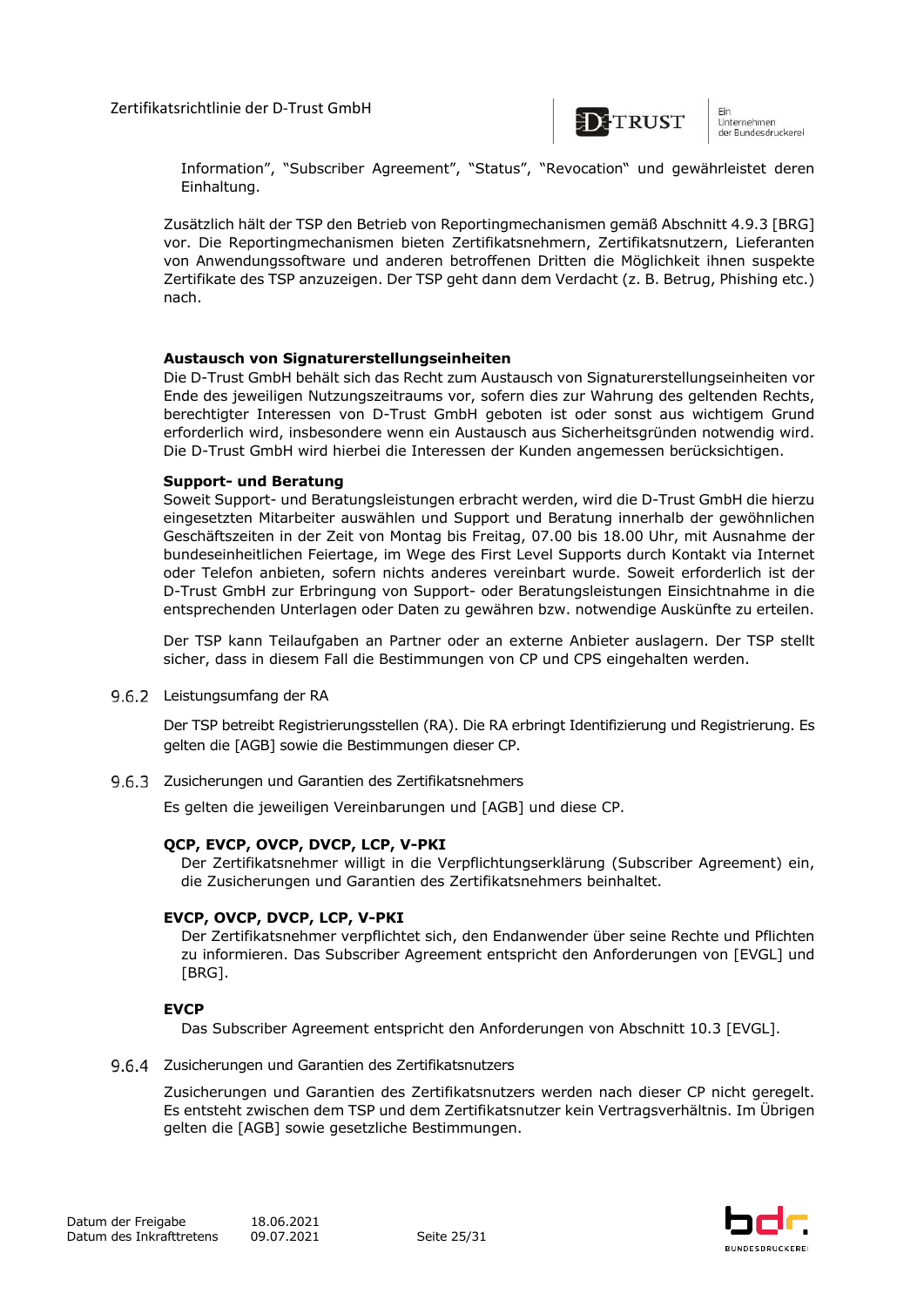Information", "Subscriber Agreement", "Status", "Revocation" und gewährleistet deren Einhaltung.

Zusätzlich hält der TSP den Betrieb von Reportingmechanismen gemäß Abschnitt 4.9.3 [BRG] vor. Die Reportingmechanismen bieten Zertifikatsnehmern, Zertifikatsnutzern, Lieferanten von Anwendungssoftware und anderen betroffenen Dritten die Möglichkeit ihnen suspekte Zertifikate des TSP anzuzeigen. Der TSP geht dann dem Verdacht (z. B. Betrug, Phishing etc.) nach.

**Austausch von Signaturerstellungseinheiten**

Die D-Trust GmbH behält sich das Recht zum Austausch von Signaturerstellungseinheiten vor Ende des jeweiligen Nutzungszeitraums vor, sofern dies zur Wahrung des geltenden Rechts, berechtigter Interessen von D-Trust GmbH geboten ist oder sonst aus wichtigem Grund erforderlich wird, insbesondere wenn ein Austausch aus Sicherheitsgründen notwendig wird. Die D-Trust GmbH wird hierbei die Interessen der Kunden angemessen berücksichtigen.

**Support- und Beratung**

Soweit Support- und Beratungsleistungen erbracht werden, wird die D-Trust GmbH die hierzu eingesetzten Mitarbeiter auswählen und Support und Beratung innerhalb der gewöhnlichen Geschäftszeiten in der Zeit von Montag bis Freitag, 07.00 bis 18.00 Uhr, mit Ausnahme der bundeseinheitlichen Feiertage, im Wege des First Level Supports durch Kontakt via Internet oder Telefon anbieten, sofern nichts anderes vereinbart wurde. Soweit erforderlich ist der D-Trust GmbH zur Erbringung von Support- oder Beratungsleistungen Einsichtnahme in die entsprechenden Unterlagen oder Daten zu gewähren bzw. notwendige Auskünfte zu erteilen.

Der TSP kann Teilaufgaben an Partner oder an externe Anbieter auslagern. Der TSP stellt sicher, dass in diesem Fall die Bestimmungen von CP und CPS eingehalten werden.

### 9.6.2 Leistungsumfang der RA

Der TSP betreibt Registrierungsstellen (RA). Die RA erbringt Identifizierung und Registrierung. Es gelten die [AGB] sowie die Bestimmungen dieser CP.

### 9.6.3 Zusicherungen und Garantien des Zertifikatsnehmers

Es gelten die jeweiligen Vereinbarungen und [AGB] und diese CP.

**QCP, EVCP, OVCP, DVCP, LCP, V-PKI**

Der Zertifikatsnehmer willigt in die Verpflichtungserklärung (Subscriber Agreement) ein, die Zusicherungen und Garantien des Zertifikatsnehmers beinhaltet.

**EVCP, OVCP, DVCP, LCP, V-PKI**

Der Zertifikatsnehmer verpflichtet sich, den Endanwender über seine Rechte und Pflichten zu informieren. Das Subscriber Agreement entspricht den Anforderungen von [EVGL] und [BRG].

**EVCP**

Das Subscriber Agreement entspricht den Anforderungen von Abschnitt 10.3 [EVGL].

### 9.6.4 Zusicherungen und Garantien des Zertifikatsnutzers

Zusicherungen und Garantien des Zertifikatsnutzers werden nach dieser CP nicht geregelt. Es entsteht zwischen dem TSP und dem Zertifikatsnutzer kein Vertragsverhältnis. Im Übrigen gelten die [AGB] sowie gesetzliche Bestimmungen.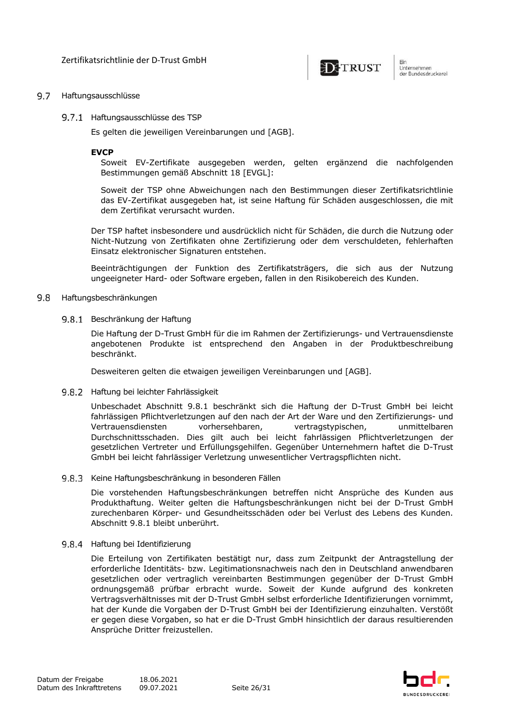## 9.7 Haftungsausschlüsse

### 9.7.1 Haftungsausschlüsse des TSP

Es gelten die jeweiligen Vereinbarungen und [AGB].

**EVCP**

Soweit EV-Zertifikate ausgegeben werden, gelten ergänzend die nachfolgenden Bestimmungen gemäß Abschnitt 18 [EVGL]:

Soweit der TSP ohne Abweichungen nach den Bestimmungen dieser Zertifikatsrichtlinie das EV-Zertifikat ausgegeben hat, ist seine Haftung für Schäden ausgeschlossen, die mit dem Zertifikat verursacht wurden.

Der TSP haftet insbesondere und ausdrücklich nicht für Schäden, die durch die Nutzung oder Nicht-Nutzung von Zertifikaten ohne Zertifizierung oder dem verschuldeten, fehlerhaften Einsatz elektronischer Signaturen entstehen.

Beeinträchtigungen der Funktion des Zertifikatsträgers, die sich aus der Nutzung ungeeigneter Hard- oder Software ergeben, fallen in den Risikobereich des Kunden.

## 9.8 Haftungsbeschränkungen

### 9.8.1 Beschränkung der Haftung

Die Haftung der D-Trust GmbH für die im Rahmen der Zertifizierungs- und Vertrauensdienste angebotenen Produkte ist entsprechend den Angaben in der Produktbeschreibung beschränkt.

Desweiteren gelten die etwaigen jeweiligen Vereinbarungen und [AGB].

### 9.8.2 Haftung bei leichter Fahrlässigkeit

Unbeschadet Abschnitt 9.8.1 beschränkt sich die Haftung der D-Trust GmbH bei leicht fahrlässigen Pflichtverletzungen auf den nach der Art der Ware und den Zertifizierungs- und Vertrauensdiensten vorhersehbaren, vertragstypischen, unmittelbaren Durchschnittsschaden. Dies gilt auch bei leicht fahrlässigen Pflichtverletzungen der gesetzlichen Vertreter und Erfüllungsgehilfen. Gegenüber Unternehmern haftet die D-Trust GmbH bei leicht fahrlässiger Verletzung unwesentlicher Vertragspflichten nicht.

### 9.8.3 Keine Haftungsbeschränkung in besonderen Fällen

Die vorstehenden Haftungsbeschränkungen betreffen nicht Ansprüche des Kunden aus Produkthaftung. Weiter gelten die Haftungsbeschränkungen nicht bei der D-Trust GmbH zurechenbaren Körper- und Gesundheitsschäden oder bei Verlust des Lebens des Kunden. Abschnitt 9.8.1 bleibt unberührt.

### 9.8.4 Haftung bei Identifizierung

Die Erteilung von Zertifikaten bestätigt nur, dass zum Zeitpunkt der Antragstellung der erforderliche Identitäts- bzw. Legitimationsnachweis nach den in Deutschland anwendbaren gesetzlichen oder vertraglich vereinbarten Bestimmungen gegenüber der D-Trust GmbH ordnungsgemäß prüfbar erbracht wurde. Soweit der Kunde aufgrund des konkreten Vertragsverhältnisses mit der D-Trust GmbH selbst erforderliche Identifizierungen vornimmt, hat der Kunde die Vorgaben der D-Trust GmbH bei der Identifizierung einzuhalten. Verstößt er gegen diese Vorgaben, so hat er die D-Trust GmbH hinsichtlich der daraus resultierenden Ansprüche Dritter freizustellen.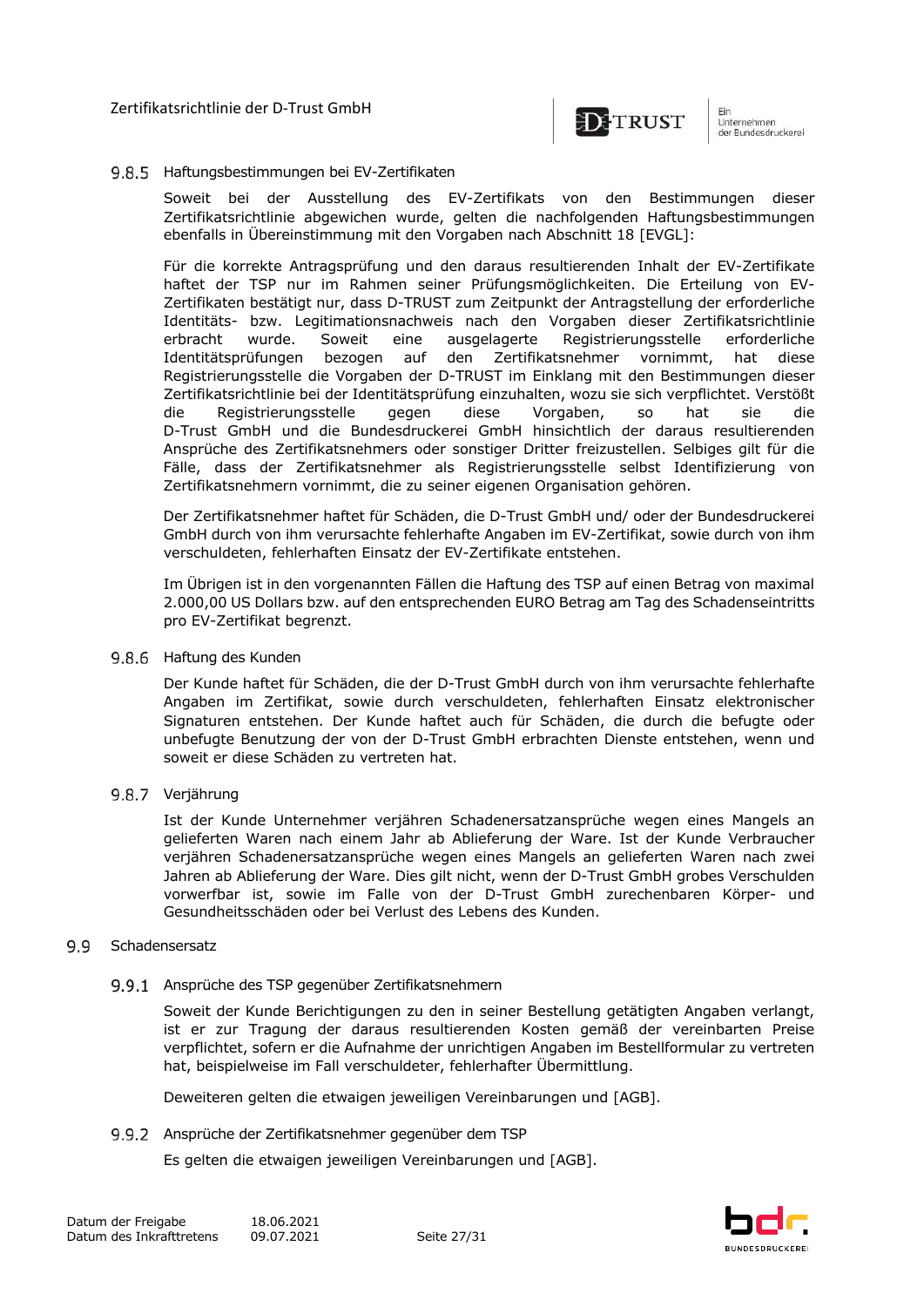### 9.8.5 Haftungsbestimmungen bei EV-Zertifikaten

Soweit bei der Ausstellung des EV-Zertifikats von den Bestimmungen dieser Zertifikatsrichtlinie abgewichen wurde, gelten die nachfolgenden Haftungsbestimmungen ebenfalls in Übereinstimmung mit den Vorgaben nach Abschnitt 18 [EVGL]:

Für die korrekte Antragsprüfung und den daraus resultierenden Inhalt der EV-Zertifikate haftet der TSP nur im Rahmen seiner Prüfungsmöglichkeiten. Die Erteilung von EV-Zertifikaten bestätigt nur, dass D-TRUST zum Zeitpunkt der Antragstellung der erforderliche Identitäts- bzw. Legitimationsnachweis nach den Vorgaben dieser Zertifikatsrichtlinie erbracht wurde. Soweit eine ausgelagerte Registrierungsstelle erforderliche Identitätsprüfungen bezogen auf den Zertifikatsnehmer vornimmt, hat diese Registrierungsstelle die Vorgaben der D-TRUST im Einklang mit den Bestimmungen dieser Zertifikatsrichtlinie bei der Identitätsprüfung einzuhalten, wozu sie sich verpflichtet. Verstößt die Registrierungsstelle gegen diese Vorgaben, so hat sie die D-Trust GmbH und die Bundesdruckerei GmbH hinsichtlich der daraus resultierenden Ansprüche des Zertifikatsnehmers oder sonstiger Dritter freizustellen. Selbiges gilt für die Fälle, dass der Zertifikatsnehmer als Registrierungsstelle selbst Identifizierung von Zertifikatsnehmern vornimmt, die zu seiner eigenen Organisation gehören.

Der Zertifikatsnehmer haftet für Schäden, die D-Trust GmbH und/ oder der Bundesdruckerei GmbH durch von ihm verursachte fehlerhafte Angaben im EV-Zertifikat, sowie durch von ihm verschuldeten, fehlerhaften Einsatz der EV-Zertifikate entstehen.

Im Übrigen ist in den vorgenannten Fällen die Haftung des TSP auf einen Betrag von maximal 2.000,00 US Dollars bzw. auf den entsprechenden EURO Betrag am Tag des Schadenseintritts pro EV-Zertifikat begrenzt.

### 9.8.6 Haftung des Kunden

Der Kunde haftet für Schäden, die der D-Trust GmbH durch von ihm verursachte fehlerhafte Angaben im Zertifikat, sowie durch verschuldeten, fehlerhaften Einsatz elektronischer Signaturen entstehen. Der Kunde haftet auch für Schäden, die durch die befugte oder unbefugte Benutzung der von der D-Trust GmbH erbrachten Dienste entstehen, wenn und soweit er diese Schäden zu vertreten hat.

### 9.8.7 Verjährung

Ist der Kunde Unternehmer verjähren Schadenersatzansprüche wegen eines Mangels an gelieferten Waren nach einem Jahr ab Ablieferung der Ware. Ist der Kunde Verbraucher verjähren Schadenersatzansprüche wegen eines Mangels an gelieferten Waren nach zwei Jahren ab Ablieferung der Ware. Dies gilt nicht, wenn der D-Trust GmbH grobes Verschulden vorwerfbar ist, sowie im Falle von der D-Trust GmbH zurechenbaren Körper- und Gesundheitsschäden oder bei Verlust des Lebens des Kunden.

## 9.9 Schadensersatz

### 9.9.1 Ansprüche des TSP gegenüber Zertifikatsnehmern

Soweit der Kunde Berichtigungen zu den in seiner Bestellung getätigten Angaben verlangt, ist er zur Tragung der daraus resultierenden Kosten gemäß der vereinbarten Preise verpflichtet, sofern er die Aufnahme der unrichtigen Angaben im Bestellformular zu vertreten hat, beispielweise im Fall verschuldeter, fehlerhafter Übermittlung.

Deweiteren gelten die etwaigen jeweiligen Vereinbarungen und [AGB].

### 9.9.2 Ansprüche der Zertifikatsnehmer gegenüber dem TSP

Es gelten die etwaigen jeweiligen Vereinbarungen und [AGB].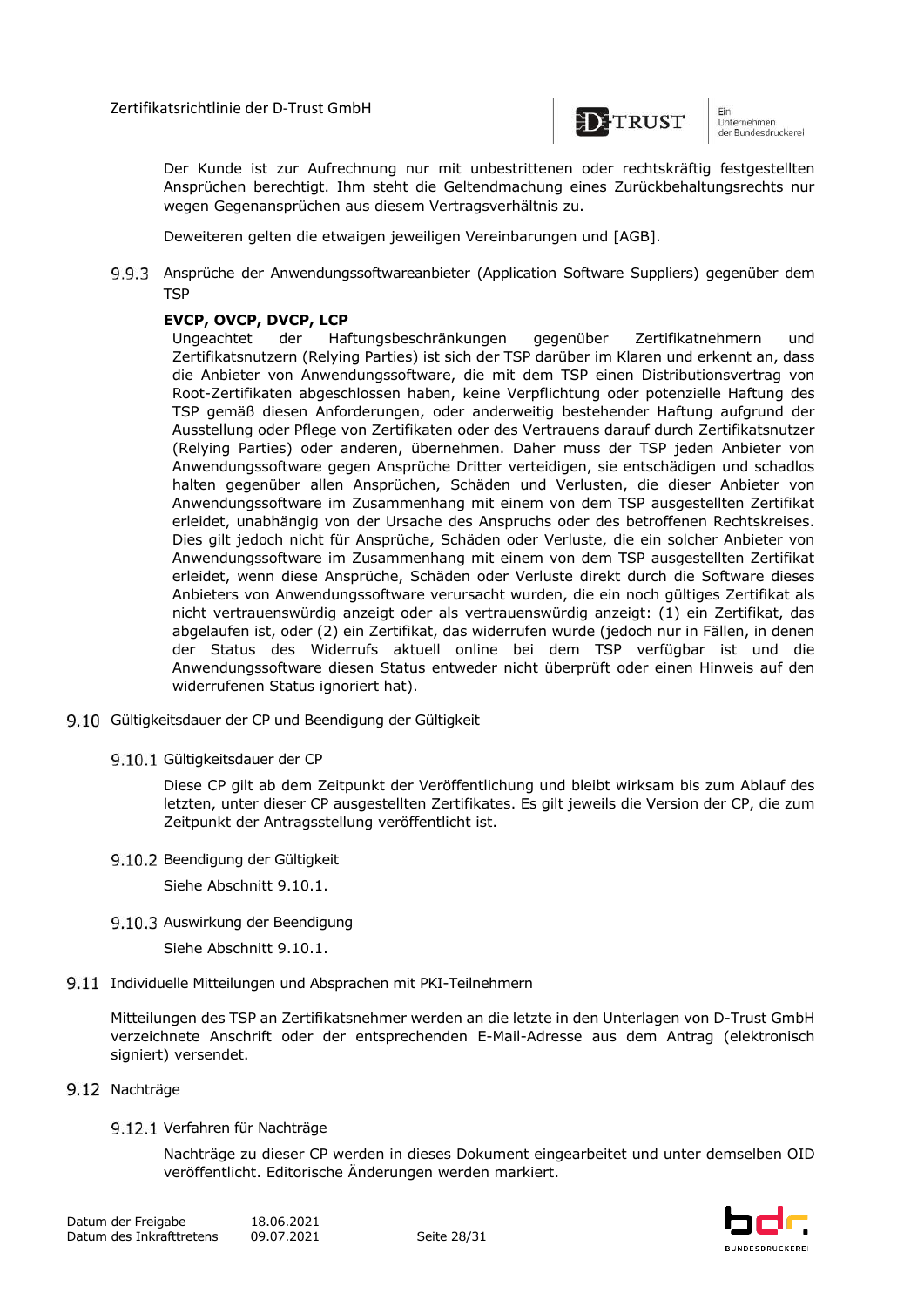Der Kunde ist zur Aufrechnung nur mit unbestrittenen oder rechtskräftig festgestellten Ansprüchen berechtigt. Ihm steht die Geltendmachung eines Zurückbehaltungsrechts nur wegen Gegenansprüchen aus diesem Vertragsverhältnis zu.

Deweiteren gelten die etwaigen jeweiligen Vereinbarungen und [AGB].

### 9.9.3 Ansprüche der Anwendungssoftwareanbieter (Application Software Suppliers) gegenüber dem TSP

**EVCP, OVCP, DVCP, LCP**

Ungeachtet der Haftungsbeschränkungen gegenüber Zertifikatnehmern und Zertifikatsnutzern (Relying Parties) ist sich der TSP darüber im Klaren und erkennt an, dass die Anbieter von Anwendungssoftware, die mit dem TSP einen Distributionsvertrag von Root-Zertifikaten abgeschlossen haben, keine Verpflichtung oder potenzielle Haftung des TSP gemäß diesen Anforderungen, oder anderweitig bestehender Haftung aufgrund der Ausstellung oder Pflege von Zertifikaten oder des Vertrauens darauf durch Zertifikatsnutzer (Relying Parties) oder anderen, übernehmen. Daher muss der TSP jeden Anbieter von Anwendungssoftware gegen Ansprüche Dritter verteidigen, sie entschädigen und schadlos halten gegenüber allen Ansprüchen, Schäden und Verlusten, die dieser Anbieter von Anwendungssoftware im Zusammenhang mit einem von dem TSP ausgestellten Zertifikat erleidet, unabhängig von der Ursache des Anspruchs oder des betroffenen Rechtskreises. Dies gilt jedoch nicht für Ansprüche, Schäden oder Verluste, die ein solcher Anbieter von Anwendungssoftware im Zusammenhang mit einem von dem TSP ausgestellten Zertifikat erleidet, wenn diese Ansprüche, Schäden oder Verluste direkt durch die Software dieses Anbieters von Anwendungssoftware verursacht wurden, die ein noch gültiges Zertifikat als nicht vertrauenswürdig anzeigt oder als vertrauenswürdig anzeigt: (1) ein Zertifikat, das abgelaufen ist, oder (2) ein Zertifikat, das widerrufen wurde (jedoch nur in Fällen, in denen der Status des Widerrufs aktuell online bei dem TSP verfügbar ist und die Anwendungssoftware diesen Status entweder nicht überprüft oder einen Hinweis auf den widerrufenen Status ignoriert hat).

## 9.10 Gültigkeitsdauer der CP und Beendigung der Gültigkeit

### 9.10.1 Gültigkeitsdauer der CP

Diese CP gilt ab dem Zeitpunkt der Veröffentlichung und bleibt wirksam bis zum Ablauf des letzten, unter dieser CP ausgestellten Zertifikates. Es gilt jeweils die Version der CP, die zum Zeitpunkt der Antragsstellung veröffentlicht ist.

### 9.10.2 Beendigung der Gültigkeit

Siehe Abschnitt 9.10.1.

### 9.10.3 Auswirkung der Beendigung

Siehe Abschnitt 9.10.1.

## 9.11 Individuelle Mitteilungen und Absprachen mit PKI-Teilnehmern

Mitteilungen des TSP an Zertifikatsnehmer werden an die letzte in den Unterlagen von D-Trust GmbH verzeichnete Anschrift oder der entsprechenden E-Mail-Adresse aus dem Antrag (elektronisch signiert) versendet.

## 9.12 Nachträge

### 9.12.1 Verfahren für Nachträge

Nachträge zu dieser CP werden in dieses Dokument eingearbeitet und unter demselben OID veröffentlicht. Editorische Änderungen werden markiert.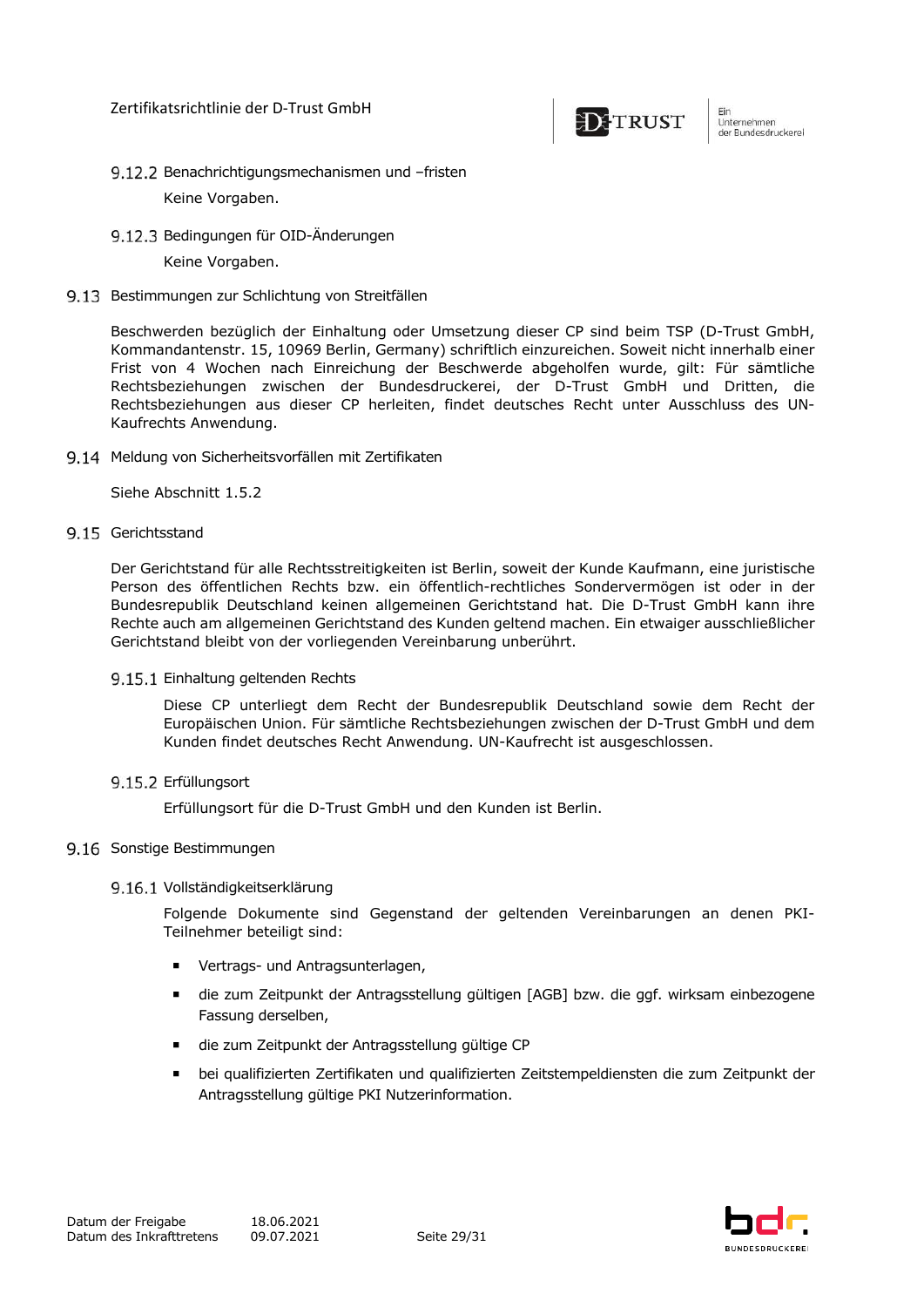#### 9.12.2 Benachrichtigungsmechanismen und –fristen

Keine Vorgaben.

#### 9.12.3 Bedingungen für OID-Änderungen

Keine Vorgaben.

### 9.13 Bestimmungen zur Schlichtung von Streitfällen

Beschwerden bezüglich der Einhaltung oder Umsetzung dieser CP sind beim TSP (D-Trust GmbH, Kommandantenstr. 15, 10969 Berlin, Germany) schriftlich einzureichen. Soweit nicht innerhalb einer Frist von 4 Wochen nach Einreichung der Beschwerde abgeholfen wurde, gilt: Für sämtliche Rechtsbeziehungen zwischen der Bundesdruckerei, der D-Trust GmbH und Dritten, die Rechtsbeziehungen aus dieser CP herleiten, findet deutsches Recht unter Ausschluss des UN-Kaufrechts Anwendung.

### 9.14 Meldung von Sicherheitsvorfällen mit Zertifikaten

Siehe Abschnitt 1.5.2

### 9.15 Gerichtsstand

Der Gerichtstand für alle Rechtsstreitigkeiten ist Berlin, soweit der Kunde Kaufmann, eine juristische Person des öffentlichen Rechts bzw. ein öffentlich-rechtliches Sondervermögen ist oder in der Bundesrepublik Deutschland keinen allgemeinen Gerichtstand hat. Die D-Trust GmbH kann ihre Rechte auch am allgemeinen Gerichtstand des Kunden geltend machen. Ein etwaiger ausschließlicher Gerichtstand bleibt von der vorliegenden Vereinbarung unberührt.

#### 9.15.1 Einhaltung geltenden Rechts

Diese CP unterliegt dem Recht der Bundesrepublik Deutschland sowie dem Recht der Europäischen Union. Für sämtliche Rechtsbeziehungen zwischen der D-Trust GmbH und dem Kunden findet deutsches Recht Anwendung. UN-Kaufrecht ist ausgeschlossen.

#### 9.15.2 Erfüllungsort

Erfüllungsort für die D-Trust GmbH und den Kunden ist Berlin.

### 9.16 Sonstige Bestimmungen

#### 9.16.1 Vollständigkeitserklärung

Folgende Dokumente sind Gegenstand der geltenden Vereinbarungen an denen PKI-Teilnehmer beteiligt sind:

- Vertrags- und Antragsunterlagen,
- die zum Zeitpunkt der Antragsstellung gültigen [AGB] bzw. die ggf. wirksam einbezogene Fassung derselben,
- die zum Zeitpunkt der Antragsstellung gültige CP
- bei qualifizierten Zertifikaten und qualifizierten Zeitstempeldiensten die zum Zeitpunkt der Antragsstellung gültige PKI Nutzerinformation.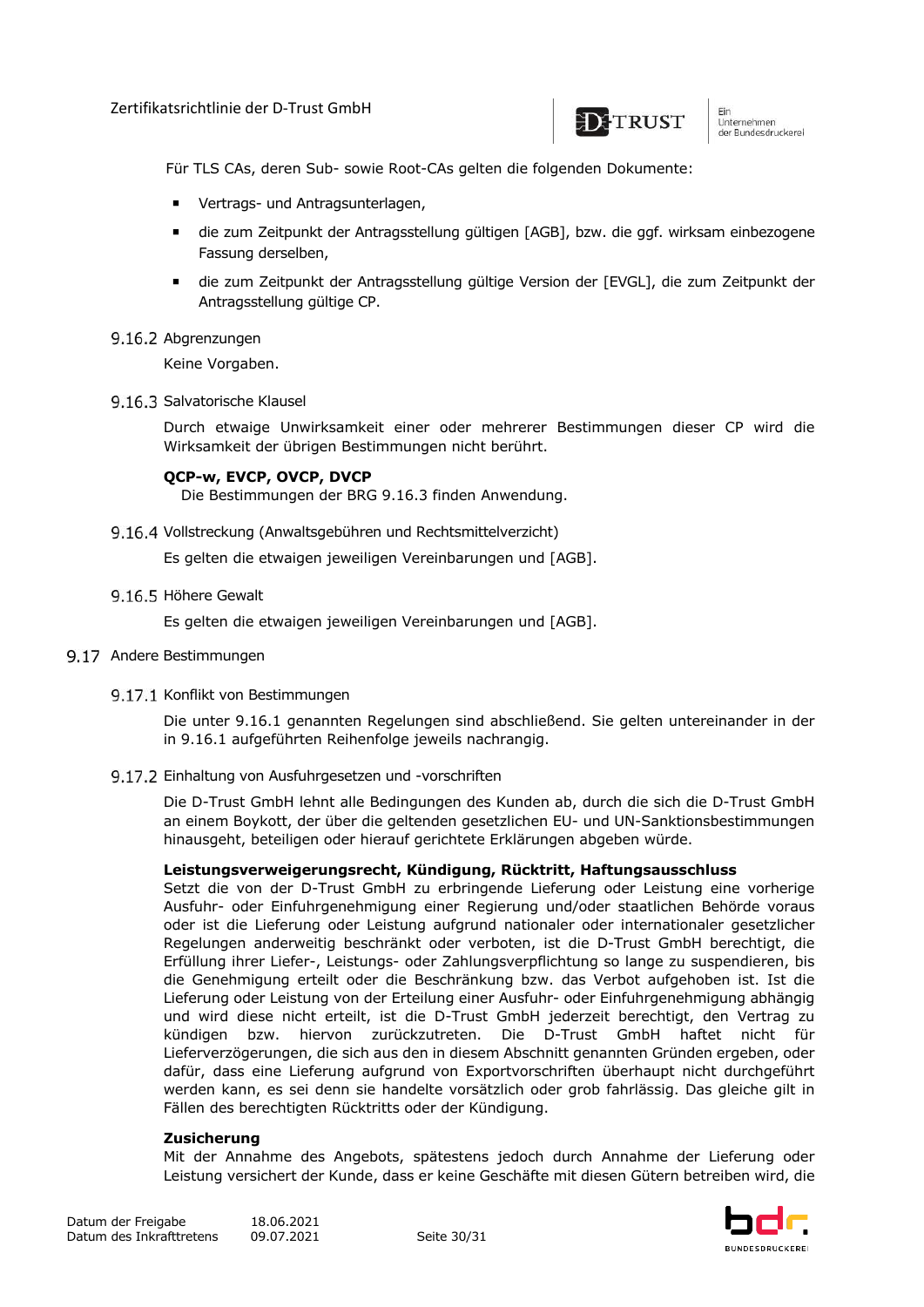Für TLS CAs, deren Sub- sowie Root-CAs gelten die folgenden Dokumente:

- Vertrags- und Antragsunterlagen,
- die zum Zeitpunkt der Antragsstellung gültigen [AGB], bzw. die ggf. wirksam einbezogene Fassung derselben,
- die zum Zeitpunkt der Antragsstellung gültige Version der [EVGL], die zum Zeitpunkt der Antragsstellung gültige CP.

### 9.16.2 Abgrenzungen

Keine Vorgaben.

### 9.16.3 Salvatorische Klausel

Durch etwaige Unwirksamkeit einer oder mehrerer Bestimmungen dieser CP wird die Wirksamkeit der übrigen Bestimmungen nicht berührt.

**QCP-w, EVCP, OVCP, DVCP**
Die Bestimmungen der BRG 9.16.3 finden Anwendung.

### 9.16.4 Vollstreckung (Anwaltsgebühren und Rechtsmittelverzicht)

Es gelten die etwaigen jeweiligen Vereinbarungen und [AGB].

### 9.16.5 Höhere Gewalt

Es gelten die etwaigen jeweiligen Vereinbarungen und [AGB].

## 9.17 Andere Bestimmungen

### 9.17.1 Konflikt von Bestimmungen

Die unter 9.16.1 genannten Regelungen sind abschließend. Sie gelten untereinander in der in 9.16.1 aufgeführten Reihenfolge jeweils nachrangig.

### 9.17.2 Einhaltung von Ausfuhrgesetzen und -vorschriften

Die D-Trust GmbH lehnt alle Bedingungen des Kunden ab, durch die sich die D-Trust GmbH an einem Boykott, der über die geltenden gesetzlichen EU- und UN-Sanktionsbestimmungen hinausgeht, beteiligen oder hierauf gerichtete Erklärungen abgeben würde.

**Leistungsverweigerungsrecht, Kündigung, Rücktritt, Haftungsausschluss**
Setzt die von der D-Trust GmbH zu erbringende Lieferung oder Leistung eine vorherige Ausfuhr- oder Einfuhrgenehmigung einer Regierung und/oder staatlichen Behörde voraus oder ist die Lieferung oder Leistung aufgrund nationaler oder internationaler gesetzlicher Regelungen anderweitig beschränkt oder verboten, ist die D-Trust GmbH berechtigt, die Erfüllung ihrer Liefer-, Leistungs- oder Zahlungsverpflichtung so lange zu suspendieren, bis die Genehmigung erteilt oder die Beschränkung bzw. das Verbot aufgehoben ist. Ist die Lieferung oder Leistung von der Erteilung einer Ausfuhr- oder Einfuhrgenehmigung abhängig und wird diese nicht erteilt, ist die D-Trust GmbH jederzeit berechtigt, den Vertrag zu kündigen bzw. hiervon zurückzutreten. Die D-Trust GmbH haftet nicht für Lieferverzögerungen, die sich aus den in diesem Abschnitt genannten Gründen ergeben, oder dafür, dass eine Lieferung aufgrund von Exportvorschriften überhaupt nicht durchgeführt werden kann, es sei denn sie handelte vorsätzlich oder grob fahrlässig. Das gleiche gilt in Fällen des berechtigten Rücktritts oder der Kündigung.

**Zusicherung**
Mit der Annahme des Angebots, spätestens jedoch durch Annahme der Lieferung oder Leistung versichert der Kunde, dass er keine Geschäfte mit diesen Gütern betreiben wird, die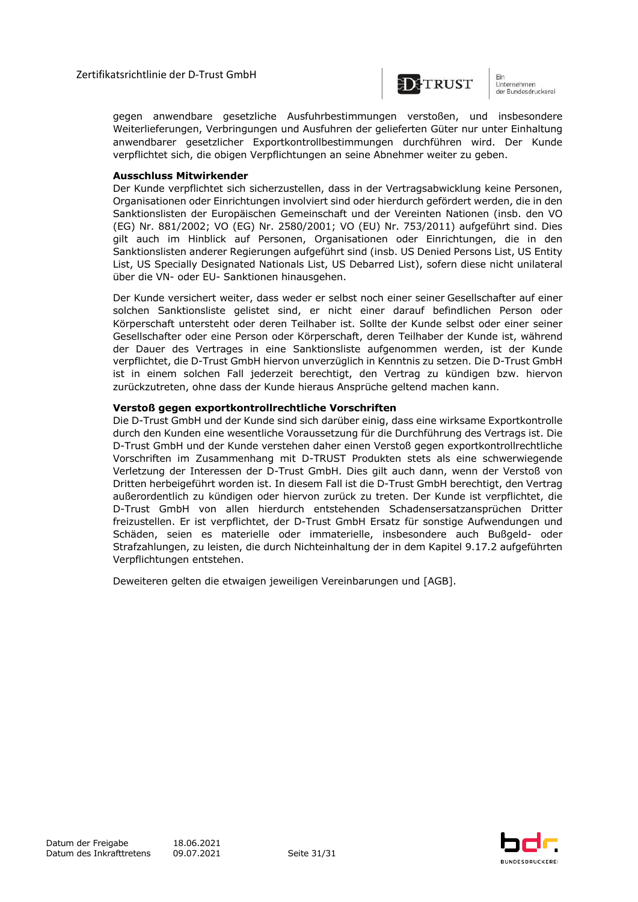gegen anwendbare gesetzliche Ausfuhrbestimmungen verstoßen, und insbesondere Weiterlieferungen, Verbringungen und Ausfuhren der gelieferten Güter nur unter Einhaltung anwendbarer gesetzlicher Exportkontrollbestimmungen durchführen wird. Der Kunde verpflichtet sich, die obigen Verpflichtungen an seine Abnehmer weiter zu geben.

**Ausschluss Mitwirkender**

Der Kunde verpflichtet sich sicherzustellen, dass in der Vertragsabwicklung keine Personen, Organisationen oder Einrichtungen involviert sind oder hierdurch gefördert werden, die in den Sanktionslisten der Europäischen Gemeinschaft und der Vereinten Nationen (insb. den VO (EG) Nr. 881/2002; VO (EG) Nr. 2580/2001; VO (EU) Nr. 753/2011) aufgeführt sind. Dies gilt auch im Hinblick auf Personen, Organisationen oder Einrichtungen, die in den Sanktionslisten anderer Regierungen aufgeführt sind (insb. US Denied Persons List, US Entity List, US Specially Designated Nationals List, US Debarred List), sofern diese nicht unilateral über die VN- oder EU- Sanktionen hinausgehen.

Der Kunde versichert weiter, dass weder er selbst noch einer seiner Gesellschafter auf einer solchen Sanktionsliste gelistet sind, er nicht einer darauf befindlichen Person oder Körperschaft untersteht oder deren Teilhaber ist. Sollte der Kunde selbst oder einer seiner Gesellschafter oder eine Person oder Körperschaft, deren Teilhaber der Kunde ist, während der Dauer des Vertrages in eine Sanktionsliste aufgenommen werden, ist der Kunde verpflichtet, die D-Trust GmbH hiervon unverzüglich in Kenntnis zu setzen. Die D-Trust GmbH ist in einem solchen Fall jederzeit berechtigt, den Vertrag zu kündigen bzw. hiervon zurückzutreten, ohne dass der Kunde hieraus Ansprüche geltend machen kann.

**Verstoß gegen exportkontrollrechtliche Vorschriften**

Die D-Trust GmbH und der Kunde sind sich darüber einig, dass eine wirksame Exportkontrolle durch den Kunden eine wesentliche Voraussetzung für die Durchführung des Vertrags ist. Die D-Trust GmbH und der Kunde verstehen daher einen Verstoß gegen exportkontrollrechtliche Vorschriften im Zusammenhang mit D-TRUST Produkten stets als eine schwerwiegende Verletzung der Interessen der D-Trust GmbH. Dies gilt auch dann, wenn der Verstoß von Dritten herbeigeführt worden ist. In diesem Fall ist die D-Trust GmbH berechtigt, den Vertrag außerordentlich zu kündigen oder hiervon zurück zu treten. Der Kunde ist verpflichtet, die D-Trust GmbH von allen hierdurch entstehenden Schadensersatzansprüchen Dritter freizustellen. Er ist verpflichtet, der D-Trust GmbH Ersatz für sonstige Aufwendungen und Schäden, seien es materielle oder immaterielle, insbesondere auch Bußgeld- oder Strafzahlungen, zu leisten, die durch Nichteinhaltung der in dem Kapitel 9.17.2 aufgeführten Verpflichtungen entstehen.

Deweiteren gelten die etwaigen jeweiligen Vereinbarungen und [AGB].